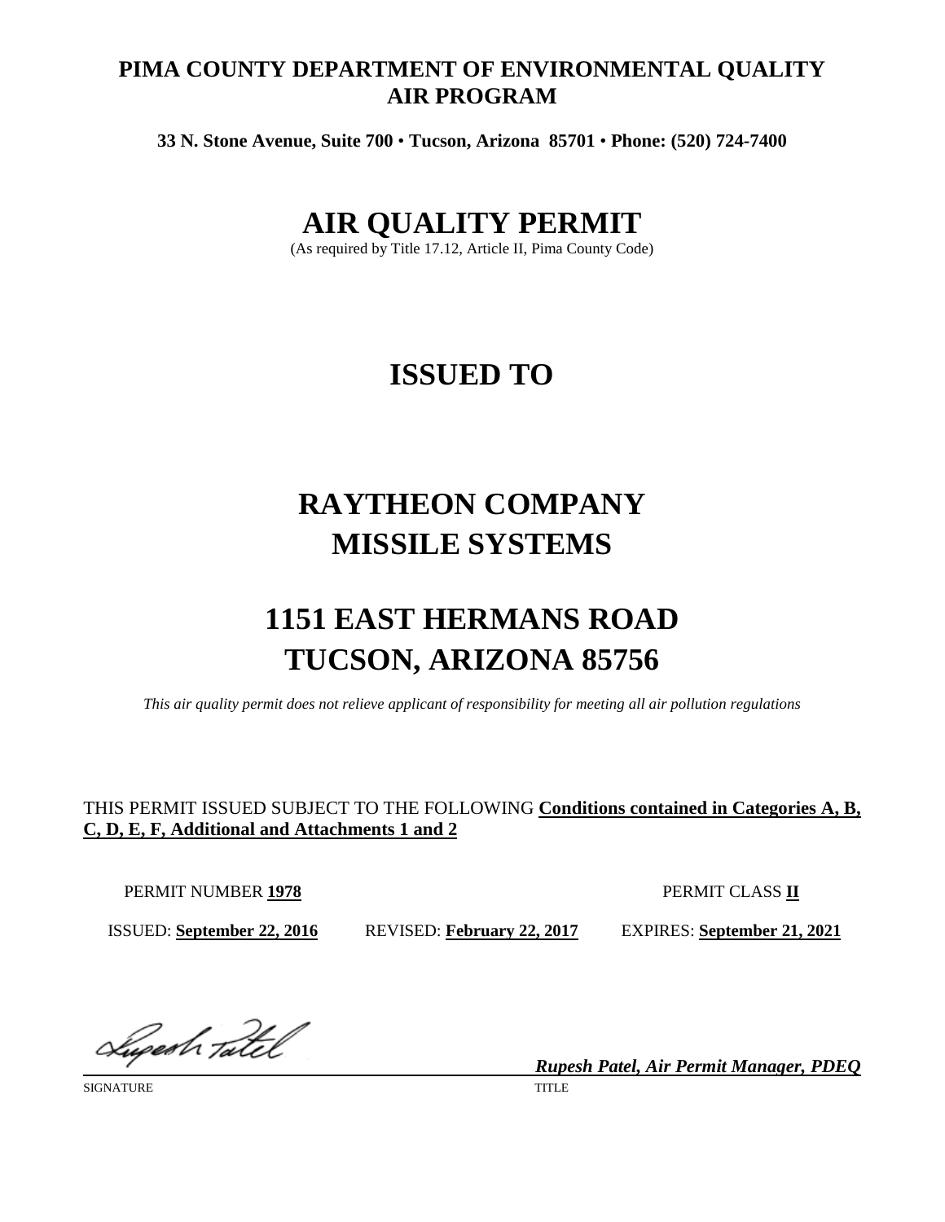# PIMA COUNTY DEPARTMENT OF ENVIRONMENTAL QUALITY AIR PROGRAM

**33 N. Stone Avenue, Suite 700 • Tucson, Arizona 85701 • Phone: (520) 724-7400**

# AIR QUALITY PERMIT

(As required by Title 17.12, Article II, Pima County Code)

# ISSUED TO

# RAYTHEON COMPANY MISSILE SYSTEMS

# 1151 EAST HERMANS ROAD TUCSON, ARIZONA 85756

*This air quality permit does not relieve applicant of responsibility for meeting all air pollution regulations*

THIS PERMIT ISSUED SUBJECT TO THE FOLLOWING **Conditions contained in Categories A, B, C, D, E, F, Additional and Attachments 1 and 2**

PERMIT NUMBER **1978** PERMIT CLASS **II**

ISSUED: **September 22, 2016** REVISED: **February 22, 2017** EXPIRES: **September 21, 2021**

SIGNATURE

*Rupesh Patel, Air Permit Manager, PDEQ*

TITLE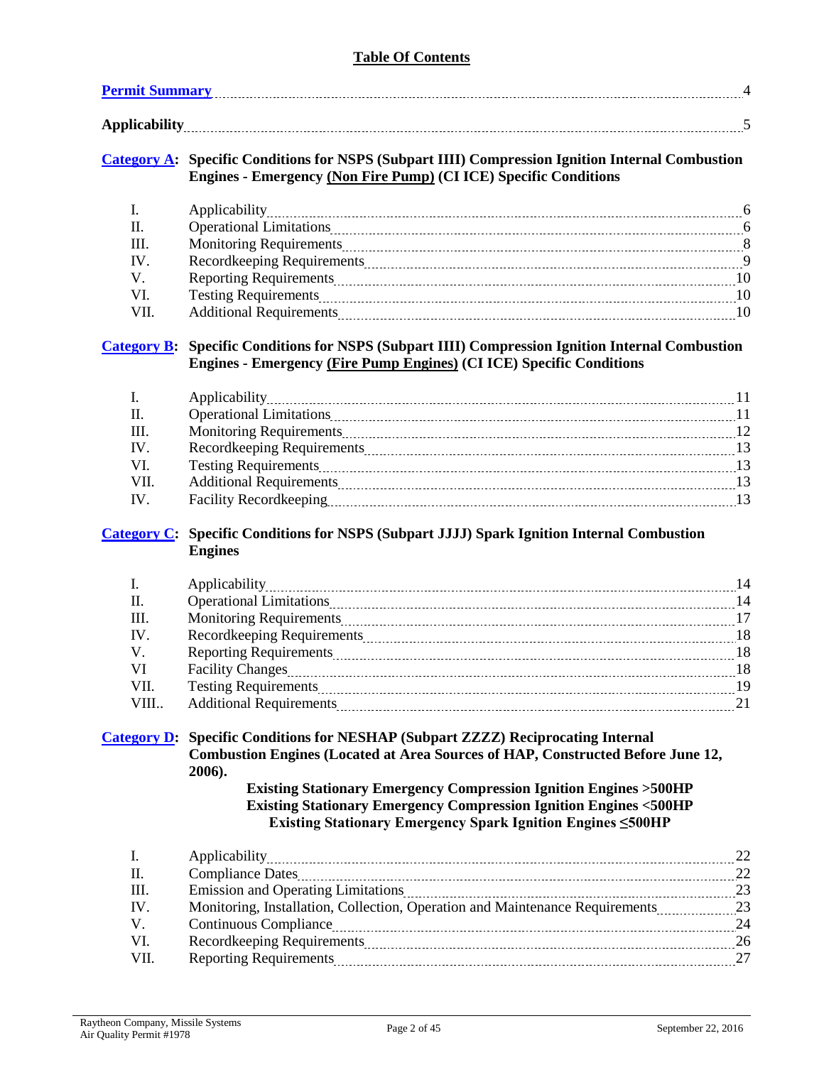# Table Of Contents

| | | |
|---|---|---|
| **Permit Summary** | | 4 |
| **Applicability** | | 5 |

**Category A: Specific Conditions for NSPS (Subpart IIII) Compression Ignition Internal Combustion Engines - Emergency (Non Fire Pump) (CI ICE) Specific Conditions**

| | | |
|---|---|---|
| I. | Applicability | 6 |
| II. | Operational Limitations | 6 |
| III. | Monitoring Requirements | 8 |
| IV. | Recordkeeping Requirements | 9 |
| V. | Reporting Requirements | 10 |
| VI. | Testing Requirements | 10 |
| VII. | Additional Requirements | 10 |

**Category B: Specific Conditions for NSPS (Subpart IIII) Compression Ignition Internal Combustion Engines - Emergency (Fire Pump Engines) (CI ICE) Specific Conditions**

| | | |
|---|---|---|
| I. | Applicability | 11 |
| II. | Operational Limitations | 11 |
| III. | Monitoring Requirements | 12 |
| IV. | Recordkeeping Requirements | 13 |
| VI. | Testing Requirements | 13 |
| VII. | Additional Requirements | 13 |
| IV. | Facility Recordkeeping | 13 |

**Category C: Specific Conditions for NSPS (Subpart JJJJ) Spark Ignition Internal Combustion Engines**

| | | |
|---|---|---|
| I. | Applicability | 14 |
| II. | Operational Limitations | 14 |
| III. | Monitoring Requirements | 17 |
| IV. | Recordkeeping Requirements | 18 |
| V. | Reporting Requirements | 18 |
| VI | Facility Changes | 18 |
| VII. | Testing Requirements | 19 |
| VIII.. | Additional Requirements | 21 |

**Category D: Specific Conditions for NESHAP (Subpart ZZZZ) Reciprocating Internal Combustion Engines (Located at Area Sources of HAP, Constructed Before June 12, 2006).**

**Existing Stationary Emergency Compression Ignition Engines >500HP**
**Existing Stationary Emergency Compression Ignition Engines <500HP**
**Existing Stationary Emergency Spark Ignition Engines ≤500HP**

| | | |
|---|---|---|
| I. | Applicability | 22 |
| II. | Compliance Dates | 22 |
| III. | Emission and Operating Limitations | 23 |
| IV. | Monitoring, Installation, Collection, Operation and Maintenance Requirements | 23 |
| V. | Continuous Compliance | 24 |
| VI. | Recordkeeping Requirements | 26 |
| VII. | Reporting Requirements | 27 |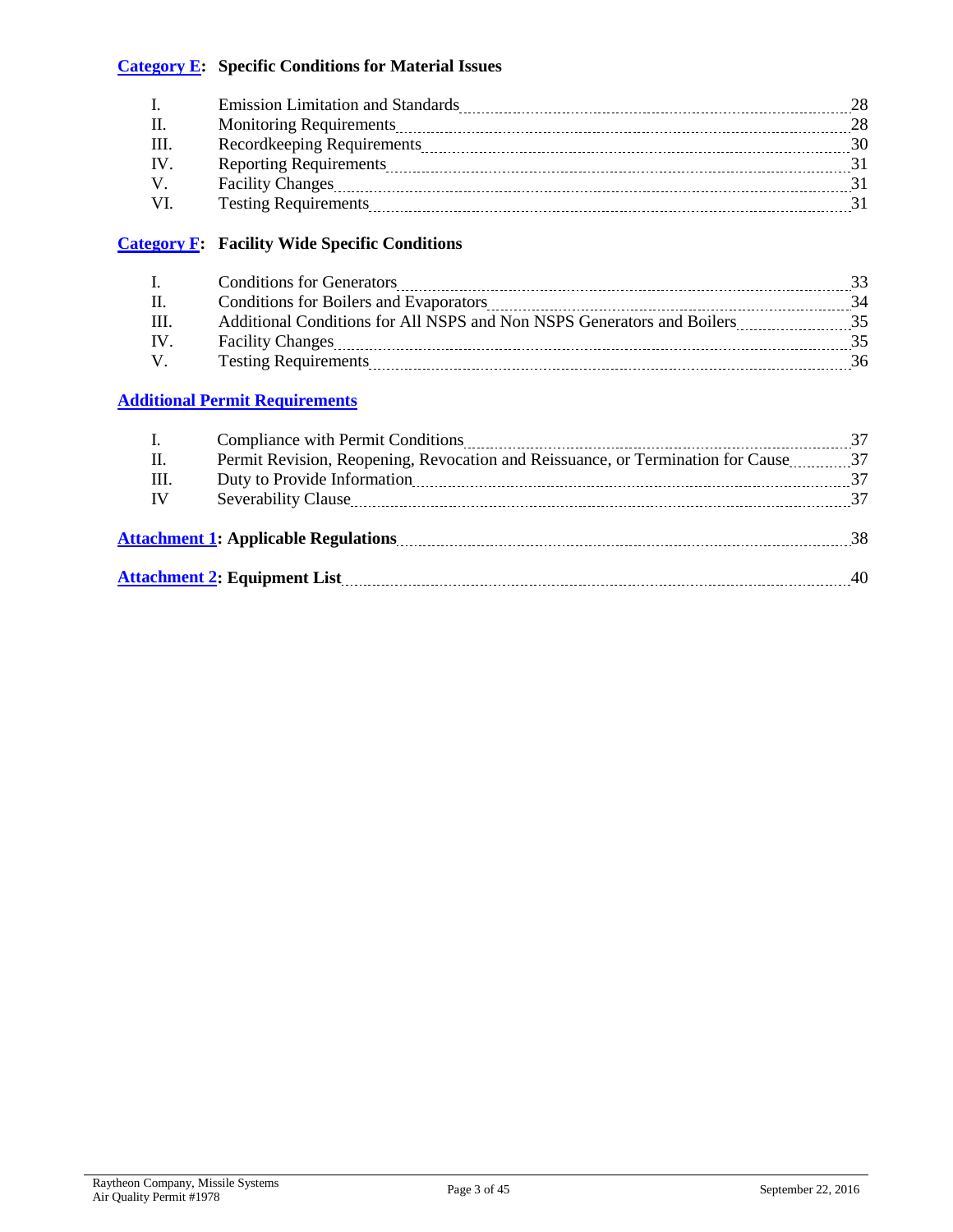**Category E: Specific Conditions for Material Issues**

| | | |
|---|---|---|
| I. | Emission Limitation and Standards | 28 |
| II. | Monitoring Requirements | 28 |
| III. | Recordkeeping Requirements | 30 |
| IV. | Reporting Requirements | 31 |
| V. | Facility Changes | 31 |
| VI. | Testing Requirements | 31 |

**Category F: Facility Wide Specific Conditions**

| | | |
|---|---|---|
| I. | Conditions for Generators | 33 |
| II. | Conditions for Boilers and Evaporators | 34 |
| III. | Additional Conditions for All NSPS and Non NSPS Generators and Boilers | 35 |
| IV. | Facility Changes | 35 |
| V. | Testing Requirements | 36 |

**Additional Permit Requirements**

| | | |
|---|---|---|
| I. | Compliance with Permit Conditions | 37 |
| II. | Permit Revision, Reopening, Revocation and Reissuance, or Termination for Cause | 37 |
| III. | Duty to Provide Information | 37 |
| IV | Severability Clause | 37 |

**Attachment 1: Applicable Regulations** ........ 38

**Attachment 2: Equipment List** ........ 40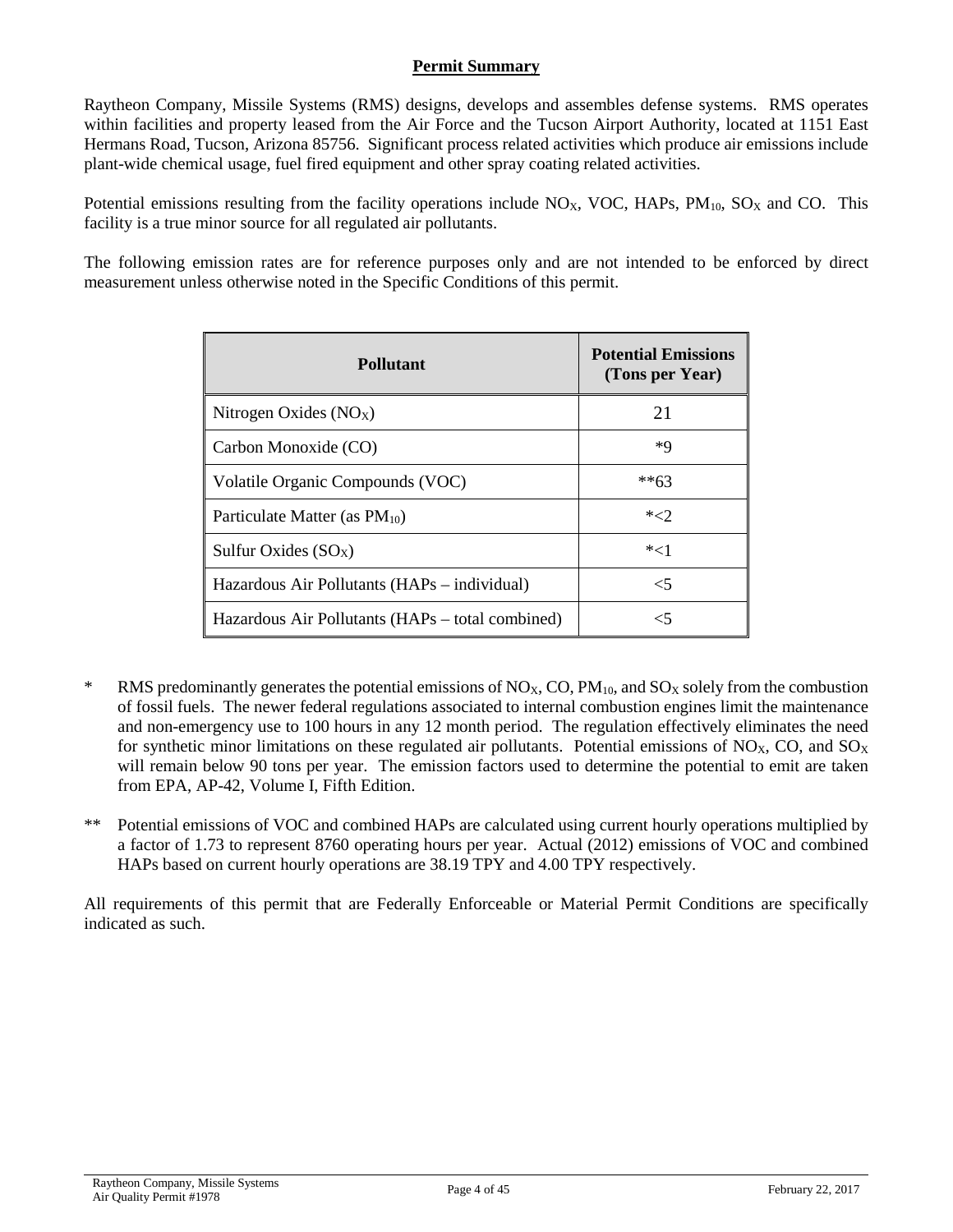## Permit Summary

Raytheon Company, Missile Systems (RMS) designs, develops and assembles defense systems. RMS operates within facilities and property leased from the Air Force and the Tucson Airport Authority, located at 1151 East Hermans Road, Tucson, Arizona 85756. Significant process related activities which produce air emissions include plant-wide chemical usage, fuel fired equipment and other spray coating related activities.

Potential emissions resulting from the facility operations include $NO_X$, VOC, HAPs, $PM_{10}$, $SO_X$ and CO. This facility is a true minor source for all regulated air pollutants.

The following emission rates are for reference purposes only and are not intended to be enforced by direct measurement unless otherwise noted in the Specific Conditions of this permit.

| Pollutant | Potential Emissions (Tons per Year) |
|---|---|
| Nitrogen Oxides ($NO_X$) | 21 |
| Carbon Monoxide (CO) | *9 |
| Volatile Organic Compounds (VOC) | **63 |
| Particulate Matter (as $PM_{10}$) | *<2 |
| Sulfur Oxides ($SO_X$) | *<1 |
| Hazardous Air Pollutants (HAPs – individual) | <5 |
| Hazardous Air Pollutants (HAPs – total combined) | <5 |

\* RMS predominantly generates the potential emissions of $NO_X$, CO, $PM_{10}$, and $SO_X$ solely from the combustion of fossil fuels. The newer federal regulations associated to internal combustion engines limit the maintenance and non-emergency use to 100 hours in any 12 month period. The regulation effectively eliminates the need for synthetic minor limitations on these regulated air pollutants. Potential emissions of $NO_X$, CO, and $SO_X$ will remain below 90 tons per year. The emission factors used to determine the potential to emit are taken from EPA, AP-42, Volume I, Fifth Edition.

\*\* Potential emissions of VOC and combined HAPs are calculated using current hourly operations multiplied by a factor of 1.73 to represent 8760 operating hours per year. Actual (2012) emissions of VOC and combined HAPs based on current hourly operations are 38.19 TPY and 4.00 TPY respectively.

All requirements of this permit that are Federally Enforceable or Material Permit Conditions are specifically indicated as such.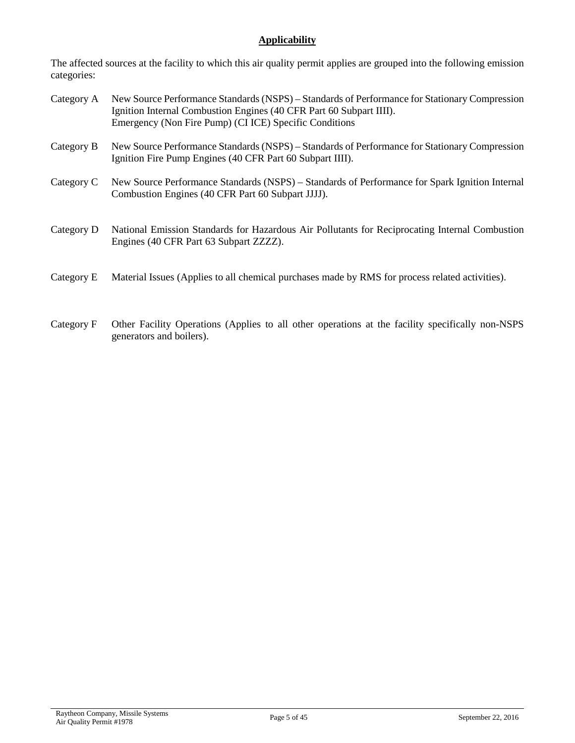## **Applicability**

The affected sources at the facility to which this air quality permit applies are grouped into the following emission categories:

Category A New Source Performance Standards (NSPS) – Standards of Performance for Stationary Compression Ignition Internal Combustion Engines (40 CFR Part 60 Subpart IIII).
Emergency (Non Fire Pump) (CI ICE) Specific Conditions

Category B New Source Performance Standards (NSPS) – Standards of Performance for Stationary Compression Ignition Fire Pump Engines (40 CFR Part 60 Subpart IIII).

Category C New Source Performance Standards (NSPS) – Standards of Performance for Spark Ignition Internal Combustion Engines (40 CFR Part 60 Subpart JJJJ).

Category D National Emission Standards for Hazardous Air Pollutants for Reciprocating Internal Combustion Engines (40 CFR Part 63 Subpart ZZZZ).

Category E Material Issues (Applies to all chemical purchases made by RMS for process related activities).

Category F Other Facility Operations (Applies to all other operations at the facility specifically non-NSPS generators and boilers).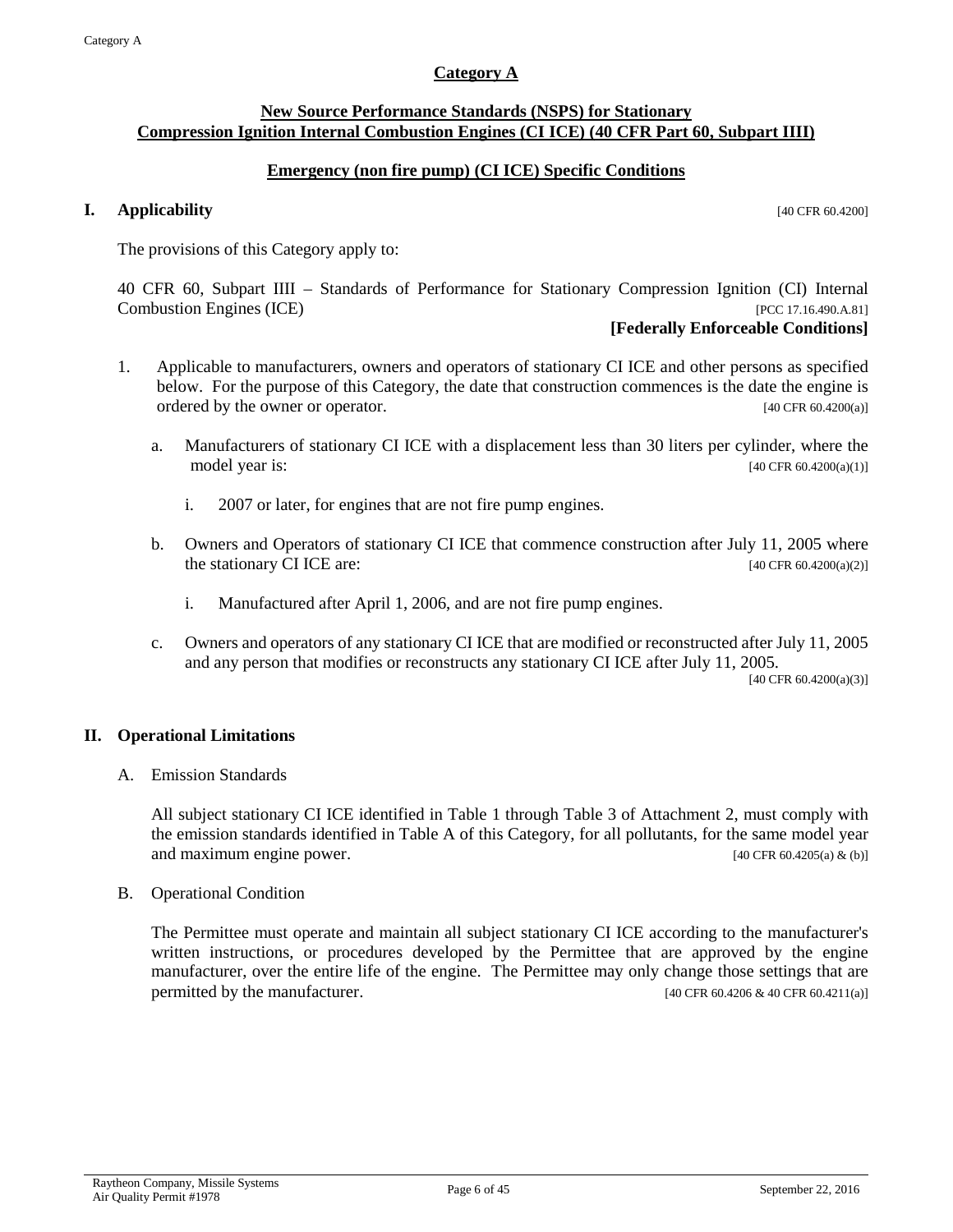## Category A

### New Source Performance Standards (NSPS) for Stationary Compression Ignition Internal Combustion Engines (CI ICE) (40 CFR Part 60, Subpart IIII)

### Emergency (non fire pump) (CI ICE) Specific Conditions

## I. Applicability [40 CFR 60.4200]

The provisions of this Category apply to:

40 CFR 60, Subpart IIII – Standards of Performance for Stationary Compression Ignition (CI) Internal Combustion Engines (ICE) [PCC 17.16.490.A.81]

**[Federally Enforceable Conditions]**

1. Applicable to manufacturers, owners and operators of stationary CI ICE and other persons as specified below. For the purpose of this Category, the date that construction commences is the date the engine is ordered by the owner or operator. [40 CFR 60.4200(a)]

   a. Manufacturers of stationary CI ICE with a displacement less than 30 liters per cylinder, where the model year is: [40 CFR 60.4200(a)(1)]

      i. 2007 or later, for engines that are not fire pump engines.

   b. Owners and Operators of stationary CI ICE that commence construction after July 11, 2005 where the stationary CI ICE are: [40 CFR 60.4200(a)(2)]

      i. Manufactured after April 1, 2006, and are not fire pump engines.

   c. Owners and operators of any stationary CI ICE that are modified or reconstructed after July 11, 2005 and any person that modifies or reconstructs any stationary CI ICE after July 11, 2005. [40 CFR 60.4200(a)(3)]

## II. Operational Limitations

A. Emission Standards

All subject stationary CI ICE identified in Table 1 through Table 3 of Attachment 2, must comply with the emission standards identified in Table A of this Category, for all pollutants, for the same model year and maximum engine power. [40 CFR 60.4205(a) & (b)]

B. Operational Condition

The Permittee must operate and maintain all subject stationary CI ICE according to the manufacturer's written instructions, or procedures developed by the Permittee that are approved by the engine manufacturer, over the entire life of the engine. The Permittee may only change those settings that are permitted by the manufacturer. [40 CFR 60.4206 & 40 CFR 60.4211(a)]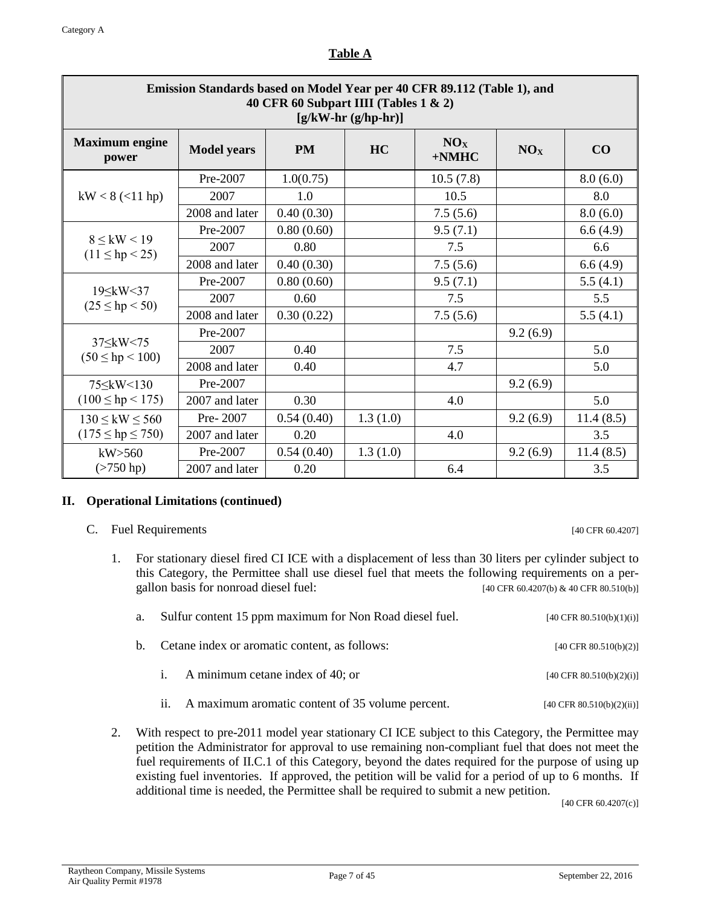**Table A**

| Emission Standards based on Model Year per 40 CFR 89.112 (Table 1), and 40 CFR 60 Subpart IIII (Tables 1 & 2) [g/kW-hr (g/hp-hr)] | | | | | | |
|---|---|---|---|---|---|---|
| **Maximum engine power** | **Model years** | **PM** | **HC** | **$NO_X$ +NMHC** | **$NO_X$** | **CO** |
| kW < 8 (<11 hp) | Pre-2007 | 1.0(0.75) | | 10.5 (7.8) | | 8.0 (6.0) |
| | 2007 | 1.0 | | 10.5 | | 8.0 |
| | 2008 and later | 0.40 (0.30) | | 7.5 (5.6) | | 8.0 (6.0) |
| 8 ≤ kW < 19 (11 ≤ hp < 25) | Pre-2007 | 0.80 (0.60) | | 9.5 (7.1) | | 6.6 (4.9) |
| | 2007 | 0.80 | | 7.5 | | 6.6 |
| | 2008 and later | 0.40 (0.30) | | 7.5 (5.6) | | 6.6 (4.9) |
| 19≤kW<37 (25 ≤ hp < 50) | Pre-2007 | 0.80 (0.60) | | 9.5 (7.1) | | 5.5 (4.1) |
| | 2007 | 0.60 | | 7.5 | | 5.5 |
| | 2008 and later | 0.30 (0.22) | | 7.5 (5.6) | | 5.5 (4.1) |
| 37≤kW<75 (50 ≤ hp < 100) | Pre-2007 | | | | 9.2 (6.9) | |
| | 2007 | 0.40 | | 7.5 | | 5.0 |
| | 2008 and later | 0.40 | | 4.7 | | 5.0 |
| 75≤kW<130 (100 ≤ hp < 175) | Pre-2007 | | | | 9.2 (6.9) | |
| | 2007 and later | 0.30 | | 4.0 | | 5.0 |
| 130 ≤ kW ≤ 560 (175 ≤ hp ≤ 750) | Pre- 2007 | 0.54 (0.40) | 1.3 (1.0) | | 9.2 (6.9) | 11.4 (8.5) |
| | 2007 and later | 0.20 | | 4.0 | | 3.5 |
| kW>560 (>750 hp) | Pre-2007 | 0.54 (0.40) | 1.3 (1.0) | | 9.2 (6.9) | 11.4 (8.5) |
| | 2007 and later | 0.20 | | 6.4 | | 3.5 |

## II. Operational Limitations (continued)

C. Fuel Requirements [40 CFR 60.4207]

1. For stationary diesel fired CI ICE with a displacement of less than 30 liters per cylinder subject to this Category, the Permittee shall use diesel fuel that meets the following requirements on a per-gallon basis for nonroad diesel fuel: [40 CFR 60.4207(b) & 40 CFR 80.510(b)]

   a. Sulfur content 15 ppm maximum for Non Road diesel fuel. [40 CFR 80.510(b)(1)(i)]

   b. Cetane index or aromatic content, as follows: [40 CFR 80.510(b)(2)]

      i. A minimum cetane index of 40; or [40 CFR 80.510(b)(2)(i)]

      ii. A maximum aromatic content of 35 volume percent. [40 CFR 80.510(b)(2)(ii)]

2. With respect to pre-2011 model year stationary CI ICE subject to this Category, the Permittee may petition the Administrator for approval to use remaining non-compliant fuel that does not meet the fuel requirements of II.C.1 of this Category, beyond the dates required for the purpose of using up existing fuel inventories. If approved, the petition will be valid for a period of up to 6 months. If additional time is needed, the Permittee shall be required to submit a new petition. [40 CFR 60.4207(c)]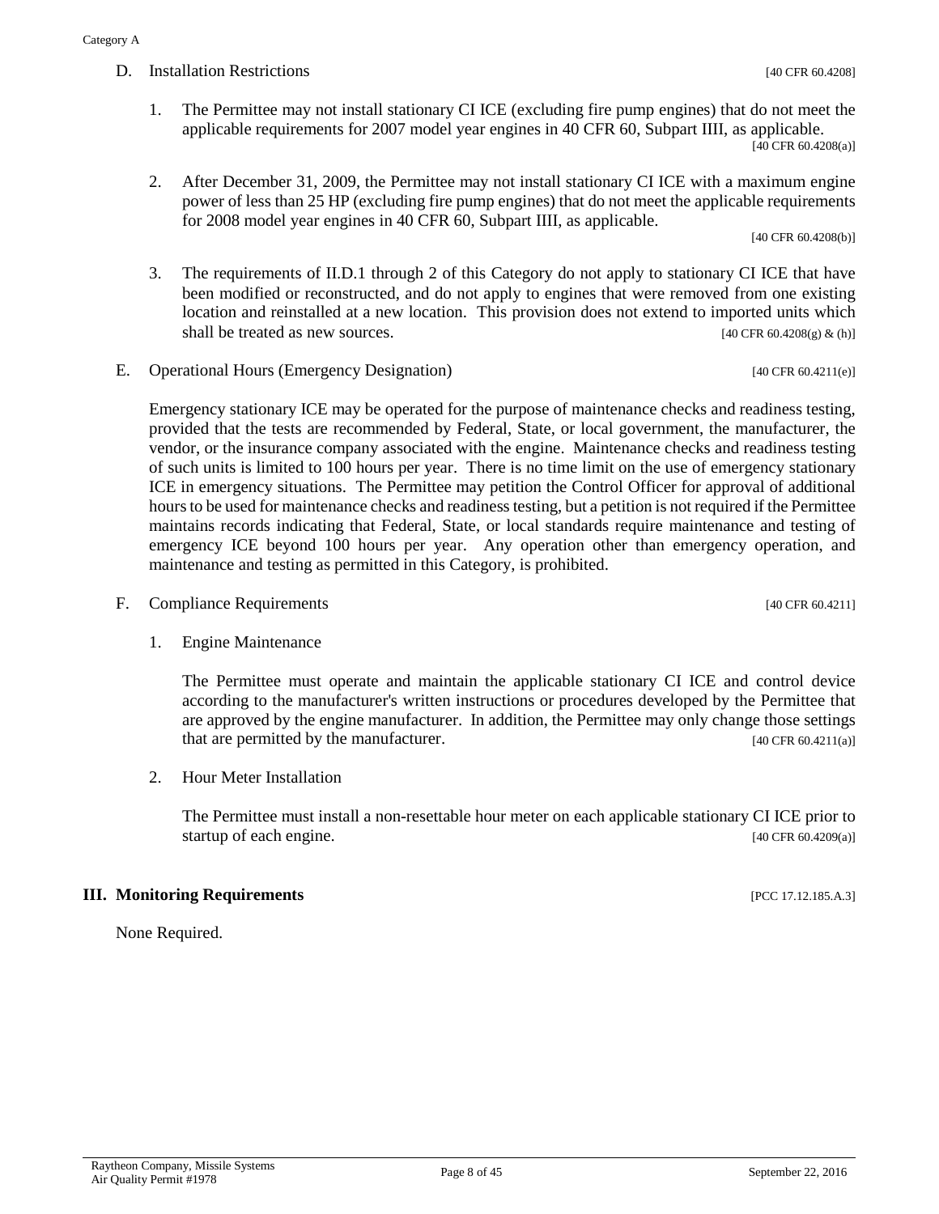D. Installation Restrictions [40 CFR 60.4208]

1. The Permittee may not install stationary CI ICE (excluding fire pump engines) that do not meet the applicable requirements for 2007 model year engines in 40 CFR 60, Subpart IIII, as applicable. [40 CFR 60.4208(a)]

2. After December 31, 2009, the Permittee may not install stationary CI ICE with a maximum engine power of less than 25 HP (excluding fire pump engines) that do not meet the applicable requirements for 2008 model year engines in 40 CFR 60, Subpart IIII, as applicable. [40 CFR 60.4208(b)]

3. The requirements of II.D.1 through 2 of this Category do not apply to stationary CI ICE that have been modified or reconstructed, and do not apply to engines that were removed from one existing location and reinstalled at a new location. This provision does not extend to imported units which shall be treated as new sources. [40 CFR 60.4208(g) & (h)]

E. Operational Hours (Emergency Designation) [40 CFR 60.4211(e)]

Emergency stationary ICE may be operated for the purpose of maintenance checks and readiness testing, provided that the tests are recommended by Federal, State, or local government, the manufacturer, the vendor, or the insurance company associated with the engine. Maintenance checks and readiness testing of such units is limited to 100 hours per year. There is no time limit on the use of emergency stationary ICE in emergency situations. The Permittee may petition the Control Officer for approval of additional hours to be used for maintenance checks and readiness testing, but a petition is not required if the Permittee maintains records indicating that Federal, State, or local standards require maintenance and testing of emergency ICE beyond 100 hours per year. Any operation other than emergency operation, and maintenance and testing as permitted in this Category, is prohibited.

F. Compliance Requirements [40 CFR 60.4211]

1. Engine Maintenance

The Permittee must operate and maintain the applicable stationary CI ICE and control device according to the manufacturer's written instructions or procedures developed by the Permittee that are approved by the engine manufacturer. In addition, the Permittee may only change those settings that are permitted by the manufacturer. [40 CFR 60.4211(a)]

2. Hour Meter Installation

The Permittee must install a non-resettable hour meter on each applicable stationary CI ICE prior to startup of each engine. [40 CFR 60.4209(a)]

## III. Monitoring Requirements [PCC 17.12.185.A.3]

None Required.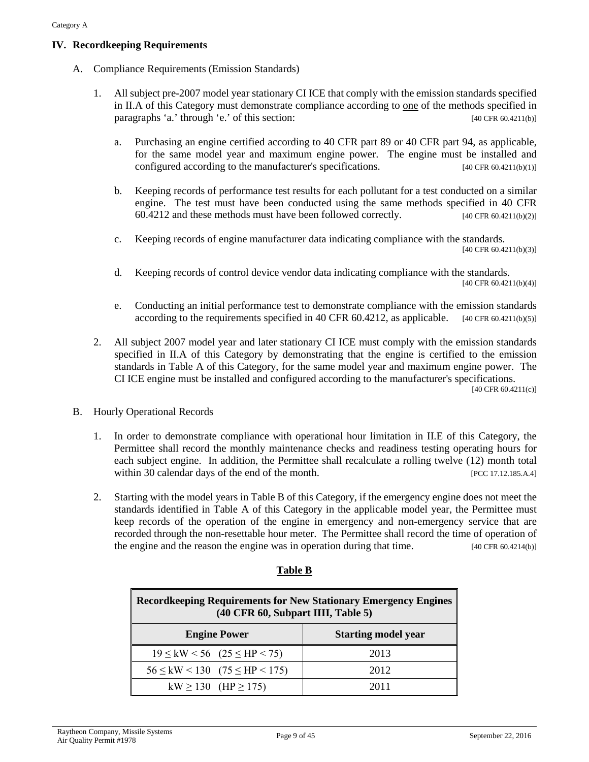## IV. Recordkeeping Requirements

A. Compliance Requirements (Emission Standards)

1. All subject pre-2007 model year stationary CI ICE that comply with the emission standards specified in II.A of this Category must demonstrate compliance according to one of the methods specified in paragraphs 'a.' through 'e.' of this section: [40 CFR 60.4211(b)]

   a. Purchasing an engine certified according to 40 CFR part 89 or 40 CFR part 94, as applicable, for the same model year and maximum engine power. The engine must be installed and configured according to the manufacturer's specifications. [40 CFR 60.4211(b)(1)]

   b. Keeping records of performance test results for each pollutant for a test conducted on a similar engine. The test must have been conducted using the same methods specified in 40 CFR 60.4212 and these methods must have been followed correctly. [40 CFR 60.4211(b)(2)]

   c. Keeping records of engine manufacturer data indicating compliance with the standards. [40 CFR 60.4211(b)(3)]

   d. Keeping records of control device vendor data indicating compliance with the standards. [40 CFR 60.4211(b)(4)]

   e. Conducting an initial performance test to demonstrate compliance with the emission standards according to the requirements specified in 40 CFR 60.4212, as applicable. [40 CFR 60.4211(b)(5)]

2. All subject 2007 model year and later stationary CI ICE must comply with the emission standards specified in II.A of this Category by demonstrating that the engine is certified to the emission standards in Table A of this Category, for the same model year and maximum engine power. The CI ICE engine must be installed and configured according to the manufacturer's specifications. [40 CFR 60.4211(c)]

B. Hourly Operational Records

1. In order to demonstrate compliance with operational hour limitation in II.E of this Category, the Permittee shall record the monthly maintenance checks and readiness testing operating hours for each subject engine. In addition, the Permittee shall recalculate a rolling twelve (12) month total within 30 calendar days of the end of the month. [PCC 17.12.185.A.4]

2. Starting with the model years in Table B of this Category, if the emergency engine does not meet the standards identified in Table A of this Category in the applicable model year, the Permittee must keep records of the operation of the engine in emergency and non-emergency service that are recorded through the non-resettable hour meter. The Permittee shall record the time of operation of the engine and the reason the engine was in operation during that time. [40 CFR 60.4214(b)]

**Table B**

| Recordkeeping Requirements for New Stationary Emergency Engines (40 CFR 60, Subpart IIII, Table 5) | |
|---|---|
| **Engine Power** | **Starting model year** |
| $19 \leq kW < 56$ $(25 \leq HP < 75)$ | 2013 |
| $56 \leq kW < 130$ $(75 \leq HP < 175)$ | 2012 |
| $kW \geq 130$ $(HP \geq 175)$ | 2011 |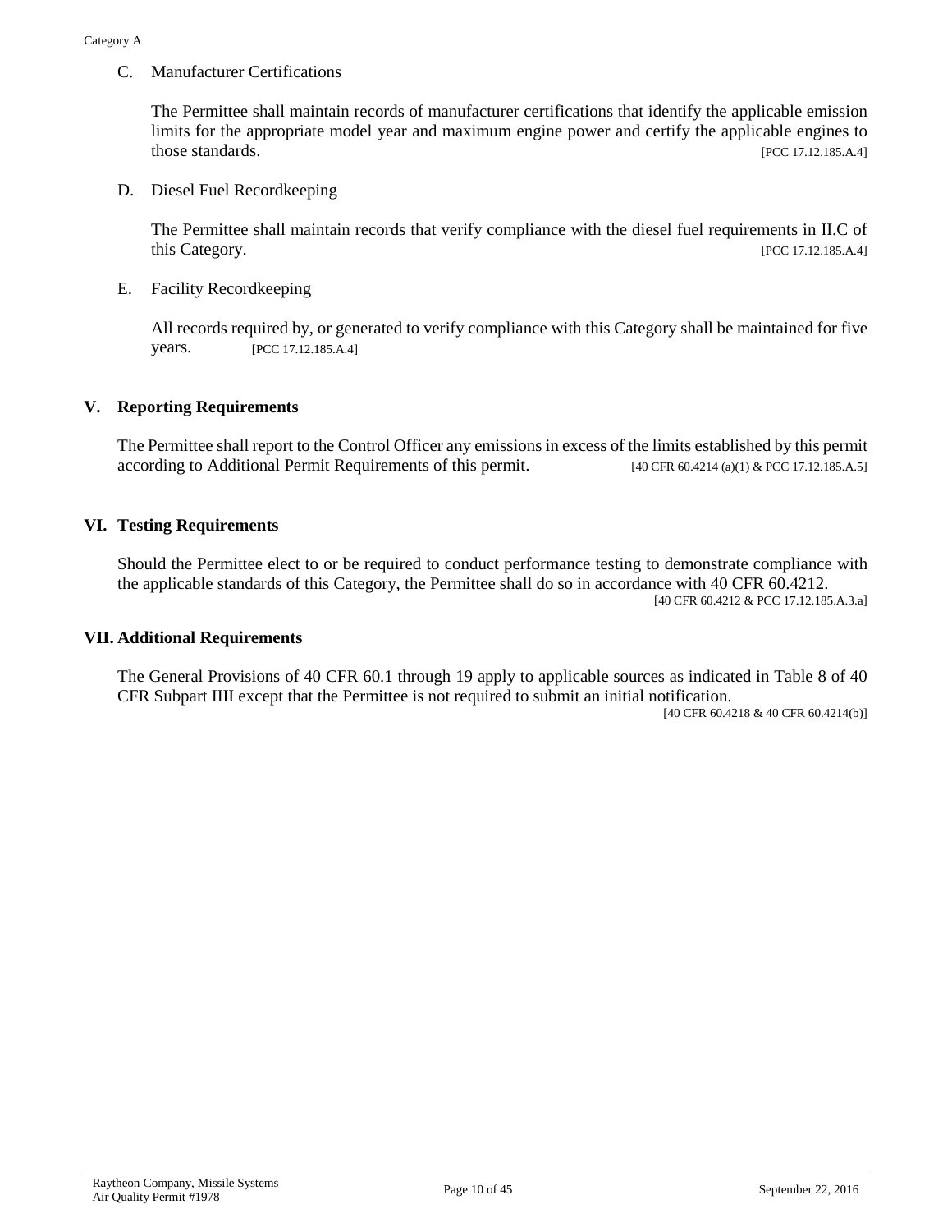C. Manufacturer Certifications

The Permittee shall maintain records of manufacturer certifications that identify the applicable emission limits for the appropriate model year and maximum engine power and certify the applicable engines to those standards. [PCC 17.12.185.A.4]

D. Diesel Fuel Recordkeeping

The Permittee shall maintain records that verify compliance with the diesel fuel requirements in II.C of this Category. [PCC 17.12.185.A.4]

E. Facility Recordkeeping

All records required by, or generated to verify compliance with this Category shall be maintained for five years. [PCC 17.12.185.A.4]

## V. Reporting Requirements

The Permittee shall report to the Control Officer any emissions in excess of the limits established by this permit according to Additional Permit Requirements of this permit. [40 CFR 60.4214 (a)(1) & PCC 17.12.185.A.5]

## VI. Testing Requirements

Should the Permittee elect to or be required to conduct performance testing to demonstrate compliance with the applicable standards of this Category, the Permittee shall do so in accordance with 40 CFR 60.4212.
[40 CFR 60.4212 & PCC 17.12.185.A.3.a]

## VII. Additional Requirements

The General Provisions of 40 CFR 60.1 through 19 apply to applicable sources as indicated in Table 8 of 40 CFR Subpart IIII except that the Permittee is not required to submit an initial notification.
[40 CFR 60.4218 & 40 CFR 60.4214(b)]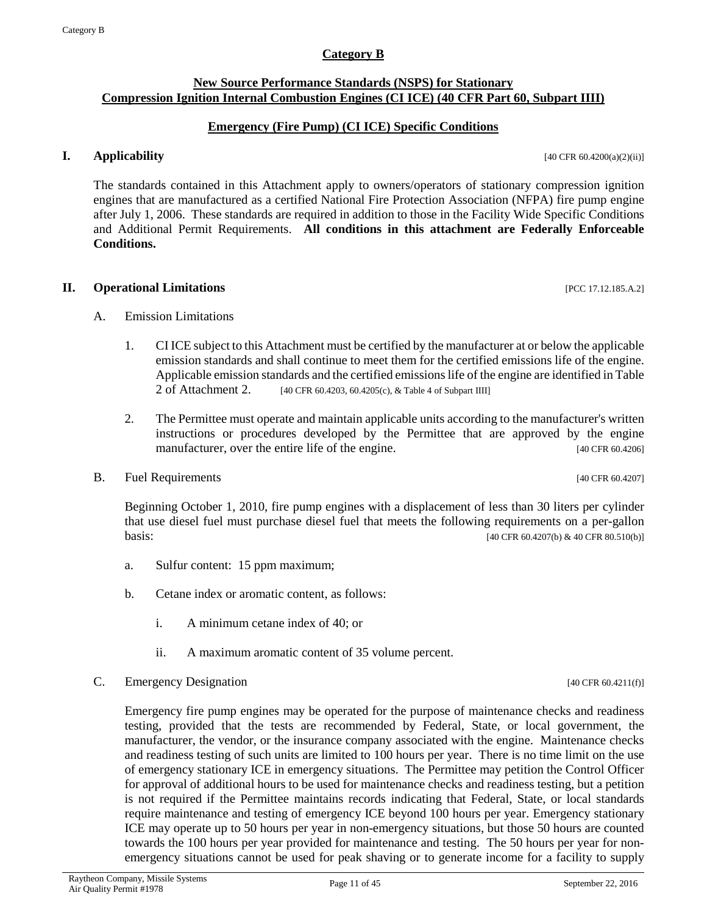# Category B

## New Source Performance Standards (NSPS) for Stationary Compression Ignition Internal Combustion Engines (CI ICE) (40 CFR Part 60, Subpart IIII)

### Emergency (Fire Pump) (CI ICE) Specific Conditions

**I. Applicability** [40 CFR 60.4200(a)(2)(ii)]

The standards contained in this Attachment apply to owners/operators of stationary compression ignition engines that are manufactured as a certified National Fire Protection Association (NFPA) fire pump engine after July 1, 2006. These standards are required in addition to those in the Facility Wide Specific Conditions and Additional Permit Requirements. **All conditions in this attachment are Federally Enforceable Conditions.**

**II. Operational Limitations** [PCC 17.12.185.A.2]

A. Emission Limitations

1. CI ICE subject to this Attachment must be certified by the manufacturer at or below the applicable emission standards and shall continue to meet them for the certified emissions life of the engine. Applicable emission standards and the certified emissions life of the engine are identified in Table 2 of Attachment 2. [40 CFR 60.4203, 60.4205(c), & Table 4 of Subpart IIII]

2. The Permittee must operate and maintain applicable units according to the manufacturer's written instructions or procedures developed by the Permittee that are approved by the engine manufacturer, over the entire life of the engine. [40 CFR 60.4206]

B. Fuel Requirements [40 CFR 60.4207]

Beginning October 1, 2010, fire pump engines with a displacement of less than 30 liters per cylinder that use diesel fuel must purchase diesel fuel that meets the following requirements on a per-gallon basis: [40 CFR 60.4207(b) & 40 CFR 80.510(b)]

a. Sulfur content: 15 ppm maximum;

b. Cetane index or aromatic content, as follows:

   i. A minimum cetane index of 40; or

   ii. A maximum aromatic content of 35 volume percent.

C. Emergency Designation [40 CFR 60.4211(f)]

Emergency fire pump engines may be operated for the purpose of maintenance checks and readiness testing, provided that the tests are recommended by Federal, State, or local government, the manufacturer, the vendor, or the insurance company associated with the engine. Maintenance checks and readiness testing of such units are limited to 100 hours per year. There is no time limit on the use of emergency stationary ICE in emergency situations. The Permittee may petition the Control Officer for approval of additional hours to be used for maintenance checks and readiness testing, but a petition is not required if the Permittee maintains records indicating that Federal, State, or local standards require maintenance and testing of emergency ICE beyond 100 hours per year. Emergency stationary ICE may operate up to 50 hours per year in non-emergency situations, but those 50 hours are counted towards the 100 hours per year provided for maintenance and testing. The 50 hours per year for non-emergency situations cannot be used for peak shaving or to generate income for a facility to supply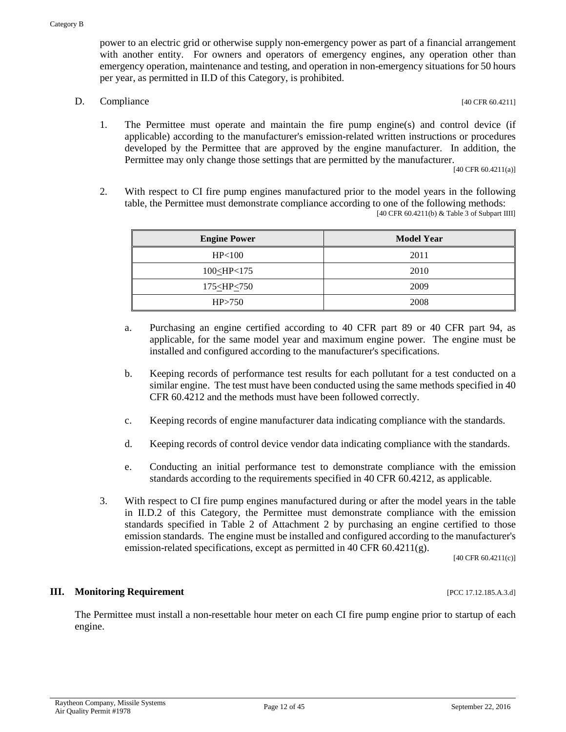power to an electric grid or otherwise supply non-emergency power as part of a financial arrangement with another entity. For owners and operators of emergency engines, any operation other than emergency operation, maintenance and testing, and operation in non-emergency situations for 50 hours per year, as permitted in II.D of this Category, is prohibited.

D. Compliance [40 CFR 60.4211]

1. The Permittee must operate and maintain the fire pump engine(s) and control device (if applicable) according to the manufacturer's emission-related written instructions or procedures developed by the Permittee that are approved by the engine manufacturer. In addition, the Permittee may only change those settings that are permitted by the manufacturer.
[40 CFR 60.4211(a)]

2. With respect to CI fire pump engines manufactured prior to the model years in the following table, the Permittee must demonstrate compliance according to one of the following methods:
[40 CFR 60.4211(b) & Table 3 of Subpart IIII]

| Engine Power | Model Year |
|---|---|
| HP<100 | 2011 |
| 100≤HP<175 | 2010 |
| 175≤HP≤750 | 2009 |
| HP>750 | 2008 |

a. Purchasing an engine certified according to 40 CFR part 89 or 40 CFR part 94, as applicable, for the same model year and maximum engine power. The engine must be installed and configured according to the manufacturer's specifications.

b. Keeping records of performance test results for each pollutant for a test conducted on a similar engine. The test must have been conducted using the same methods specified in 40 CFR 60.4212 and the methods must have been followed correctly.

c. Keeping records of engine manufacturer data indicating compliance with the standards.

d. Keeping records of control device vendor data indicating compliance with the standards.

e. Conducting an initial performance test to demonstrate compliance with the emission standards according to the requirements specified in 40 CFR 60.4212, as applicable.

3. With respect to CI fire pump engines manufactured during or after the model years in the table in II.D.2 of this Category, the Permittee must demonstrate compliance with the emission standards specified in Table 2 of Attachment 2 by purchasing an engine certified to those emission standards. The engine must be installed and configured according to the manufacturer's emission-related specifications, except as permitted in 40 CFR 60.4211(g).
[40 CFR 60.4211(c)]

## III. Monitoring Requirement [PCC 17.12.185.A.3.d]

The Permittee must install a non-resettable hour meter on each CI fire pump engine prior to startup of each engine.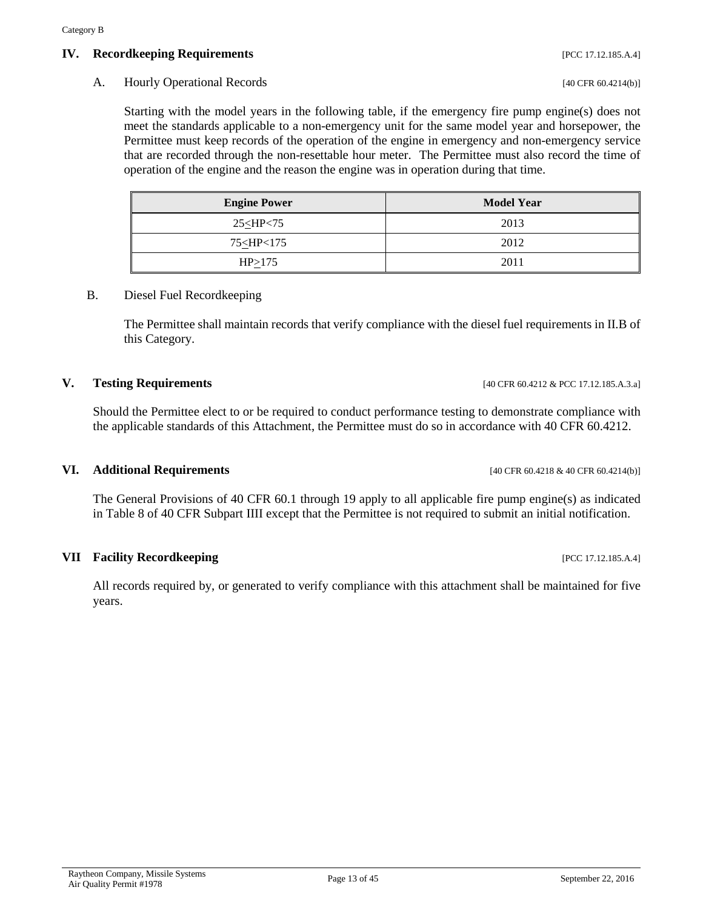## IV. Recordkeeping Requirements [PCC 17.12.185.A.4]

### A. Hourly Operational Records [40 CFR 60.4214(b)]

Starting with the model years in the following table, if the emergency fire pump engine(s) does not meet the standards applicable to a non-emergency unit for the same model year and horsepower, the Permittee must keep records of the operation of the engine in emergency and non-emergency service that are recorded through the non-resettable hour meter. The Permittee must also record the time of operation of the engine and the reason the engine was in operation during that time.

| Engine Power | Model Year |
|---|---|
| $25 \leq HP < 75$ | 2013 |
| $75 \leq HP < 175$ | 2012 |
| $HP \geq 175$ | 2011 |

### B. Diesel Fuel Recordkeeping

The Permittee shall maintain records that verify compliance with the diesel fuel requirements in II.B of this Category.

## V. Testing Requirements [40 CFR 60.4212 & PCC 17.12.185.A.3.a]

Should the Permittee elect to or be required to conduct performance testing to demonstrate compliance with the applicable standards of this Attachment, the Permittee must do so in accordance with 40 CFR 60.4212.

## VI. Additional Requirements [40 CFR 60.4218 & 40 CFR 60.4214(b)]

The General Provisions of 40 CFR 60.1 through 19 apply to all applicable fire pump engine(s) as indicated in Table 8 of 40 CFR Subpart IIII except that the Permittee is not required to submit an initial notification.

## VII Facility Recordkeeping [PCC 17.12.185.A.4]

All records required by, or generated to verify compliance with this attachment shall be maintained for five years.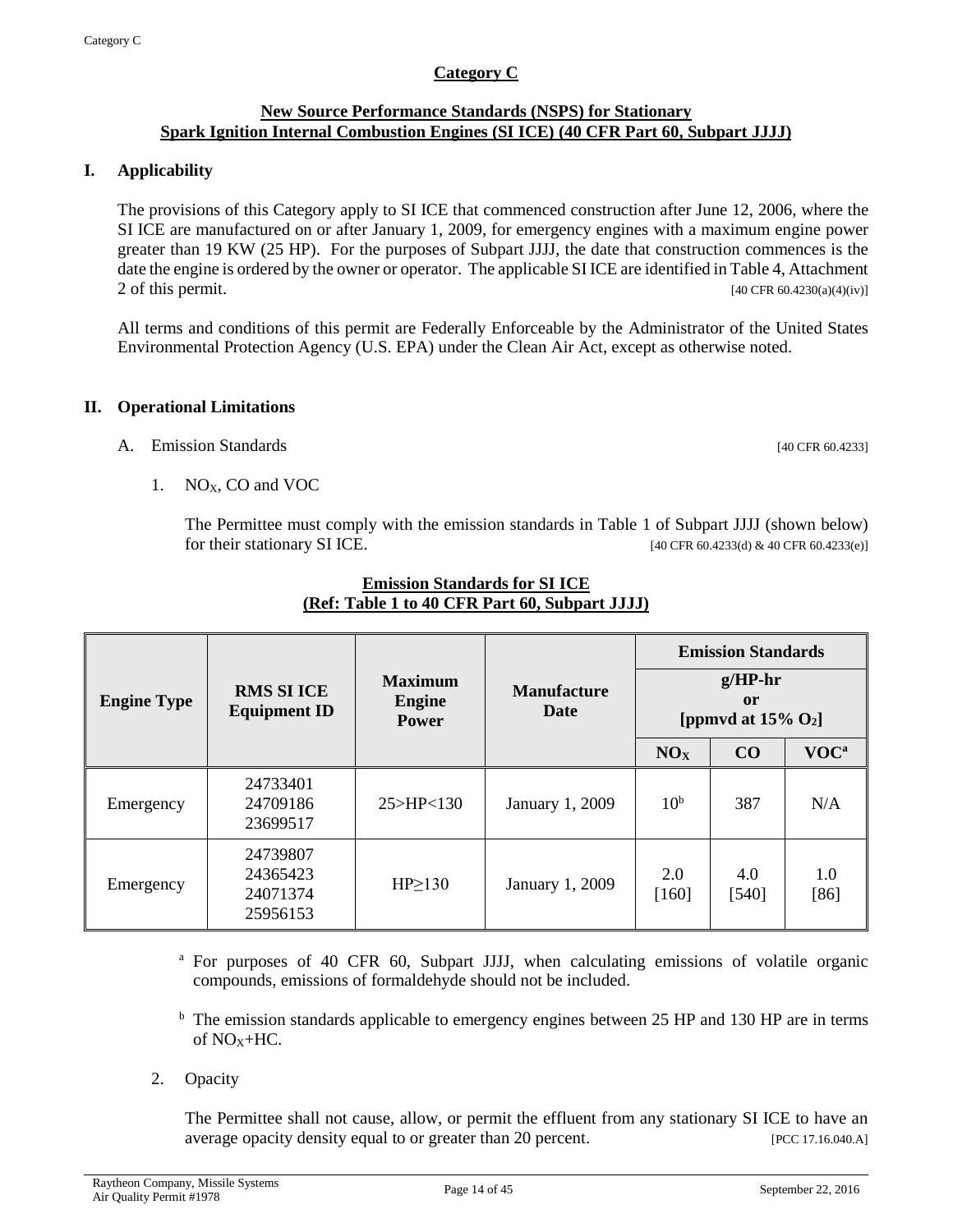# Category C

## New Source Performance Standards (NSPS) for Stationary Spark Ignition Internal Combustion Engines (SI ICE) (40 CFR Part 60, Subpart JJJJ)

## I. Applicability

The provisions of this Category apply to SI ICE that commenced construction after June 12, 2006, where the SI ICE are manufactured on or after January 1, 2009, for emergency engines with a maximum engine power greater than 19 KW (25 HP). For the purposes of Subpart JJJJ, the date that construction commences is the date the engine is ordered by the owner or operator. The applicable SI ICE are identified in Table 4, Attachment 2 of this permit. [40 CFR 60.4230(a)(4)(iv)]

All terms and conditions of this permit are Federally Enforceable by the Administrator of the United States Environmental Protection Agency (U.S. EPA) under the Clean Air Act, except as otherwise noted.

## II. Operational Limitations

A. Emission Standards [40 CFR 60.4233]

1. $NO_X$, CO and VOC

The Permittee must comply with the emission standards in Table 1 of Subpart JJJJ (shown below) for their stationary SI ICE. [40 CFR 60.4233(d) & 40 CFR 60.4233(e)]

**Emission Standards for SI ICE**
**(Ref: Table 1 to 40 CFR Part 60, Subpart JJJJ)**

| Engine Type | RMS SI ICE Equipment ID | Maximum Engine Power | Manufacture Date | Emission Standards g/HP-hr or [ppmvd at 15% $O_2$] | | |
|---|---|---|---|---|---|---|
| | | | | $NO_X$ | CO | VOC[a] |
| Emergency | 24733401<br>24709186<br>23699517 | 25>HP<130 | January 1, 2009 | 10[b] | 387 | N/A |
| Emergency | 24739807<br>24365423<br>24071374<br>25956153 | HP≥130 | January 1, 2009 | 2.0<br>[160] | 4.0<br>[540] | 1.0<br>[86] |

[a] For purposes of 40 CFR 60, Subpart JJJJ, when calculating emissions of volatile organic compounds, emissions of formaldehyde should not be included.

[b] The emission standards applicable to emergency engines between 25 HP and 130 HP are in terms of $NO_X$+HC.

2. Opacity

The Permittee shall not cause, allow, or permit the effluent from any stationary SI ICE to have an average opacity density equal to or greater than 20 percent. [PCC 17.16.040.A]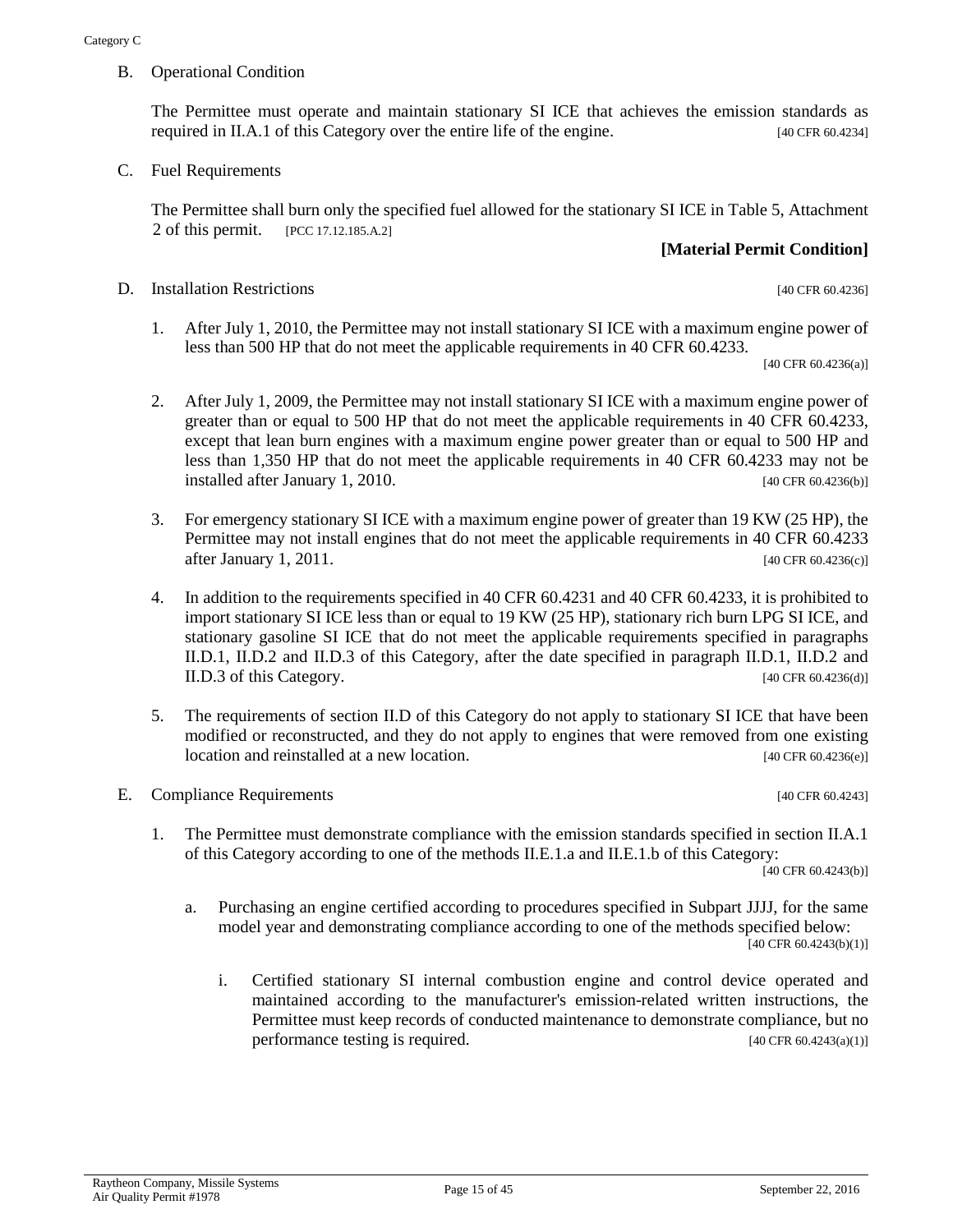B. Operational Condition

The Permittee must operate and maintain stationary SI ICE that achieves the emission standards as required in II.A.1 of this Category over the entire life of the engine. [40 CFR 60.4234]

C. Fuel Requirements

The Permittee shall burn only the specified fuel allowed for the stationary SI ICE in Table 5, Attachment 2 of this permit. [PCC 17.12.185.A.2]

**[Material Permit Condition]**

D. Installation Restrictions [40 CFR 60.4236]

1. After July 1, 2010, the Permittee may not install stationary SI ICE with a maximum engine power of less than 500 HP that do not meet the applicable requirements in 40 CFR 60.4233. [40 CFR 60.4236(a)]

2. After July 1, 2009, the Permittee may not install stationary SI ICE with a maximum engine power of greater than or equal to 500 HP that do not meet the applicable requirements in 40 CFR 60.4233, except that lean burn engines with a maximum engine power greater than or equal to 500 HP and less than 1,350 HP that do not meet the applicable requirements in 40 CFR 60.4233 may not be installed after January 1, 2010. [40 CFR 60.4236(b)]

3. For emergency stationary SI ICE with a maximum engine power of greater than 19 KW (25 HP), the Permittee may not install engines that do not meet the applicable requirements in 40 CFR 60.4233 after January 1, 2011. [40 CFR 60.4236(c)]

4. In addition to the requirements specified in 40 CFR 60.4231 and 40 CFR 60.4233, it is prohibited to import stationary SI ICE less than or equal to 19 KW (25 HP), stationary rich burn LPG SI ICE, and stationary gasoline SI ICE that do not meet the applicable requirements specified in paragraphs II.D.1, II.D.2 and II.D.3 of this Category, after the date specified in paragraph II.D.1, II.D.2 and II.D.3 of this Category. [40 CFR 60.4236(d)]

5. The requirements of section II.D of this Category do not apply to stationary SI ICE that have been modified or reconstructed, and they do not apply to engines that were removed from one existing location and reinstalled at a new location. [40 CFR 60.4236(e)]

E. Compliance Requirements [40 CFR 60.4243]

1. The Permittee must demonstrate compliance with the emission standards specified in section II.A.1 of this Category according to one of the methods II.E.1.a and II.E.1.b of this Category: [40 CFR 60.4243(b)]

   a. Purchasing an engine certified according to procedures specified in Subpart JJJJ, for the same model year and demonstrating compliance according to one of the methods specified below: [40 CFR 60.4243(b)(1)]

      i. Certified stationary SI internal combustion engine and control device operated and maintained according to the manufacturer's emission-related written instructions, the Permittee must keep records of conducted maintenance to demonstrate compliance, but no performance testing is required. [40 CFR 60.4243(a)(1)]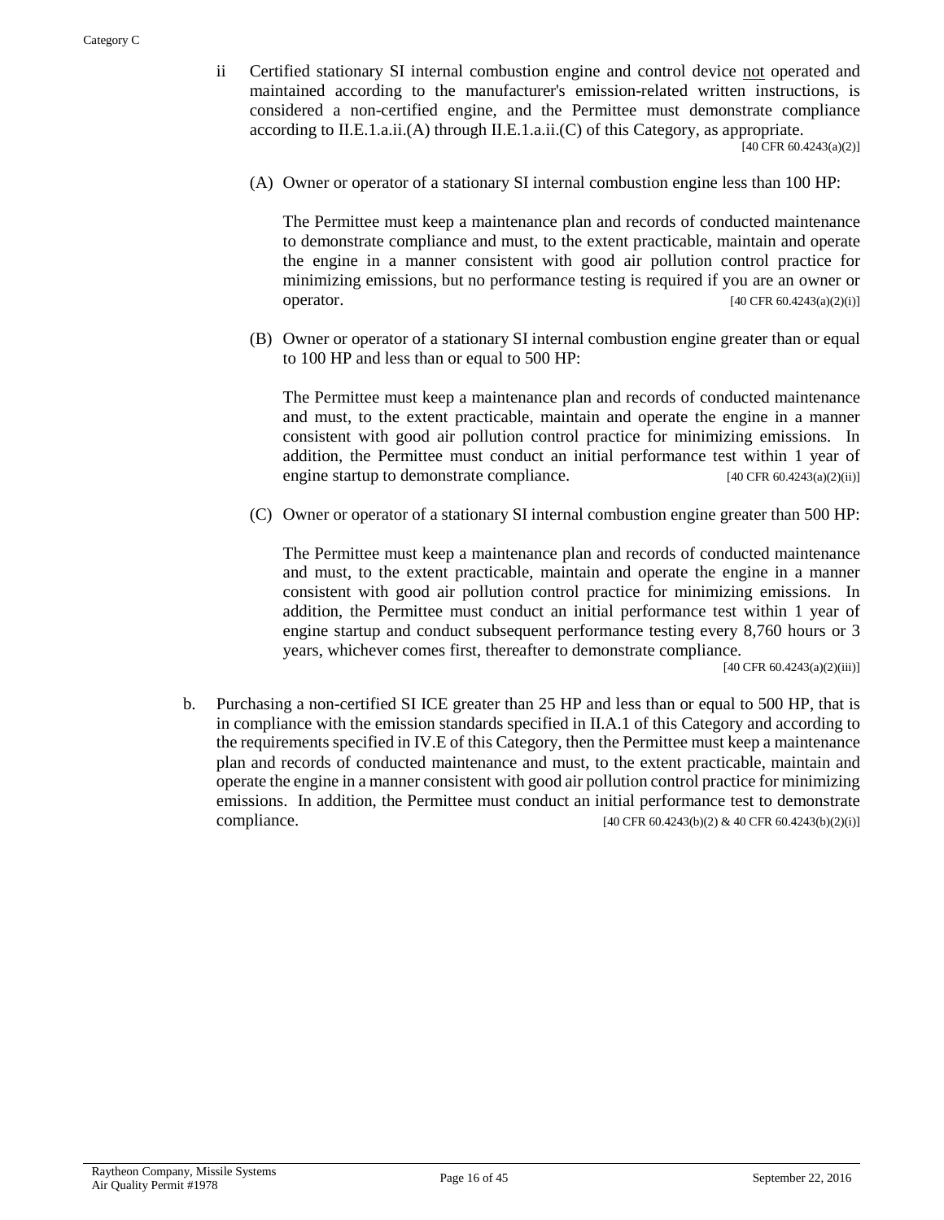ii Certified stationary SI internal combustion engine and control device not operated and maintained according to the manufacturer's emission-related written instructions, is considered a non-certified engine, and the Permittee must demonstrate compliance according to II.E.1.a.ii.(A) through II.E.1.a.ii.(C) of this Category, as appropriate. [40 CFR 60.4243(a)(2)]

(A) Owner or operator of a stationary SI internal combustion engine less than 100 HP:

The Permittee must keep a maintenance plan and records of conducted maintenance to demonstrate compliance and must, to the extent practicable, maintain and operate the engine in a manner consistent with good air pollution control practice for minimizing emissions, but no performance testing is required if you are an owner or operator. [40 CFR 60.4243(a)(2)(i)]

(B) Owner or operator of a stationary SI internal combustion engine greater than or equal to 100 HP and less than or equal to 500 HP:

The Permittee must keep a maintenance plan and records of conducted maintenance and must, to the extent practicable, maintain and operate the engine in a manner consistent with good air pollution control practice for minimizing emissions. In addition, the Permittee must conduct an initial performance test within 1 year of engine startup to demonstrate compliance. [40 CFR 60.4243(a)(2)(ii)]

(C) Owner or operator of a stationary SI internal combustion engine greater than 500 HP:

The Permittee must keep a maintenance plan and records of conducted maintenance and must, to the extent practicable, maintain and operate the engine in a manner consistent with good air pollution control practice for minimizing emissions. In addition, the Permittee must conduct an initial performance test within 1 year of engine startup and conduct subsequent performance testing every 8,760 hours or 3 years, whichever comes first, thereafter to demonstrate compliance. [40 CFR 60.4243(a)(2)(iii)]

b. Purchasing a non-certified SI ICE greater than 25 HP and less than or equal to 500 HP, that is in compliance with the emission standards specified in II.A.1 of this Category and according to the requirements specified in IV.E of this Category, then the Permittee must keep a maintenance plan and records of conducted maintenance and must, to the extent practicable, maintain and operate the engine in a manner consistent with good air pollution control practice for minimizing emissions. In addition, the Permittee must conduct an initial performance test to demonstrate compliance. [40 CFR 60.4243(b)(2) & 40 CFR 60.4243(b)(2)(i)]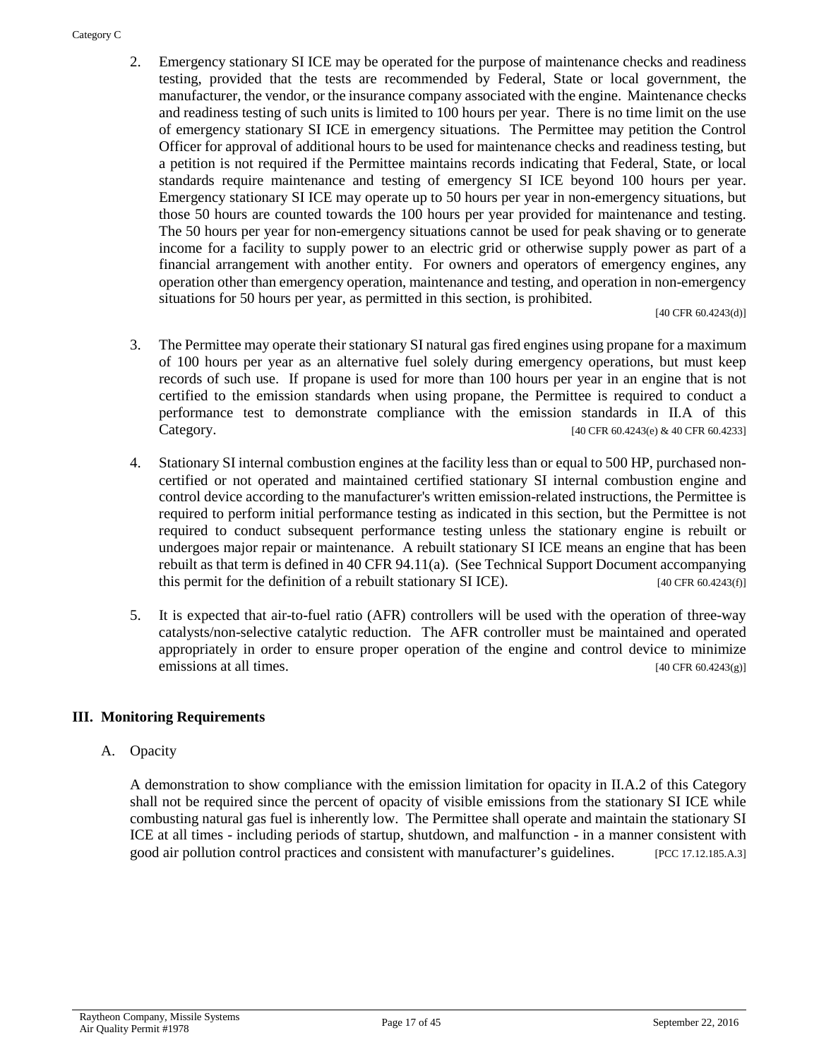2. Emergency stationary SI ICE may be operated for the purpose of maintenance checks and readiness testing, provided that the tests are recommended by Federal, State or local government, the manufacturer, the vendor, or the insurance company associated with the engine. Maintenance checks and readiness testing of such units is limited to 100 hours per year. There is no time limit on the use of emergency stationary SI ICE in emergency situations. The Permittee may petition the Control Officer for approval of additional hours to be used for maintenance checks and readiness testing, but a petition is not required if the Permittee maintains records indicating that Federal, State, or local standards require maintenance and testing of emergency SI ICE beyond 100 hours per year. Emergency stationary SI ICE may operate up to 50 hours per year in non-emergency situations, but those 50 hours are counted towards the 100 hours per year provided for maintenance and testing. The 50 hours per year for non-emergency situations cannot be used for peak shaving or to generate income for a facility to supply power to an electric grid or otherwise supply power as part of a financial arrangement with another entity. For owners and operators of emergency engines, any operation other than emergency operation, maintenance and testing, and operation in non-emergency situations for 50 hours per year, as permitted in this section, is prohibited. [40 CFR 60.4243(d)]

3. The Permittee may operate their stationary SI natural gas fired engines using propane for a maximum of 100 hours per year as an alternative fuel solely during emergency operations, but must keep records of such use. If propane is used for more than 100 hours per year in an engine that is not certified to the emission standards when using propane, the Permittee is required to conduct a performance test to demonstrate compliance with the emission standards in II.A of this Category. [40 CFR 60.4243(e) & 40 CFR 60.4233]

4. Stationary SI internal combustion engines at the facility less than or equal to 500 HP, purchased non-certified or not operated and maintained certified stationary SI internal combustion engine and control device according to the manufacturer's written emission-related instructions, the Permittee is required to perform initial performance testing as indicated in this section, but the Permittee is not required to conduct subsequent performance testing unless the stationary engine is rebuilt or undergoes major repair or maintenance. A rebuilt stationary SI ICE means an engine that has been rebuilt as that term is defined in 40 CFR 94.11(a). (See Technical Support Document accompanying this permit for the definition of a rebuilt stationary SI ICE). [40 CFR 60.4243(f)]

5. It is expected that air-to-fuel ratio (AFR) controllers will be used with the operation of three-way catalysts/non-selective catalytic reduction. The AFR controller must be maintained and operated appropriately in order to ensure proper operation of the engine and control device to minimize emissions at all times. [40 CFR 60.4243(g)]

## III. Monitoring Requirements

A. Opacity

A demonstration to show compliance with the emission limitation for opacity in II.A.2 of this Category shall not be required since the percent of opacity of visible emissions from the stationary SI ICE while combusting natural gas fuel is inherently low. The Permittee shall operate and maintain the stationary SI ICE at all times - including periods of startup, shutdown, and malfunction - in a manner consistent with good air pollution control practices and consistent with manufacturer's guidelines. [PCC 17.12.185.A.3]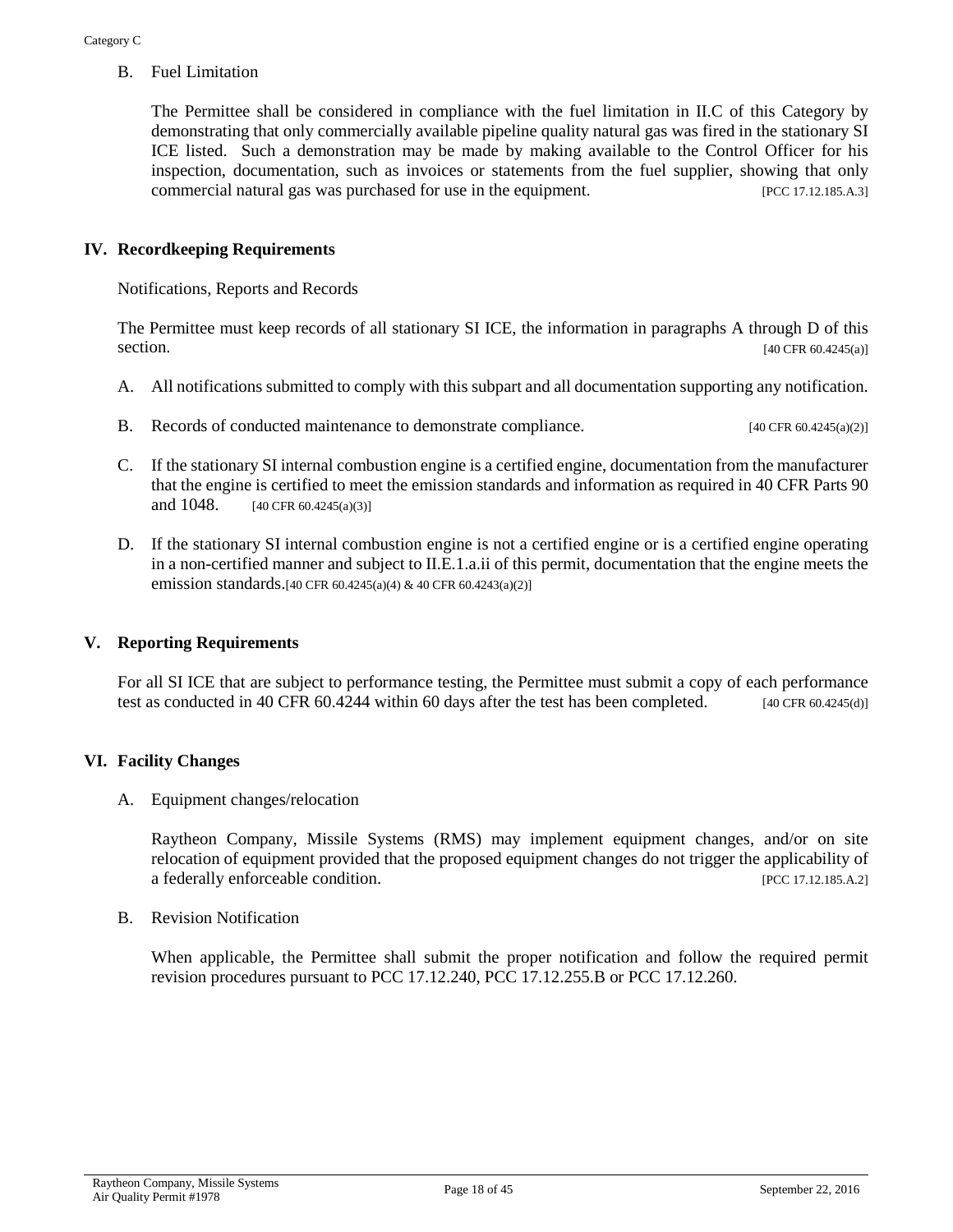B. Fuel Limitation

The Permittee shall be considered in compliance with the fuel limitation in II.C of this Category by demonstrating that only commercially available pipeline quality natural gas was fired in the stationary SI ICE listed. Such a demonstration may be made by making available to the Control Officer for his inspection, documentation, such as invoices or statements from the fuel supplier, showing that only commercial natural gas was purchased for use in the equipment. [PCC 17.12.185.A.3]

## IV. Recordkeeping Requirements

Notifications, Reports and Records

The Permittee must keep records of all stationary SI ICE, the information in paragraphs A through D of this section. [40 CFR 60.4245(a)]

A. All notifications submitted to comply with this subpart and all documentation supporting any notification.

B. Records of conducted maintenance to demonstrate compliance. [40 CFR 60.4245(a)(2)]

C. If the stationary SI internal combustion engine is a certified engine, documentation from the manufacturer that the engine is certified to meet the emission standards and information as required in 40 CFR Parts 90 and 1048. [40 CFR 60.4245(a)(3)]

D. If the stationary SI internal combustion engine is not a certified engine or is a certified engine operating in a non-certified manner and subject to II.E.1.a.ii of this permit, documentation that the engine meets the emission standards.[40 CFR 60.4245(a)(4) & 40 CFR 60.4243(a)(2)]

## V. Reporting Requirements

For all SI ICE that are subject to performance testing, the Permittee must submit a copy of each performance test as conducted in 40 CFR 60.4244 within 60 days after the test has been completed. [40 CFR 60.4245(d)]

## VI. Facility Changes

A. Equipment changes/relocation

Raytheon Company, Missile Systems (RMS) may implement equipment changes, and/or on site relocation of equipment provided that the proposed equipment changes do not trigger the applicability of a federally enforceable condition. [PCC 17.12.185.A.2]

B. Revision Notification

When applicable, the Permittee shall submit the proper notification and follow the required permit revision procedures pursuant to PCC 17.12.240, PCC 17.12.255.B or PCC 17.12.260.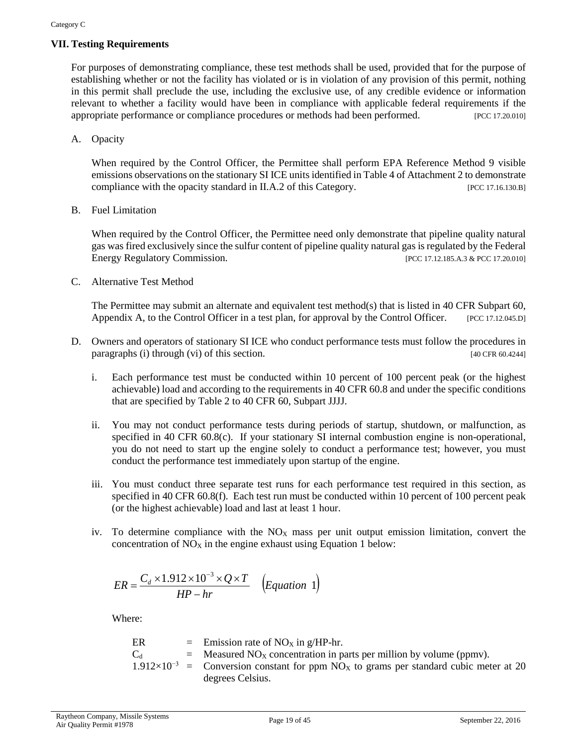## VII. Testing Requirements

For purposes of demonstrating compliance, these test methods shall be used, provided that for the purpose of establishing whether or not the facility has violated or is in violation of any provision of this permit, nothing in this permit shall preclude the use, including the exclusive use, of any credible evidence or information relevant to whether a facility would have been in compliance with applicable federal requirements if the appropriate performance or compliance procedures or methods had been performed. [PCC 17.20.010]

A. Opacity

When required by the Control Officer, the Permittee shall perform EPA Reference Method 9 visible emissions observations on the stationary SI ICE units identified in Table 4 of Attachment 2 to demonstrate compliance with the opacity standard in II.A.2 of this Category. [PCC 17.16.130.B]

B. Fuel Limitation

When required by the Control Officer, the Permittee need only demonstrate that pipeline quality natural gas was fired exclusively since the sulfur content of pipeline quality natural gas is regulated by the Federal Energy Regulatory Commission. [PCC 17.12.185.A.3 & PCC 17.20.010]

C. Alternative Test Method

The Permittee may submit an alternate and equivalent test method(s) that is listed in 40 CFR Subpart 60, Appendix A, to the Control Officer in a test plan, for approval by the Control Officer. [PCC 17.12.045.D]

D. Owners and operators of stationary SI ICE who conduct performance tests must follow the procedures in paragraphs (i) through (vi) of this section. [40 CFR 60.4244]

i. Each performance test must be conducted within 10 percent of 100 percent peak (or the highest achievable) load and according to the requirements in 40 CFR 60.8 and under the specific conditions that are specified by Table 2 to 40 CFR 60, Subpart JJJJ.

ii. You may not conduct performance tests during periods of startup, shutdown, or malfunction, as specified in 40 CFR 60.8(c). If your stationary SI internal combustion engine is non-operational, you do not need to start up the engine solely to conduct a performance test; however, you must conduct the performance test immediately upon startup of the engine.

iii. You must conduct three separate test runs for each performance test required in this section, as specified in 40 CFR 60.8(f). Each test run must be conducted within 10 percent of 100 percent peak (or the highest achievable) load and last at least 1 hour.

iv. To determine compliance with the $NO_X$ mass per unit output emission limitation, convert the concentration of $NO_X$ in the engine exhaust using Equation 1 below:

$$ER = \frac{C_d \times 1.912 \times 10^{-3} \times Q \times T}{HP - hr} \quad (Equation\ 1)$$

Where:

| | | |
|---|---|---|
| ER | = | Emission rate of $NO_X$ in g/HP-hr. |
| $C_d$ | = | Measured $NO_X$ concentration in parts per million by volume (ppmv). |
| $1.912\times10^{-3}$ | = | Conversion constant for ppm $NO_X$ to grams per standard cubic meter at 20 degrees Celsius. |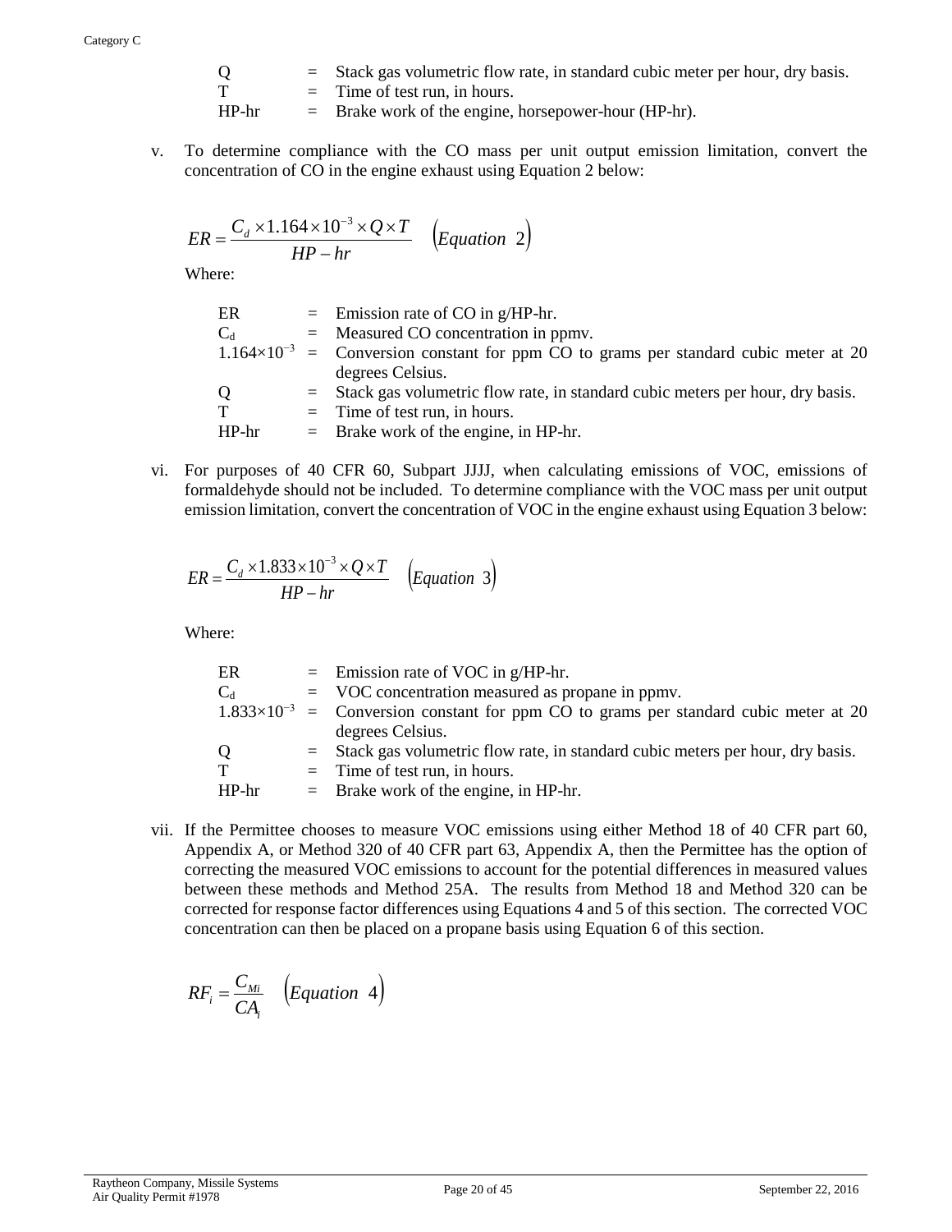| | | |
|---|---|---|
| Q | = | Stack gas volumetric flow rate, in standard cubic meter per hour, dry basis. |
| T | = | Time of test run, in hours. |
| HP-hr | = | Brake work of the engine, horsepower-hour (HP-hr). |

v. To determine compliance with the CO mass per unit output emission limitation, convert the concentration of CO in the engine exhaust using Equation 2 below:

$$ER = \frac{C_d \times 1.164 \times 10^{-3} \times Q \times T}{HP - hr} \quad (Equation\ \ 2)$$

Where:

| | | |
|---|---|---|
| ER | = | Emission rate of CO in g/HP-hr. |
| $C_d$ | = | Measured CO concentration in ppmv. |
| $1.164 \times 10^{-3}$ | = | Conversion constant for ppm CO to grams per standard cubic meter at 20 degrees Celsius. |
| Q | = | Stack gas volumetric flow rate, in standard cubic meters per hour, dry basis. |
| T | = | Time of test run, in hours. |
| HP-hr | = | Brake work of the engine, in HP-hr. |

vi. For purposes of 40 CFR 60, Subpart JJJJ, when calculating emissions of VOC, emissions of formaldehyde should not be included. To determine compliance with the VOC mass per unit output emission limitation, convert the concentration of VOC in the engine exhaust using Equation 3 below:

$$ER = \frac{C_d \times 1.833 \times 10^{-3} \times Q \times T}{HP - hr} \quad (Equation\ \ 3)$$

Where:

| | | |
|---|---|---|
| ER | = | Emission rate of VOC in g/HP-hr. |
| $C_d$ | = | VOC concentration measured as propane in ppmv. |
| $1.833 \times 10^{-3}$ | = | Conversion constant for ppm CO to grams per standard cubic meter at 20 degrees Celsius. |
| Q | = | Stack gas volumetric flow rate, in standard cubic meters per hour, dry basis. |
| T | = | Time of test run, in hours. |
| HP-hr | = | Brake work of the engine, in HP-hr. |

vii. If the Permittee chooses to measure VOC emissions using either Method 18 of 40 CFR part 60, Appendix A, or Method 320 of 40 CFR part 63, Appendix A, then the Permittee has the option of correcting the measured VOC emissions to account for the potential differences in measured values between these methods and Method 25A. The results from Method 18 and Method 320 can be corrected for response factor differences using Equations 4 and 5 of this section. The corrected VOC concentration can then be placed on a propane basis using Equation 6 of this section.

$$RF_i = \frac{C_{Mi}}{CA_i} \quad (Equation\ \ 4)$$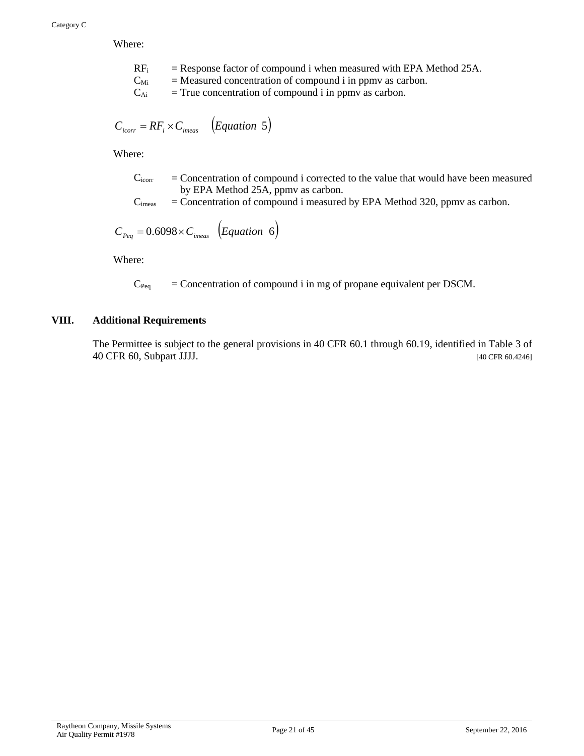Where:

$RF_i$ = Response factor of compound i when measured with EPA Method 25A.
$C_{Mi}$ = Measured concentration of compound i in ppmv as carbon.
$C_{Ai}$ = True concentration of compound i in ppmv as carbon.

$$C_{icorr} = RF_i \times C_{imeas} \quad (Equation\ 5)$$

Where:

$C_{icorr}$ = Concentration of compound i corrected to the value that would have been measured by EPA Method 25A, ppmv as carbon.
$C_{imeas}$ = Concentration of compound i measured by EPA Method 320, ppmv as carbon.

$$C_{Peq} = 0.6098 \times C_{imeas} \quad (Equation\ 6)$$

Where:

$C_{Peq}$ = Concentration of compound i in mg of propane equivalent per DSCM.

## VIII. Additional Requirements

The Permittee is subject to the general provisions in 40 CFR 60.1 through 60.19, identified in Table 3 of 40 CFR 60, Subpart JJJJ. [40 CFR 60.4246]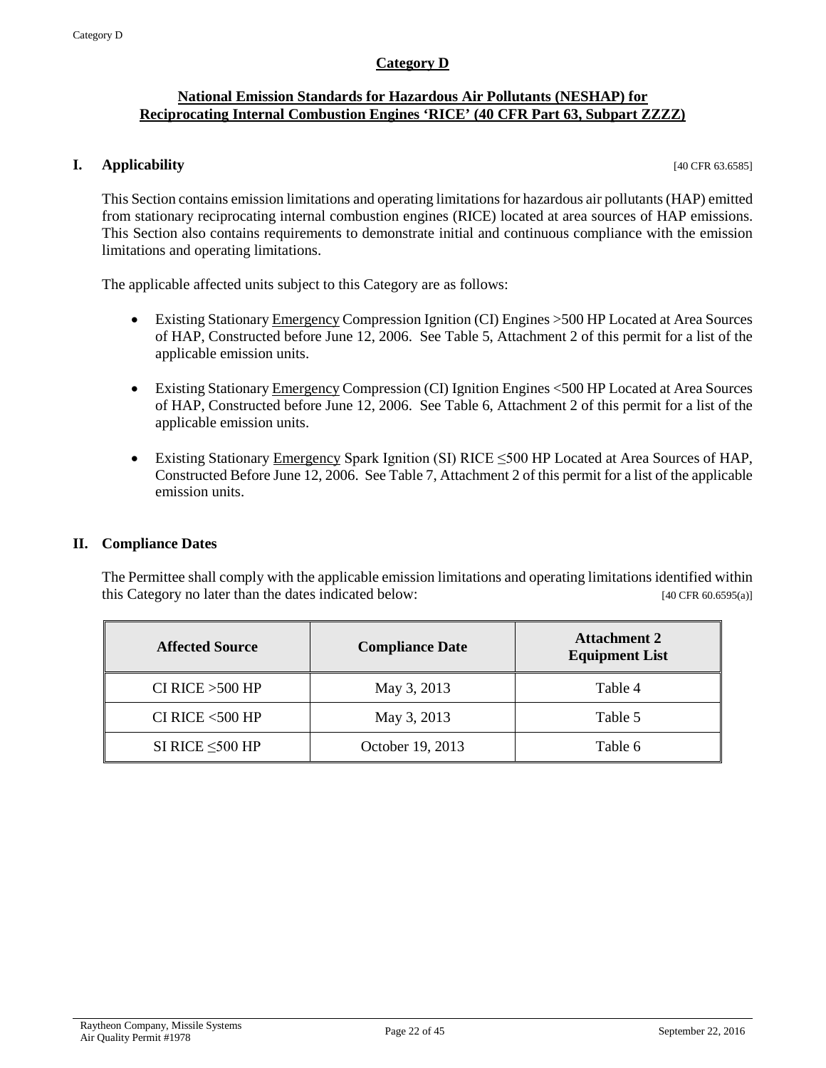## Category D

### National Emission Standards for Hazardous Air Pollutants (NESHAP) for Reciprocating Internal Combustion Engines 'RICE' (40 CFR Part 63, Subpart ZZZZ)

### I. Applicability [40 CFR 63.6585]

This Section contains emission limitations and operating limitations for hazardous air pollutants (HAP) emitted from stationary reciprocating internal combustion engines (RICE) located at area sources of HAP emissions. This Section also contains requirements to demonstrate initial and continuous compliance with the emission limitations and operating limitations.

The applicable affected units subject to this Category are as follows:

- Existing Stationary Emergency Compression Ignition (CI) Engines >500 HP Located at Area Sources of HAP, Constructed before June 12, 2006. See Table 5, Attachment 2 of this permit for a list of the applicable emission units.
- Existing Stationary Emergency Compression (CI) Ignition Engines <500 HP Located at Area Sources of HAP, Constructed before June 12, 2006. See Table 6, Attachment 2 of this permit for a list of the applicable emission units.
- Existing Stationary Emergency Spark Ignition (SI) RICE ≤500 HP Located at Area Sources of HAP, Constructed Before June 12, 2006. See Table 7, Attachment 2 of this permit for a list of the applicable emission units.

### II. Compliance Dates

The Permittee shall comply with the applicable emission limitations and operating limitations identified within this Category no later than the dates indicated below: [40 CFR 60.6595(a)]

| Affected Source | Compliance Date | Attachment 2 Equipment List |
|---|---|---|
| CI RICE >500 HP | May 3, 2013 | Table 4 |
| CI RICE <500 HP | May 3, 2013 | Table 5 |
| SI RICE ≤500 HP | October 19, 2013 | Table 6 |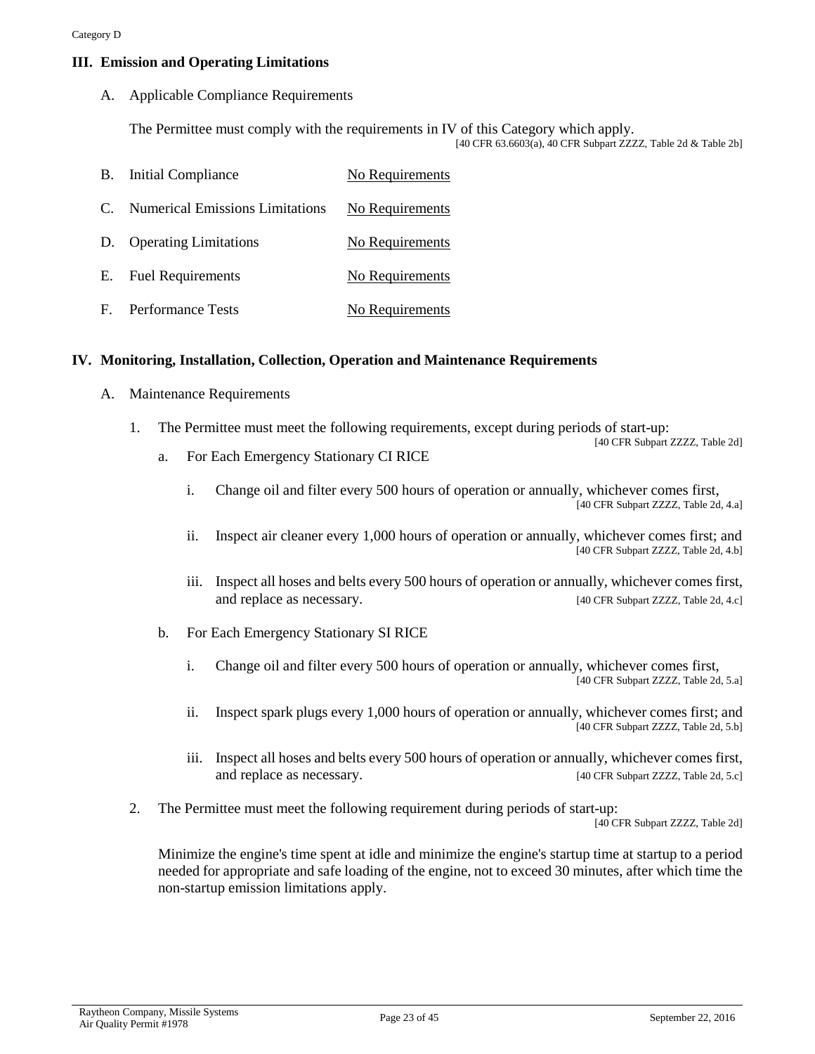## III. Emission and Operating Limitations

A. Applicable Compliance Requirements

The Permittee must comply with the requirements in IV of this Category which apply.
[40 CFR 63.6603(a), 40 CFR Subpart ZZZZ, Table 2d & Table 2b]

B. Initial Compliance — No Requirements

C. Numerical Emissions Limitations — No Requirements

D. Operating Limitations — No Requirements

E. Fuel Requirements — No Requirements

F. Performance Tests — No Requirements

## IV. Monitoring, Installation, Collection, Operation and Maintenance Requirements

A. Maintenance Requirements

1. The Permittee must meet the following requirements, except during periods of start-up:
[40 CFR Subpart ZZZZ, Table 2d]

   a. For Each Emergency Stationary CI RICE

      i. Change oil and filter every 500 hours of operation or annually, whichever comes first,
      [40 CFR Subpart ZZZZ, Table 2d, 4.a]

      ii. Inspect air cleaner every 1,000 hours of operation or annually, whichever comes first; and
      [40 CFR Subpart ZZZZ, Table 2d, 4.b]

      iii. Inspect all hoses and belts every 500 hours of operation or annually, whichever comes first, and replace as necessary.
      [40 CFR Subpart ZZZZ, Table 2d, 4.c]

   b. For Each Emergency Stationary SI RICE

      i. Change oil and filter every 500 hours of operation or annually, whichever comes first,
      [40 CFR Subpart ZZZZ, Table 2d, 5.a]

      ii. Inspect spark plugs every 1,000 hours of operation or annually, whichever comes first; and
      [40 CFR Subpart ZZZZ, Table 2d, 5.b]

      iii. Inspect all hoses and belts every 500 hours of operation or annually, whichever comes first, and replace as necessary.
      [40 CFR Subpart ZZZZ, Table 2d, 5.c]

2. The Permittee must meet the following requirement during periods of start-up:
[40 CFR Subpart ZZZZ, Table 2d]

   Minimize the engine's time spent at idle and minimize the engine's startup time at startup to a period needed for appropriate and safe loading of the engine, not to exceed 30 minutes, after which time the non-startup emission limitations apply.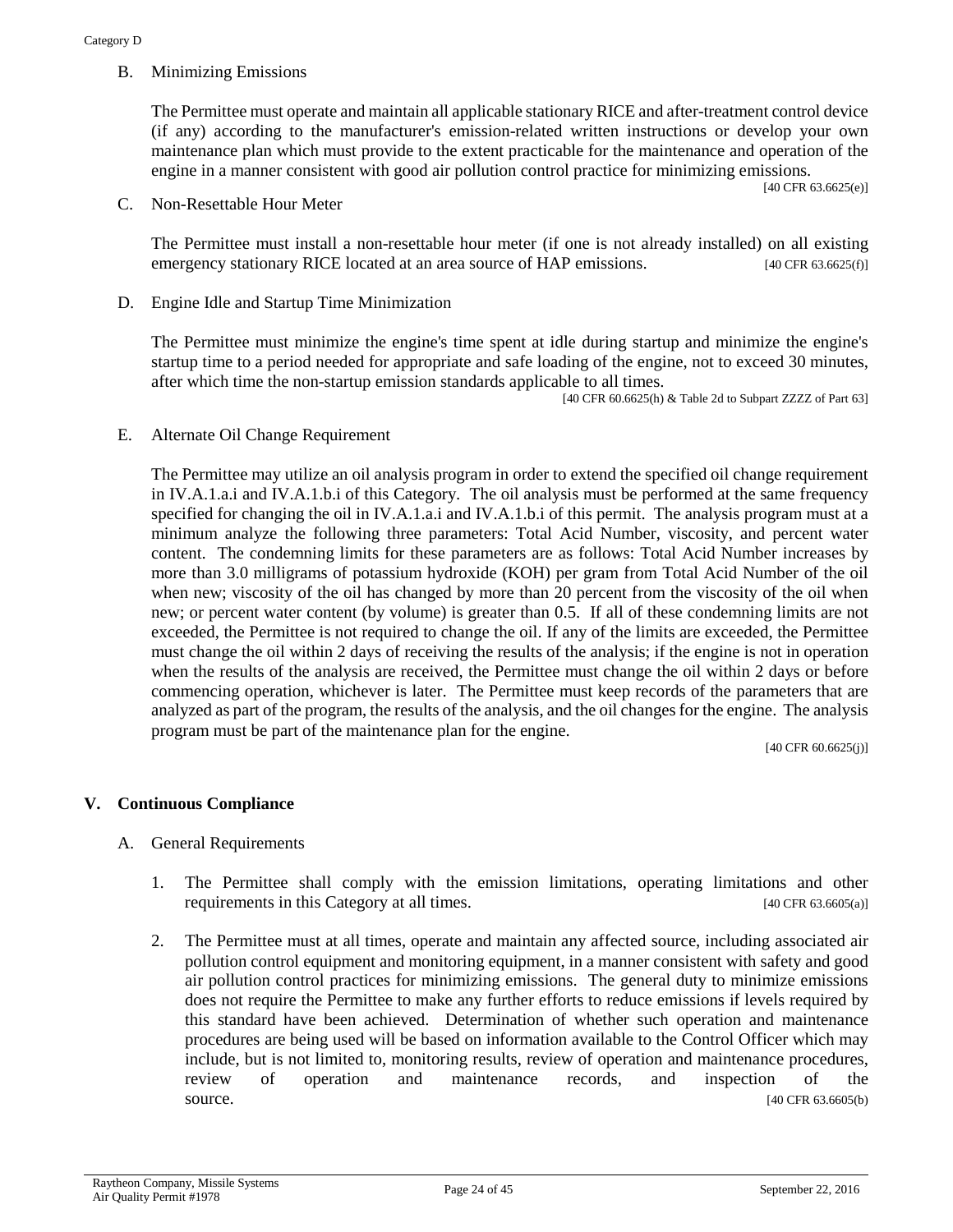B. Minimizing Emissions

The Permittee must operate and maintain all applicable stationary RICE and after-treatment control device (if any) according to the manufacturer's emission-related written instructions or develop your own maintenance plan which must provide to the extent practicable for the maintenance and operation of the engine in a manner consistent with good air pollution control practice for minimizing emissions. [40 CFR 63.6625(e)]

C. Non-Resettable Hour Meter

The Permittee must install a non-resettable hour meter (if one is not already installed) on all existing emergency stationary RICE located at an area source of HAP emissions. [40 CFR 63.6625(f)]

D. Engine Idle and Startup Time Minimization

The Permittee must minimize the engine's time spent at idle during startup and minimize the engine's startup time to a period needed for appropriate and safe loading of the engine, not to exceed 30 minutes, after which time the non-startup emission standards applicable to all times. [40 CFR 60.6625(h) & Table 2d to Subpart ZZZZ of Part 63]

E. Alternate Oil Change Requirement

The Permittee may utilize an oil analysis program in order to extend the specified oil change requirement in IV.A.1.a.i and IV.A.1.b.i of this Category. The oil analysis must be performed at the same frequency specified for changing the oil in IV.A.1.a.i and IV.A.1.b.i of this permit. The analysis program must at a minimum analyze the following three parameters: Total Acid Number, viscosity, and percent water content. The condemning limits for these parameters are as follows: Total Acid Number increases by more than 3.0 milligrams of potassium hydroxide (KOH) per gram from Total Acid Number of the oil when new; viscosity of the oil has changed by more than 20 percent from the viscosity of the oil when new; or percent water content (by volume) is greater than 0.5. If all of these condemning limits are not exceeded, the Permittee is not required to change the oil. If any of the limits are exceeded, the Permittee must change the oil within 2 days of receiving the results of the analysis; if the engine is not in operation when the results of the analysis are received, the Permittee must change the oil within 2 days or before commencing operation, whichever is later. The Permittee must keep records of the parameters that are analyzed as part of the program, the results of the analysis, and the oil changes for the engine. The analysis program must be part of the maintenance plan for the engine. [40 CFR 60.6625(j)]

## V. Continuous Compliance

A. General Requirements

1. The Permittee shall comply with the emission limitations, operating limitations and other requirements in this Category at all times. [40 CFR 63.6605(a)]

2. The Permittee must at all times, operate and maintain any affected source, including associated air pollution control equipment and monitoring equipment, in a manner consistent with safety and good air pollution control practices for minimizing emissions. The general duty to minimize emissions does not require the Permittee to make any further efforts to reduce emissions if levels required by this standard have been achieved. Determination of whether such operation and maintenance procedures are being used will be based on information available to the Control Officer which may include, but is not limited to, monitoring results, review of operation and maintenance procedures, review of operation and maintenance records, and inspection of the source. [40 CFR 63.6605(b)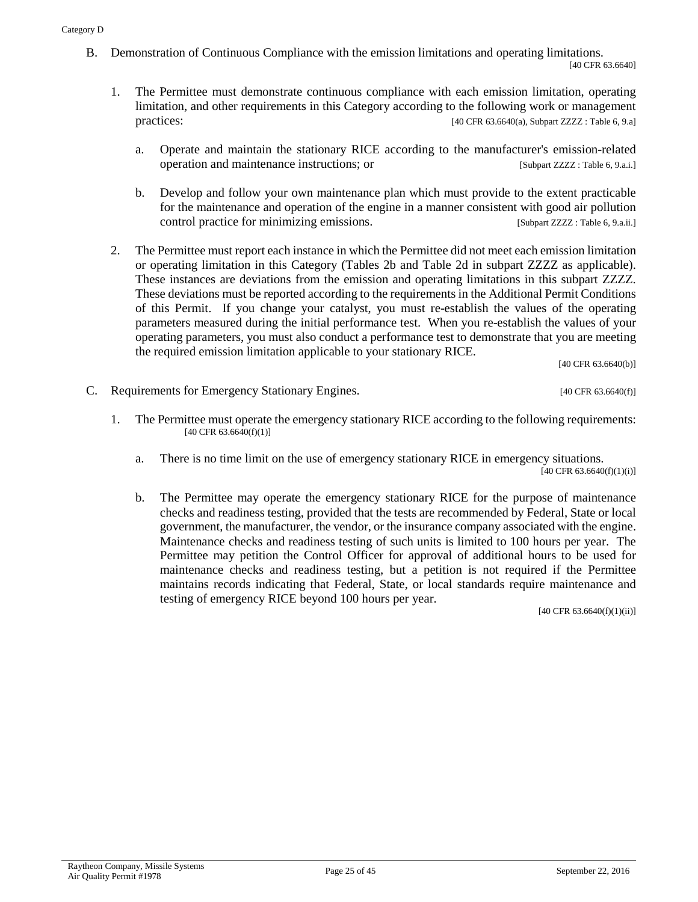B. Demonstration of Continuous Compliance with the emission limitations and operating limitations. [40 CFR 63.6640]

1. The Permittee must demonstrate continuous compliance with each emission limitation, operating limitation, and other requirements in this Category according to the following work or management practices: [40 CFR 63.6640(a), Subpart ZZZZ : Table 6, 9.a]

   a. Operate and maintain the stationary RICE according to the manufacturer's emission-related operation and maintenance instructions; or [Subpart ZZZZ : Table 6, 9.a.i.]

   b. Develop and follow your own maintenance plan which must provide to the extent practicable for the maintenance and operation of the engine in a manner consistent with good air pollution control practice for minimizing emissions. [Subpart ZZZZ : Table 6, 9.a.ii.]

2. The Permittee must report each instance in which the Permittee did not meet each emission limitation or operating limitation in this Category (Tables 2b and Table 2d in subpart ZZZZ as applicable). These instances are deviations from the emission and operating limitations in this subpart ZZZZ. These deviations must be reported according to the requirements in the Additional Permit Conditions of this Permit. If you change your catalyst, you must re-establish the values of the operating parameters measured during the initial performance test. When you re-establish the values of your operating parameters, you must also conduct a performance test to demonstrate that you are meeting the required emission limitation applicable to your stationary RICE. [40 CFR 63.6640(b)]

C. Requirements for Emergency Stationary Engines. [40 CFR 63.6640(f)]

1. The Permittee must operate the emergency stationary RICE according to the following requirements: [40 CFR 63.6640(f)(1)]

   a. There is no time limit on the use of emergency stationary RICE in emergency situations. [40 CFR 63.6640(f)(1)(i)]

   b. The Permittee may operate the emergency stationary RICE for the purpose of maintenance checks and readiness testing, provided that the tests are recommended by Federal, State or local government, the manufacturer, the vendor, or the insurance company associated with the engine. Maintenance checks and readiness testing of such units is limited to 100 hours per year. The Permittee may petition the Control Officer for approval of additional hours to be used for maintenance checks and readiness testing, but a petition is not required if the Permittee maintains records indicating that Federal, State, or local standards require maintenance and testing of emergency RICE beyond 100 hours per year. [40 CFR 63.6640(f)(1)(ii)]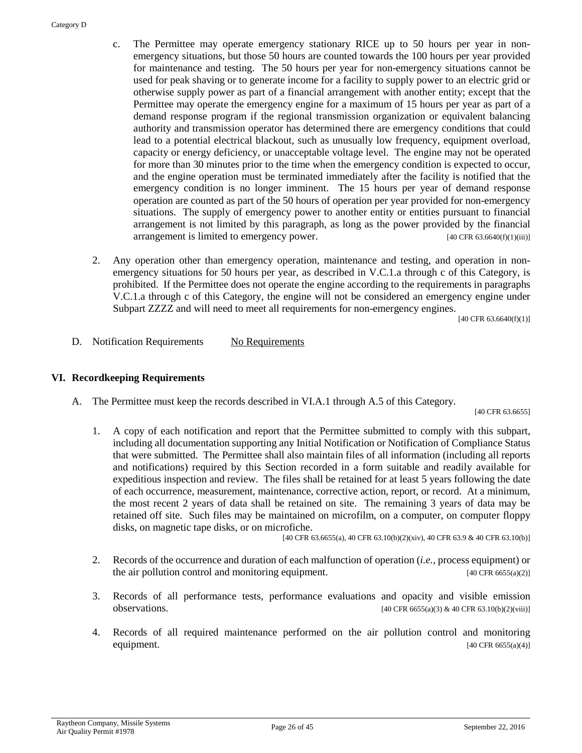c. The Permittee may operate emergency stationary RICE up to 50 hours per year in non-emergency situations, but those 50 hours are counted towards the 100 hours per year provided for maintenance and testing. The 50 hours per year for non-emergency situations cannot be used for peak shaving or to generate income for a facility to supply power to an electric grid or otherwise supply power as part of a financial arrangement with another entity; except that the Permittee may operate the emergency engine for a maximum of 15 hours per year as part of a demand response program if the regional transmission organization or equivalent balancing authority and transmission operator has determined there are emergency conditions that could lead to a potential electrical blackout, such as unusually low frequency, equipment overload, capacity or energy deficiency, or unacceptable voltage level. The engine may not be operated for more than 30 minutes prior to the time when the emergency condition is expected to occur, and the engine operation must be terminated immediately after the facility is notified that the emergency condition is no longer imminent. The 15 hours per year of demand response operation are counted as part of the 50 hours of operation per year provided for non-emergency situations. The supply of emergency power to another entity or entities pursuant to financial arrangement is not limited by this paragraph, as long as the power provided by the financial arrangement is limited to emergency power. [40 CFR 63.6640(f)(1)(iii)]

2. Any operation other than emergency operation, maintenance and testing, and operation in non-emergency situations for 50 hours per year, as described in V.C.1.a through c of this Category, is prohibited. If the Permittee does not operate the engine according to the requirements in paragraphs V.C.1.a through c of this Category, the engine will not be considered an emergency engine under Subpart ZZZZ and will need to meet all requirements for non-emergency engines. [40 CFR 63.6640(f)(1)]

D. Notification Requirements No Requirements

## VI. Recordkeeping Requirements

A. The Permittee must keep the records described in VI.A.1 through A.5 of this Category. [40 CFR 63.6655]

1. A copy of each notification and report that the Permittee submitted to comply with this subpart, including all documentation supporting any Initial Notification or Notification of Compliance Status that were submitted. The Permittee shall also maintain files of all information (including all reports and notifications) required by this Section recorded in a form suitable and readily available for expeditious inspection and review. The files shall be retained for at least 5 years following the date of each occurrence, measurement, maintenance, corrective action, report, or record. At a minimum, the most recent 2 years of data shall be retained on site. The remaining 3 years of data may be retained off site. Such files may be maintained on microfilm, on a computer, on computer floppy disks, on magnetic tape disks, or on microfiche. [40 CFR 63.6655(a), 40 CFR 63.10(b)(2)(xiv), 40 CFR 63.9 & 40 CFR 63.10(b)]

2. Records of the occurrence and duration of each malfunction of operation (*i.e.,* process equipment) or the air pollution control and monitoring equipment. [40 CFR 6655(a)(2)]

3. Records of all performance tests, performance evaluations and opacity and visible emission observations. [40 CFR 6655(a)(3) & 40 CFR 63.10(b)(2)(viii)]

4. Records of all required maintenance performed on the air pollution control and monitoring equipment. [40 CFR 6655(a)(4)]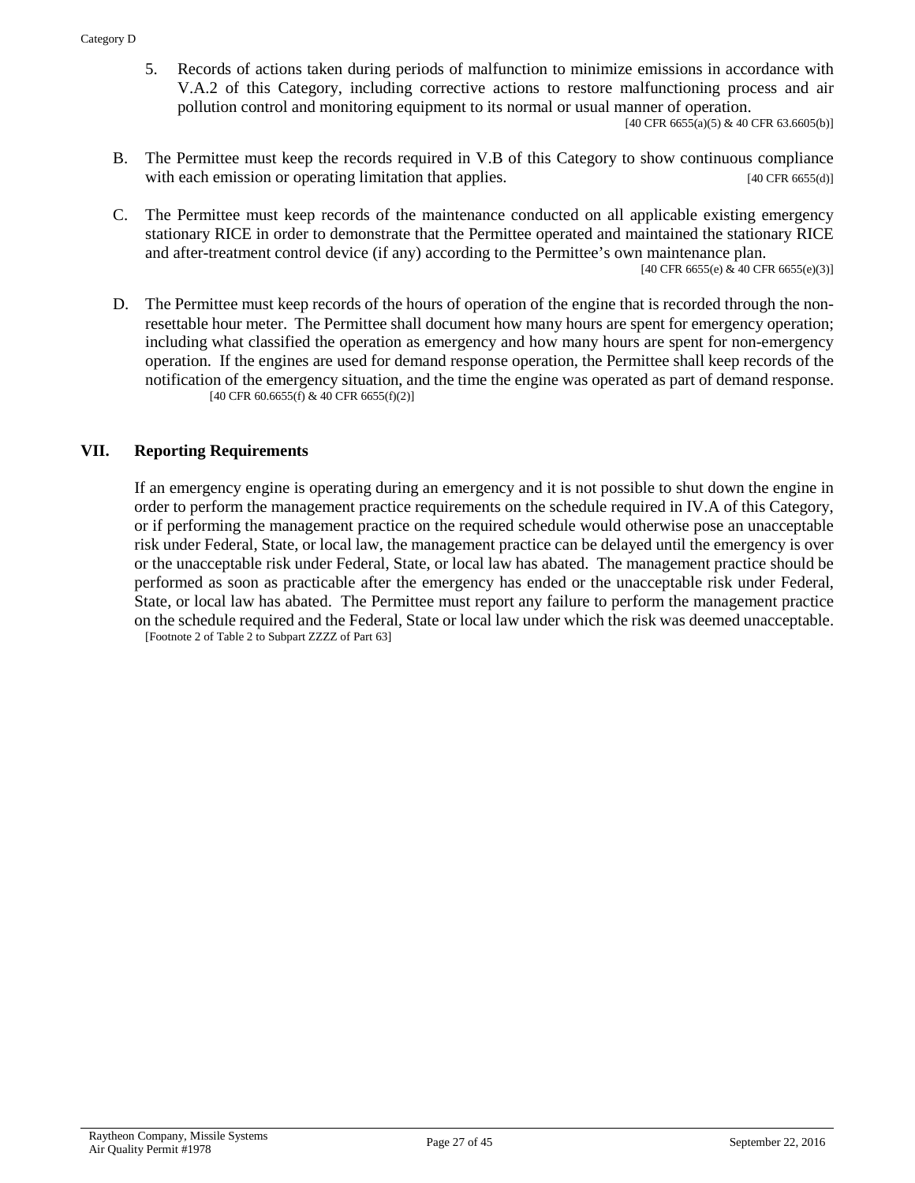5. Records of actions taken during periods of malfunction to minimize emissions in accordance with V.A.2 of this Category, including corrective actions to restore malfunctioning process and air pollution control and monitoring equipment to its normal or usual manner of operation.
[40 CFR 6655(a)(5) & 40 CFR 63.6605(b)]

B. The Permittee must keep the records required in V.B of this Category to show continuous compliance with each emission or operating limitation that applies. [40 CFR 6655(d)]

C. The Permittee must keep records of the maintenance conducted on all applicable existing emergency stationary RICE in order to demonstrate that the Permittee operated and maintained the stationary RICE and after-treatment control device (if any) according to the Permittee's own maintenance plan.
[40 CFR 6655(e) & 40 CFR 6655(e)(3)]

D. The Permittee must keep records of the hours of operation of the engine that is recorded through the non-resettable hour meter. The Permittee shall document how many hours are spent for emergency operation; including what classified the operation as emergency and how many hours are spent for non-emergency operation. If the engines are used for demand response operation, the Permittee shall keep records of the notification of the emergency situation, and the time the engine was operated as part of demand response.
[40 CFR 60.6655(f) & 40 CFR 6655(f)(2)]

## VII. Reporting Requirements

If an emergency engine is operating during an emergency and it is not possible to shut down the engine in order to perform the management practice requirements on the schedule required in IV.A of this Category, or if performing the management practice on the required schedule would otherwise pose an unacceptable risk under Federal, State, or local law, the management practice can be delayed until the emergency is over or the unacceptable risk under Federal, State, or local law has abated. The management practice should be performed as soon as practicable after the emergency has ended or the unacceptable risk under Federal, State, or local law has abated. The Permittee must report any failure to perform the management practice on the schedule required and the Federal, State or local law under which the risk was deemed unacceptable.
[Footnote 2 of Table 2 to Subpart ZZZZ of Part 63]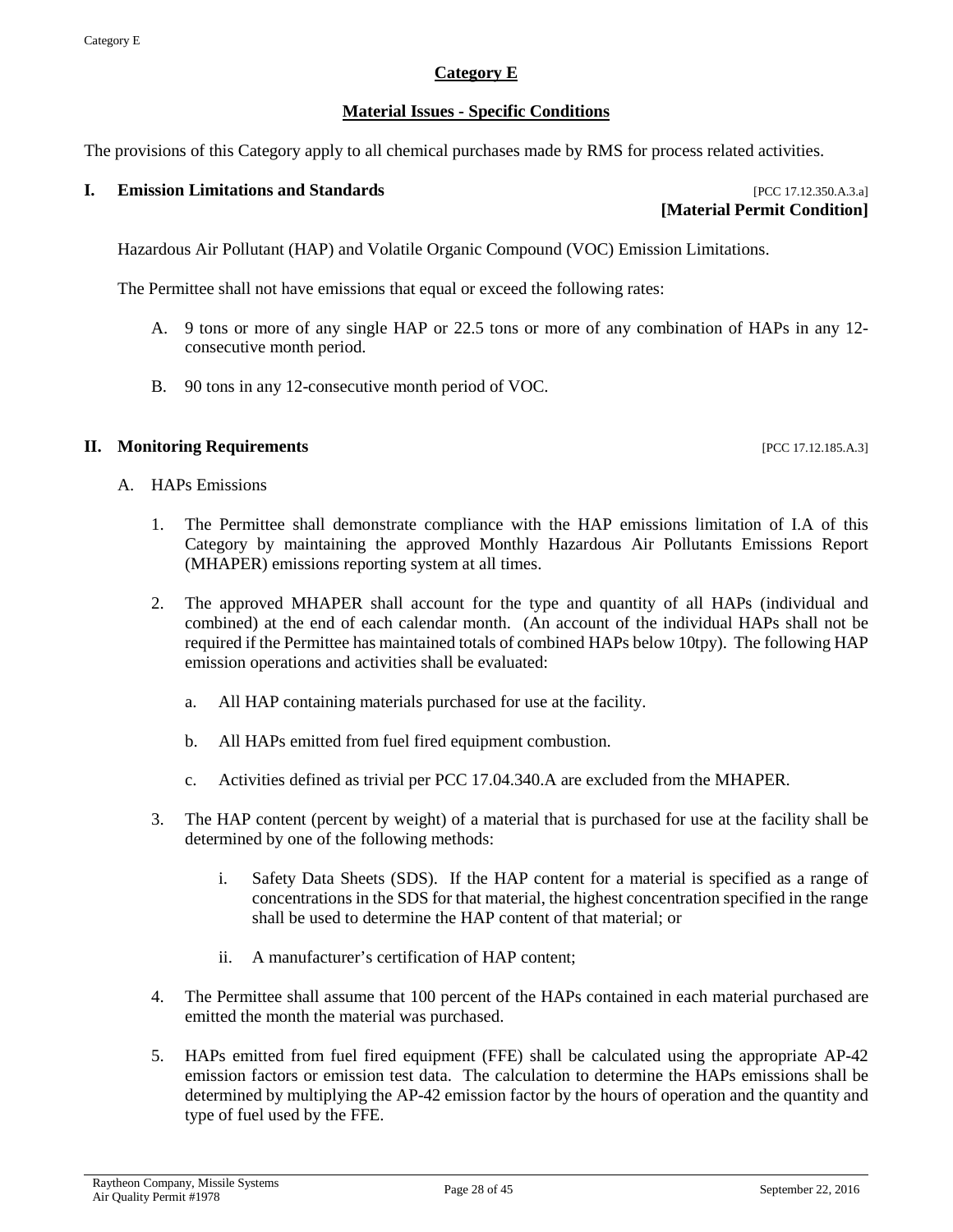## Category E

## Material Issues - Specific Conditions

The provisions of this Category apply to all chemical purchases made by RMS for process related activities.

### I. Emission Limitations and Standards

[PCC 17.12.350.A.3.a]
**[Material Permit Condition]**

Hazardous Air Pollutant (HAP) and Volatile Organic Compound (VOC) Emission Limitations.

The Permittee shall not have emissions that equal or exceed the following rates:

A. 9 tons or more of any single HAP or 22.5 tons or more of any combination of HAPs in any 12-consecutive month period.

B. 90 tons in any 12-consecutive month period of VOC.

### II. Monitoring Requirements

[PCC 17.12.185.A.3]

A. HAPs Emissions

1. The Permittee shall demonstrate compliance with the HAP emissions limitation of I.A of this Category by maintaining the approved Monthly Hazardous Air Pollutants Emissions Report (MHAPER) emissions reporting system at all times.

2. The approved MHAPER shall account for the type and quantity of all HAPs (individual and combined) at the end of each calendar month. (An account of the individual HAPs shall not be required if the Permittee has maintained totals of combined HAPs below 10tpy). The following HAP emission operations and activities shall be evaluated:

   a. All HAP containing materials purchased for use at the facility.

   b. All HAPs emitted from fuel fired equipment combustion.

   c. Activities defined as trivial per PCC 17.04.340.A are excluded from the MHAPER.

3. The HAP content (percent by weight) of a material that is purchased for use at the facility shall be determined by one of the following methods:

   i. Safety Data Sheets (SDS). If the HAP content for a material is specified as a range of concentrations in the SDS for that material, the highest concentration specified in the range shall be used to determine the HAP content of that material; or

   ii. A manufacturer's certification of HAP content;

4. The Permittee shall assume that 100 percent of the HAPs contained in each material purchased are emitted the month the material was purchased.

5. HAPs emitted from fuel fired equipment (FFE) shall be calculated using the appropriate AP-42 emission factors or emission test data. The calculation to determine the HAPs emissions shall be determined by multiplying the AP-42 emission factor by the hours of operation and the quantity and type of fuel used by the FFE.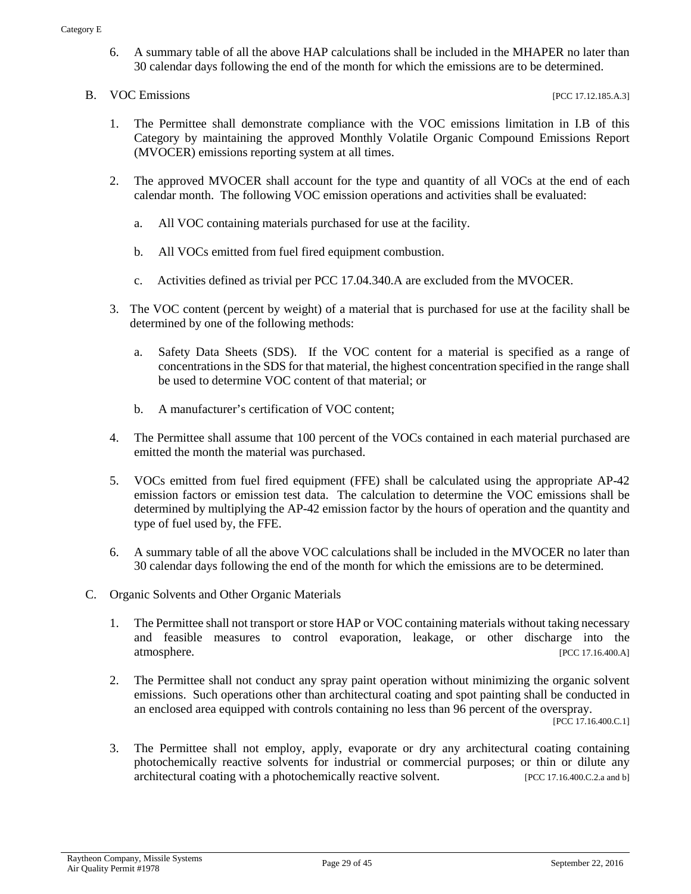6. A summary table of all the above HAP calculations shall be included in the MHAPER no later than 30 calendar days following the end of the month for which the emissions are to be determined.

B. VOC Emissions [PCC 17.12.185.A.3]

1. The Permittee shall demonstrate compliance with the VOC emissions limitation in I.B of this Category by maintaining the approved Monthly Volatile Organic Compound Emissions Report (MVOCER) emissions reporting system at all times.

2. The approved MVOCER shall account for the type and quantity of all VOCs at the end of each calendar month. The following VOC emission operations and activities shall be evaluated:

   a. All VOC containing materials purchased for use at the facility.

   b. All VOCs emitted from fuel fired equipment combustion.

   c. Activities defined as trivial per PCC 17.04.340.A are excluded from the MVOCER.

3. The VOC content (percent by weight) of a material that is purchased for use at the facility shall be determined by one of the following methods:

   a. Safety Data Sheets (SDS). If the VOC content for a material is specified as a range of concentrations in the SDS for that material, the highest concentration specified in the range shall be used to determine VOC content of that material; or

   b. A manufacturer's certification of VOC content;

4. The Permittee shall assume that 100 percent of the VOCs contained in each material purchased are emitted the month the material was purchased.

5. VOCs emitted from fuel fired equipment (FFE) shall be calculated using the appropriate AP-42 emission factors or emission test data. The calculation to determine the VOC emissions shall be determined by multiplying the AP-42 emission factor by the hours of operation and the quantity and type of fuel used by, the FFE.

6. A summary table of all the above VOC calculations shall be included in the MVOCER no later than 30 calendar days following the end of the month for which the emissions are to be determined.

C. Organic Solvents and Other Organic Materials

1. The Permittee shall not transport or store HAP or VOC containing materials without taking necessary and feasible measures to control evaporation, leakage, or other discharge into the atmosphere. [PCC 17.16.400.A]

2. The Permittee shall not conduct any spray paint operation without minimizing the organic solvent emissions. Such operations other than architectural coating and spot painting shall be conducted in an enclosed area equipped with controls containing no less than 96 percent of the overspray. [PCC 17.16.400.C.1]

3. The Permittee shall not employ, apply, evaporate or dry any architectural coating containing photochemically reactive solvents for industrial or commercial purposes; or thin or dilute any architectural coating with a photochemically reactive solvent. [PCC 17.16.400.C.2.a and b]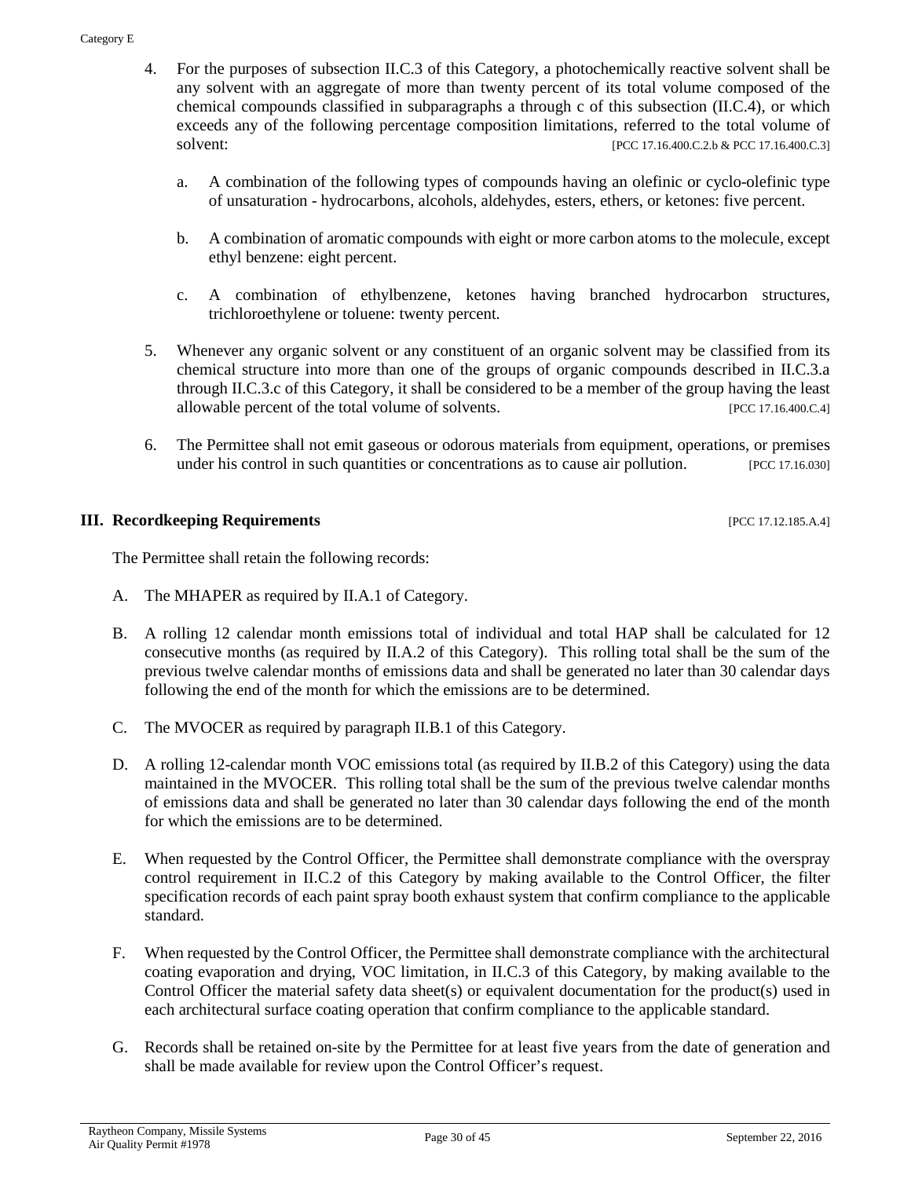4. For the purposes of subsection II.C.3 of this Category, a photochemically reactive solvent shall be any solvent with an aggregate of more than twenty percent of its total volume composed of the chemical compounds classified in subparagraphs a through c of this subsection (II.C.4), or which exceeds any of the following percentage composition limitations, referred to the total volume of solvent: [PCC 17.16.400.C.2.b & PCC 17.16.400.C.3]

   a. A combination of the following types of compounds having an olefinic or cyclo-olefinic type of unsaturation - hydrocarbons, alcohols, aldehydes, esters, ethers, or ketones: five percent.

   b. A combination of aromatic compounds with eight or more carbon atoms to the molecule, except ethyl benzene: eight percent.

   c. A combination of ethylbenzene, ketones having branched hydrocarbon structures, trichloroethylene or toluene: twenty percent.

5. Whenever any organic solvent or any constituent of an organic solvent may be classified from its chemical structure into more than one of the groups of organic compounds described in II.C.3.a through II.C.3.c of this Category, it shall be considered to be a member of the group having the least allowable percent of the total volume of solvents. [PCC 17.16.400.C.4]

6. The Permittee shall not emit gaseous or odorous materials from equipment, operations, or premises under his control in such quantities or concentrations as to cause air pollution. [PCC 17.16.030]

## III. Recordkeeping Requirements [PCC 17.12.185.A.4]

The Permittee shall retain the following records:

A. The MHAPER as required by II.A.1 of Category.

B. A rolling 12 calendar month emissions total of individual and total HAP shall be calculated for 12 consecutive months (as required by II.A.2 of this Category). This rolling total shall be the sum of the previous twelve calendar months of emissions data and shall be generated no later than 30 calendar days following the end of the month for which the emissions are to be determined.

C. The MVOCER as required by paragraph II.B.1 of this Category.

D. A rolling 12-calendar month VOC emissions total (as required by II.B.2 of this Category) using the data maintained in the MVOCER. This rolling total shall be the sum of the previous twelve calendar months of emissions data and shall be generated no later than 30 calendar days following the end of the month for which the emissions are to be determined.

E. When requested by the Control Officer, the Permittee shall demonstrate compliance with the overspray control requirement in II.C.2 of this Category by making available to the Control Officer, the filter specification records of each paint spray booth exhaust system that confirm compliance to the applicable standard.

F. When requested by the Control Officer, the Permittee shall demonstrate compliance with the architectural coating evaporation and drying, VOC limitation, in II.C.3 of this Category, by making available to the Control Officer the material safety data sheet(s) or equivalent documentation for the product(s) used in each architectural surface coating operation that confirm compliance to the applicable standard.

G. Records shall be retained on-site by the Permittee for at least five years from the date of generation and shall be made available for review upon the Control Officer's request.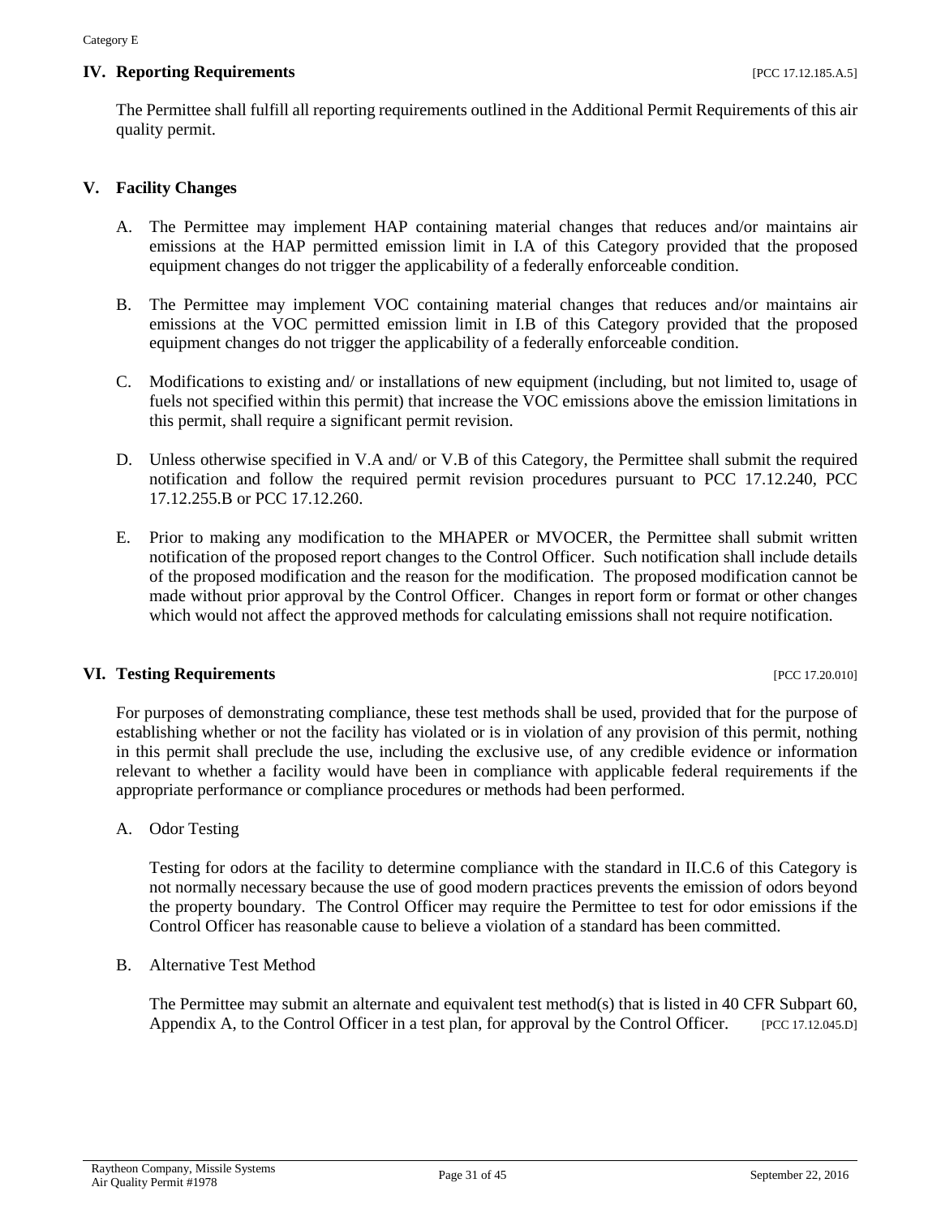## IV. Reporting Requirements [PCC 17.12.185.A.5]

The Permittee shall fulfill all reporting requirements outlined in the Additional Permit Requirements of this air quality permit.

## V. Facility Changes

A. The Permittee may implement HAP containing material changes that reduces and/or maintains air emissions at the HAP permitted emission limit in I.A of this Category provided that the proposed equipment changes do not trigger the applicability of a federally enforceable condition.

B. The Permittee may implement VOC containing material changes that reduces and/or maintains air emissions at the VOC permitted emission limit in I.B of this Category provided that the proposed equipment changes do not trigger the applicability of a federally enforceable condition.

C. Modifications to existing and/ or installations of new equipment (including, but not limited to, usage of fuels not specified within this permit) that increase the VOC emissions above the emission limitations in this permit, shall require a significant permit revision.

D. Unless otherwise specified in V.A and/ or V.B of this Category, the Permittee shall submit the required notification and follow the required permit revision procedures pursuant to PCC 17.12.240, PCC 17.12.255.B or PCC 17.12.260.

E. Prior to making any modification to the MHAPER or MVOCER, the Permittee shall submit written notification of the proposed report changes to the Control Officer. Such notification shall include details of the proposed modification and the reason for the modification. The proposed modification cannot be made without prior approval by the Control Officer. Changes in report form or format or other changes which would not affect the approved methods for calculating emissions shall not require notification.

## VI. Testing Requirements [PCC 17.20.010]

For purposes of demonstrating compliance, these test methods shall be used, provided that for the purpose of establishing whether or not the facility has violated or is in violation of any provision of this permit, nothing in this permit shall preclude the use, including the exclusive use, of any credible evidence or information relevant to whether a facility would have been in compliance with applicable federal requirements if the appropriate performance or compliance procedures or methods had been performed.

A. Odor Testing

Testing for odors at the facility to determine compliance with the standard in II.C.6 of this Category is not normally necessary because the use of good modern practices prevents the emission of odors beyond the property boundary. The Control Officer may require the Permittee to test for odor emissions if the Control Officer has reasonable cause to believe a violation of a standard has been committed.

B. Alternative Test Method

The Permittee may submit an alternate and equivalent test method(s) that is listed in 40 CFR Subpart 60, Appendix A, to the Control Officer in a test plan, for approval by the Control Officer. [PCC 17.12.045.D]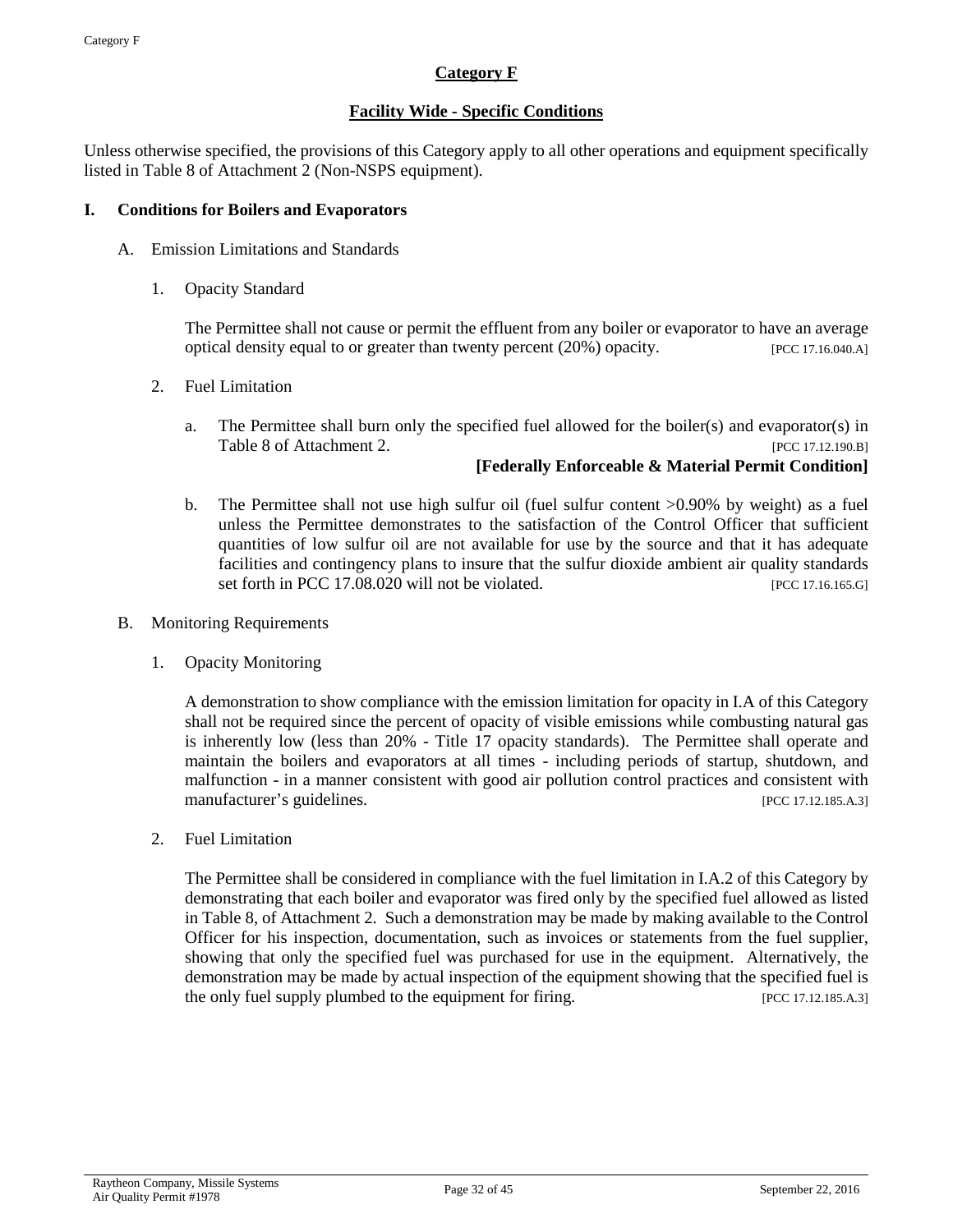## Category F

### Facility Wide - Specific Conditions

Unless otherwise specified, the provisions of this Category apply to all other operations and equipment specifically listed in Table 8 of Attachment 2 (Non-NSPS equipment).

### I. Conditions for Boilers and Evaporators

A. Emission Limitations and Standards

1. Opacity Standard

   The Permittee shall not cause or permit the effluent from any boiler or evaporator to have an average optical density equal to or greater than twenty percent (20%) opacity. [PCC 17.16.040.A]

2. Fuel Limitation

   a. The Permittee shall burn only the specified fuel allowed for the boiler(s) and evaporator(s) in Table 8 of Attachment 2. [PCC 17.12.190.B]

   **[Federally Enforceable & Material Permit Condition]**

   b. The Permittee shall not use high sulfur oil (fuel sulfur content >0.90% by weight) as a fuel unless the Permittee demonstrates to the satisfaction of the Control Officer that sufficient quantities of low sulfur oil are not available for use by the source and that it has adequate facilities and contingency plans to insure that the sulfur dioxide ambient air quality standards set forth in PCC 17.08.020 will not be violated. [PCC 17.16.165.G]

B. Monitoring Requirements

1. Opacity Monitoring

   A demonstration to show compliance with the emission limitation for opacity in I.A of this Category shall not be required since the percent of opacity of visible emissions while combusting natural gas is inherently low (less than 20% - Title 17 opacity standards). The Permittee shall operate and maintain the boilers and evaporators at all times - including periods of startup, shutdown, and malfunction - in a manner consistent with good air pollution control practices and consistent with manufacturer's guidelines. [PCC 17.12.185.A.3]

2. Fuel Limitation

   The Permittee shall be considered in compliance with the fuel limitation in I.A.2 of this Category by demonstrating that each boiler and evaporator was fired only by the specified fuel allowed as listed in Table 8, of Attachment 2. Such a demonstration may be made by making available to the Control Officer for his inspection, documentation, such as invoices or statements from the fuel supplier, showing that only the specified fuel was purchased for use in the equipment. Alternatively, the demonstration may be made by actual inspection of the equipment showing that the specified fuel is the only fuel supply plumbed to the equipment for firing. [PCC 17.12.185.A.3]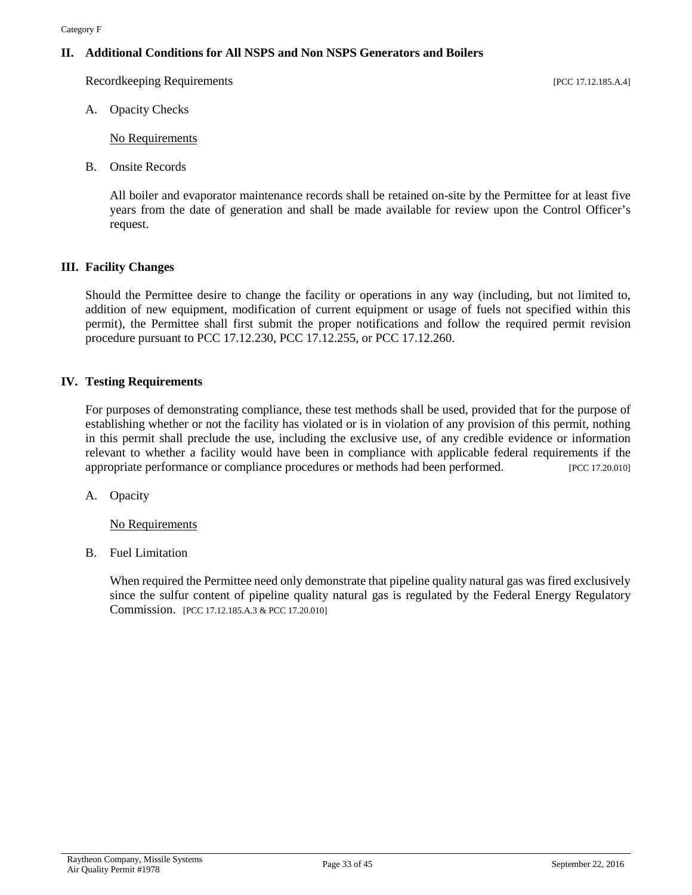## II. Additional Conditions for All NSPS and Non NSPS Generators and Boilers

Recordkeeping Requirements [PCC 17.12.185.A.4]

A. Opacity Checks

<u>No Requirements</u>

B. Onsite Records

All boiler and evaporator maintenance records shall be retained on-site by the Permittee for at least five years from the date of generation and shall be made available for review upon the Control Officer's request.

## III. Facility Changes

Should the Permittee desire to change the facility or operations in any way (including, but not limited to, addition of new equipment, modification of current equipment or usage of fuels not specified within this permit), the Permittee shall first submit the proper notifications and follow the required permit revision procedure pursuant to PCC 17.12.230, PCC 17.12.255, or PCC 17.12.260.

## IV. Testing Requirements

For purposes of demonstrating compliance, these test methods shall be used, provided that for the purpose of establishing whether or not the facility has violated or is in violation of any provision of this permit, nothing in this permit shall preclude the use, including the exclusive use, of any credible evidence or information relevant to whether a facility would have been in compliance with applicable federal requirements if the appropriate performance or compliance procedures or methods had been performed. [PCC 17.20.010]

A. Opacity

<u>No Requirements</u>

B. Fuel Limitation

When required the Permittee need only demonstrate that pipeline quality natural gas was fired exclusively since the sulfur content of pipeline quality natural gas is regulated by the Federal Energy Regulatory Commission. [PCC 17.12.185.A.3 & PCC 17.20.010]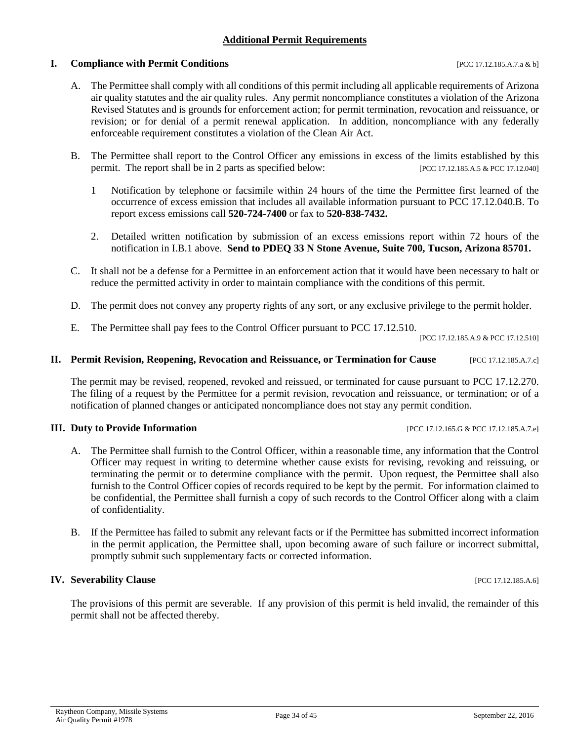## Additional Permit Requirements

### I. Compliance with Permit Conditions [PCC 17.12.185.A.7.a & b]

A. The Permittee shall comply with all conditions of this permit including all applicable requirements of Arizona air quality statutes and the air quality rules. Any permit noncompliance constitutes a violation of the Arizona Revised Statutes and is grounds for enforcement action; for permit termination, revocation and reissuance, or revision; or for denial of a permit renewal application. In addition, noncompliance with any federally enforceable requirement constitutes a violation of the Clean Air Act.

B. The Permittee shall report to the Control Officer any emissions in excess of the limits established by this permit. The report shall be in 2 parts as specified below: [PCC 17.12.185.A.5 & PCC 17.12.040]

1 Notification by telephone or facsimile within 24 hours of the time the Permittee first learned of the occurrence of excess emission that includes all available information pursuant to PCC 17.12.040.B. To report excess emissions call **520-724-7400** or fax to **520-838-7432.**

2. Detailed written notification by submission of an excess emissions report within 72 hours of the notification in I.B.1 above. **Send to PDEQ 33 N Stone Avenue, Suite 700, Tucson, Arizona 85701.**

C. It shall not be a defense for a Permittee in an enforcement action that it would have been necessary to halt or reduce the permitted activity in order to maintain compliance with the conditions of this permit.

D. The permit does not convey any property rights of any sort, or any exclusive privilege to the permit holder.

E. The Permittee shall pay fees to the Control Officer pursuant to PCC 17.12.510. [PCC 17.12.185.A.9 & PCC 17.12.510]

### II. Permit Revision, Reopening, Revocation and Reissuance, or Termination for Cause [PCC 17.12.185.A.7.c]

The permit may be revised, reopened, revoked and reissued, or terminated for cause pursuant to PCC 17.12.270. The filing of a request by the Permittee for a permit revision, revocation and reissuance, or termination; or of a notification of planned changes or anticipated noncompliance does not stay any permit condition.

### III. Duty to Provide Information [PCC 17.12.165.G & PCC 17.12.185.A.7.e]

A. The Permittee shall furnish to the Control Officer, within a reasonable time, any information that the Control Officer may request in writing to determine whether cause exists for revising, revoking and reissuing, or terminating the permit or to determine compliance with the permit. Upon request, the Permittee shall also furnish to the Control Officer copies of records required to be kept by the permit. For information claimed to be confidential, the Permittee shall furnish a copy of such records to the Control Officer along with a claim of confidentiality.

B. If the Permittee has failed to submit any relevant facts or if the Permittee has submitted incorrect information in the permit application, the Permittee shall, upon becoming aware of such failure or incorrect submittal, promptly submit such supplementary facts or corrected information.

### IV. Severability Clause [PCC 17.12.185.A.6]

The provisions of this permit are severable. If any provision of this permit is held invalid, the remainder of this permit shall not be affected thereby.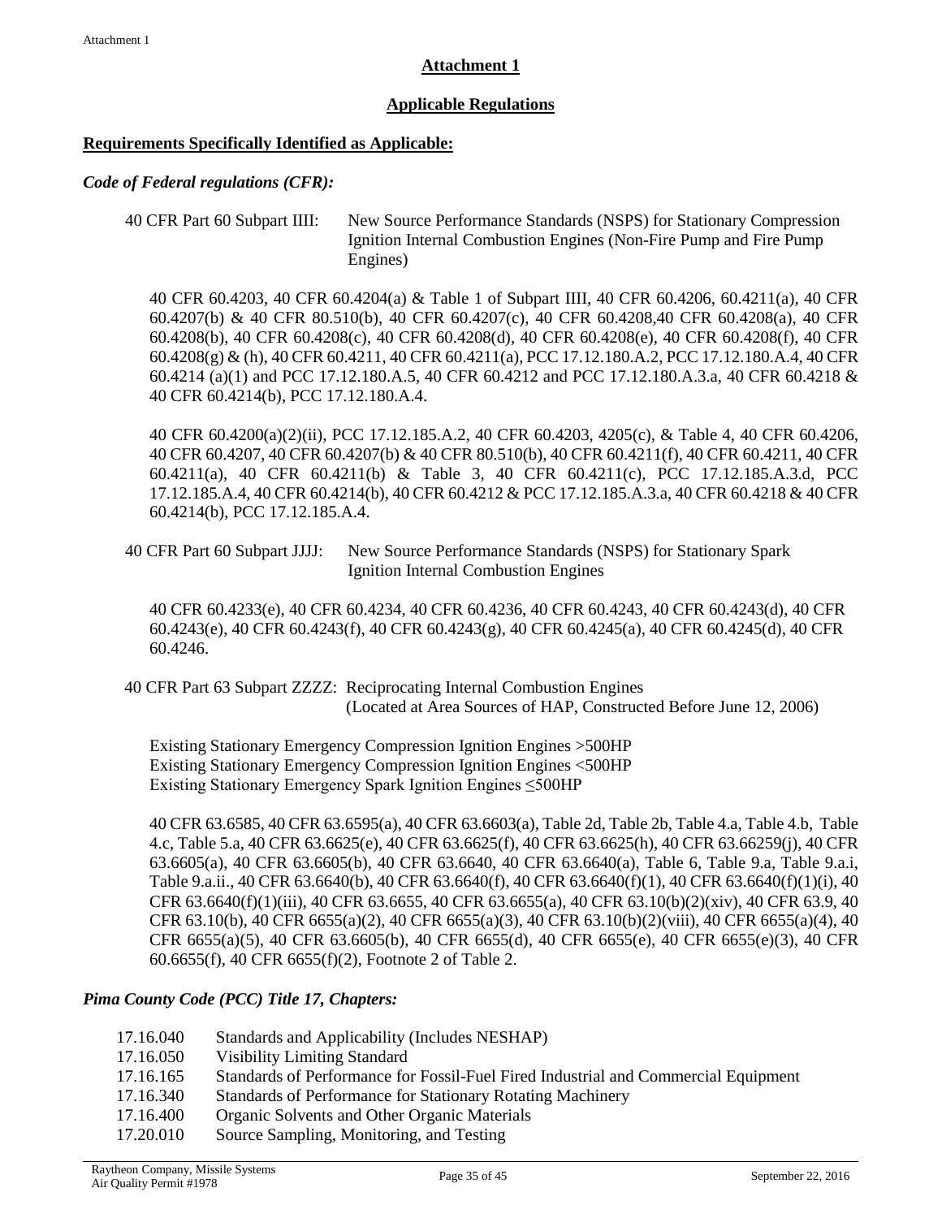## Attachment 1

## Applicable Regulations

**Requirements Specifically Identified as Applicable:**

***Code of Federal regulations (CFR):***

40 CFR Part 60 Subpart IIII: New Source Performance Standards (NSPS) for Stationary Compression Ignition Internal Combustion Engines (Non-Fire Pump and Fire Pump Engines)

40 CFR 60.4203, 40 CFR 60.4204(a) & Table 1 of Subpart IIII, 40 CFR 60.4206, 60.4211(a), 40 CFR 60.4207(b) & 40 CFR 80.510(b), 40 CFR 60.4207(c), 40 CFR 60.4208,40 CFR 60.4208(a), 40 CFR 60.4208(b), 40 CFR 60.4208(c), 40 CFR 60.4208(d), 40 CFR 60.4208(e), 40 CFR 60.4208(f), 40 CFR 60.4208(g) & (h), 40 CFR 60.4211, 40 CFR 60.4211(a), PCC 17.12.180.A.2, PCC 17.12.180.A.4, 40 CFR 60.4214 (a)(1) and PCC 17.12.180.A.5, 40 CFR 60.4212 and PCC 17.12.180.A.3.a, 40 CFR 60.4218 & 40 CFR 60.4214(b), PCC 17.12.180.A.4.

40 CFR 60.4200(a)(2)(ii), PCC 17.12.185.A.2, 40 CFR 60.4203, 4205(c), & Table 4, 40 CFR 60.4206, 40 CFR 60.4207, 40 CFR 60.4207(b) & 40 CFR 80.510(b), 40 CFR 60.4211(f), 40 CFR 60.4211, 40 CFR 60.4211(a), 40 CFR 60.4211(b) & Table 3, 40 CFR 60.4211(c), PCC 17.12.185.A.3.d, PCC 17.12.185.A.4, 40 CFR 60.4214(b), 40 CFR 60.4212 & PCC 17.12.185.A.3.a, 40 CFR 60.4218 & 40 CFR 60.4214(b), PCC 17.12.185.A.4.

40 CFR Part 60 Subpart JJJJ: New Source Performance Standards (NSPS) for Stationary Spark Ignition Internal Combustion Engines

40 CFR 60.4233(e), 40 CFR 60.4234, 40 CFR 60.4236, 40 CFR 60.4243, 40 CFR 60.4243(d), 40 CFR 60.4243(e), 40 CFR 60.4243(f), 40 CFR 60.4243(g), 40 CFR 60.4245(a), 40 CFR 60.4245(d), 40 CFR 60.4246.

40 CFR Part 63 Subpart ZZZZ: Reciprocating Internal Combustion Engines (Located at Area Sources of HAP, Constructed Before June 12, 2006)

Existing Stationary Emergency Compression Ignition Engines >500HP
Existing Stationary Emergency Compression Ignition Engines <500HP
Existing Stationary Emergency Spark Ignition Engines ≤500HP

40 CFR 63.6585, 40 CFR 63.6595(a), 40 CFR 63.6603(a), Table 2d, Table 2b, Table 4.a, Table 4.b, Table 4.c, Table 5.a, 40 CFR 63.6625(e), 40 CFR 63.6625(f), 40 CFR 63.6625(h), 40 CFR 63.66259(j), 40 CFR 63.6605(a), 40 CFR 63.6605(b), 40 CFR 63.6640, 40 CFR 63.6640(a), Table 6, Table 9.a, Table 9.a.i, Table 9.a.ii., 40 CFR 63.6640(b), 40 CFR 63.6640(f), 40 CFR 63.6640(f)(1), 40 CFR 63.6640(f)(1)(i), 40 CFR 63.6640(f)(1)(iii), 40 CFR 63.6655, 40 CFR 63.6655(a), 40 CFR 63.10(b)(2)(xiv), 40 CFR 63.9, 40 CFR 63.10(b), 40 CFR 6655(a)(2), 40 CFR 6655(a)(3), 40 CFR 63.10(b)(2)(viii), 40 CFR 6655(a)(4), 40 CFR 6655(a)(5), 40 CFR 63.6605(b), 40 CFR 6655(d), 40 CFR 6655(e), 40 CFR 6655(e)(3), 40 CFR 60.6655(f), 40 CFR 6655(f)(2), Footnote 2 of Table 2.

***Pima County Code (PCC) Title 17, Chapters:***

- 17.16.040 Standards and Applicability (Includes NESHAP)
- 17.16.050 Visibility Limiting Standard
- 17.16.165 Standards of Performance for Fossil-Fuel Fired Industrial and Commercial Equipment
- 17.16.340 Standards of Performance for Stationary Rotating Machinery
- 17.16.400 Organic Solvents and Other Organic Materials
- 17.20.010 Source Sampling, Monitoring, and Testing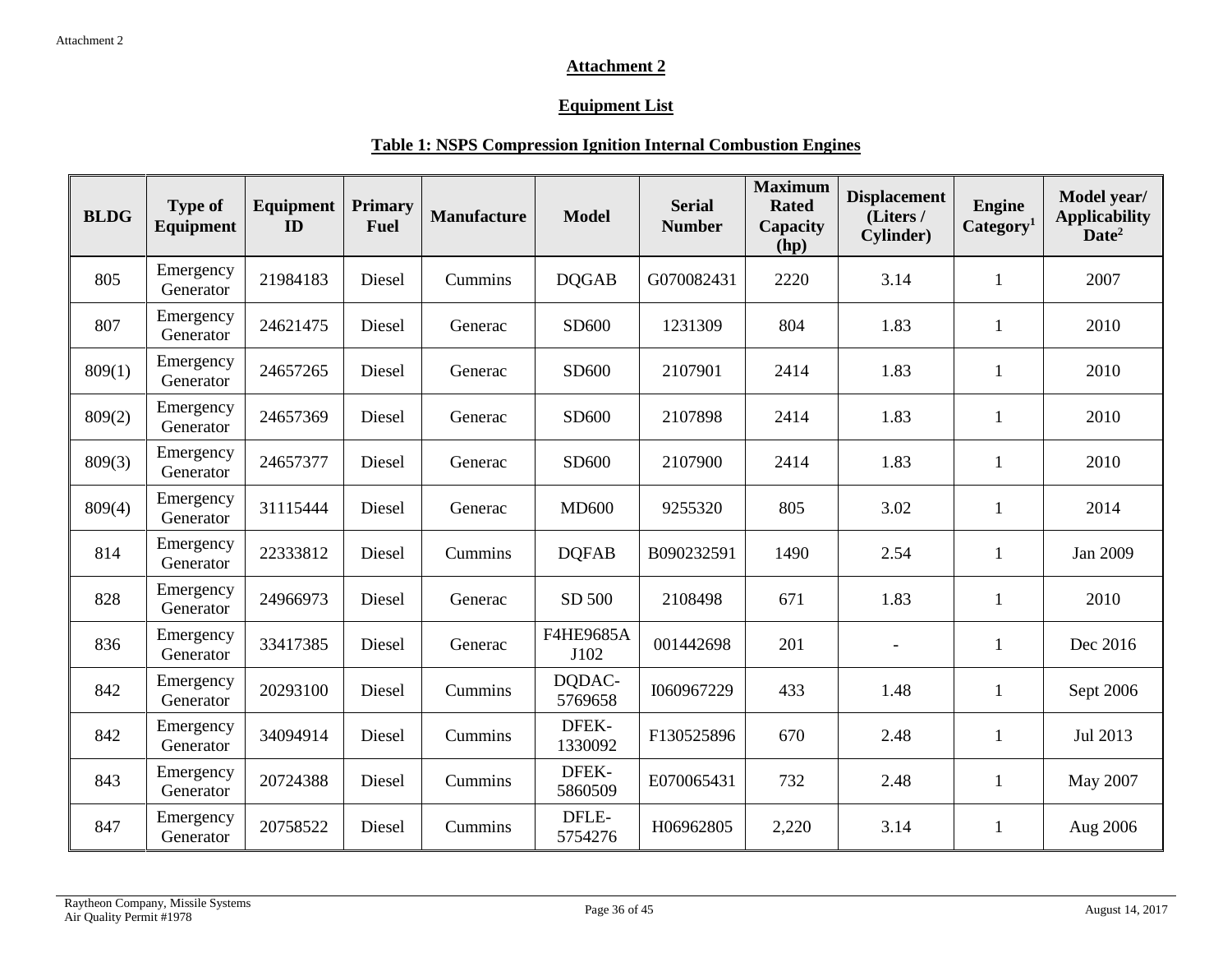## Attachment 2

## Equipment List

### Table 1: NSPS Compression Ignition Internal Combustion Engines

| BLDG | Type of Equipment | Equipment ID | Primary Fuel | Manufacture | Model | Serial Number | Maximum Rated Capacity (hp) | Displacement (Liters / Cylinder) | Engine Category[1] | Model year/ Applicability Date[2] |
|---|---|---|---|---|---|---|---|---|---|---|
| 805 | Emergency Generator | 21984183 | Diesel | Cummins | DQGAB | G070082431 | 2220 | 3.14 | 1 | 2007 |
| 807 | Emergency Generator | 24621475 | Diesel | Generac | SD600 | 1231309 | 804 | 1.83 | 1 | 2010 |
| 809(1) | Emergency Generator | 24657265 | Diesel | Generac | SD600 | 2107901 | 2414 | 1.83 | 1 | 2010 |
| 809(2) | Emergency Generator | 24657369 | Diesel | Generac | SD600 | 2107898 | 2414 | 1.83 | 1 | 2010 |
| 809(3) | Emergency Generator | 24657377 | Diesel | Generac | SD600 | 2107900 | 2414 | 1.83 | 1 | 2010 |
| 809(4) | Emergency Generator | 31115444 | Diesel | Generac | MD600 | 9255320 | 805 | 3.02 | 1 | 2014 |
| 814 | Emergency Generator | 22333812 | Diesel | Cummins | DQFAB | B090232591 | 1490 | 2.54 | 1 | Jan 2009 |
| 828 | Emergency Generator | 24966973 | Diesel | Generac | SD 500 | 2108498 | 671 | 1.83 | 1 | 2010 |
| 836 | Emergency Generator | 33417385 | Diesel | Generac | F4HE9685A J102 | 001442698 | 201 | - | 1 | Dec 2016 |
| 842 | Emergency Generator | 20293100 | Diesel | Cummins | DQDAC-5769658 | I060967229 | 433 | 1.48 | 1 | Sept 2006 |
| 842 | Emergency Generator | 34094914 | Diesel | Cummins | DFEK-1330092 | F130525896 | 670 | 2.48 | 1 | Jul 2013 |
| 843 | Emergency Generator | 20724388 | Diesel | Cummins | DFEK-5860509 | E070065431 | 732 | 2.48 | 1 | May 2007 |
| 847 | Emergency Generator | 20758522 | Diesel | Cummins | DFLE-5754276 | H06962805 | 2,220 | 3.14 | 1 | Aug 2006 |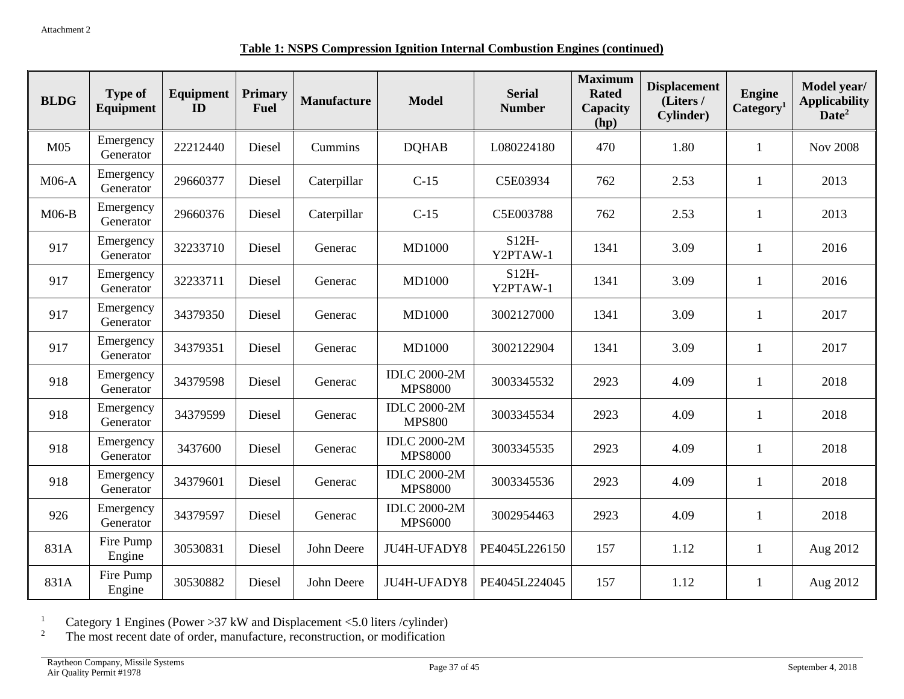Attachment 2

**Table 1: NSPS Compression Ignition Internal Combustion Engines (continued)**

| BLDG | Type of Equipment | Equipment ID | Primary Fuel | Manufacture | Model | Serial Number | Maximum Rated Capacity (hp) | Displacement (Liters / Cylinder) | Engine Category[1] | Model year/ Applicability Date[2] |
|---|---|---|---|---|---|---|---|---|---|---|
| M05 | Emergency Generator | 22212440 | Diesel | Cummins | DQHAB | L080224180 | 470 | 1.80 | 1 | Nov 2008 |
| M06-A | Emergency Generator | 29660377 | Diesel | Caterpillar | C-15 | C5E03934 | 762 | 2.53 | 1 | 2013 |
| M06-B | Emergency Generator | 29660376 | Diesel | Caterpillar | C-15 | C5E003788 | 762 | 2.53 | 1 | 2013 |
| 917 | Emergency Generator | 32233710 | Diesel | Generac | MD1000 | S12H-Y2PTAW-1 | 1341 | 3.09 | 1 | 2016 |
| 917 | Emergency Generator | 32233711 | Diesel | Generac | MD1000 | S12H-Y2PTAW-1 | 1341 | 3.09 | 1 | 2016 |
| 917 | Emergency Generator | 34379350 | Diesel | Generac | MD1000 | 3002127000 | 1341 | 3.09 | 1 | 2017 |
| 917 | Emergency Generator | 34379351 | Diesel | Generac | MD1000 | 3002122904 | 1341 | 3.09 | 1 | 2017 |
| 918 | Emergency Generator | 34379598 | Diesel | Generac | IDLC 2000-2M MPS8000 | 3003345532 | 2923 | 4.09 | 1 | 2018 |
| 918 | Emergency Generator | 34379599 | Diesel | Generac | IDLC 2000-2M MPS800 | 3003345534 | 2923 | 4.09 | 1 | 2018 |
| 918 | Emergency Generator | 3437600 | Diesel | Generac | IDLC 2000-2M MPS8000 | 3003345535 | 2923 | 4.09 | 1 | 2018 |
| 918 | Emergency Generator | 34379601 | Diesel | Generac | IDLC 2000-2M MPS8000 | 3003345536 | 2923 | 4.09 | 1 | 2018 |
| 926 | Emergency Generator | 34379597 | Diesel | Generac | IDLC 2000-2M MPS6000 | 3002954463 | 2923 | 4.09 | 1 | 2018 |
| 831A | Fire Pump Engine | 30530831 | Diesel | John Deere | JU4H-UFADY8 | PE4045L226150 | 157 | 1.12 | 1 | Aug 2012 |
| 831A | Fire Pump Engine | 30530882 | Diesel | John Deere | JU4H-UFADY8 | PE4045L224045 | 157 | 1.12 | 1 | Aug 2012 |

[1] Category 1 Engines (Power >37 kW and Displacement <5.0 liters /cylinder)

[2] The most recent date of order, manufacture, reconstruction, or modification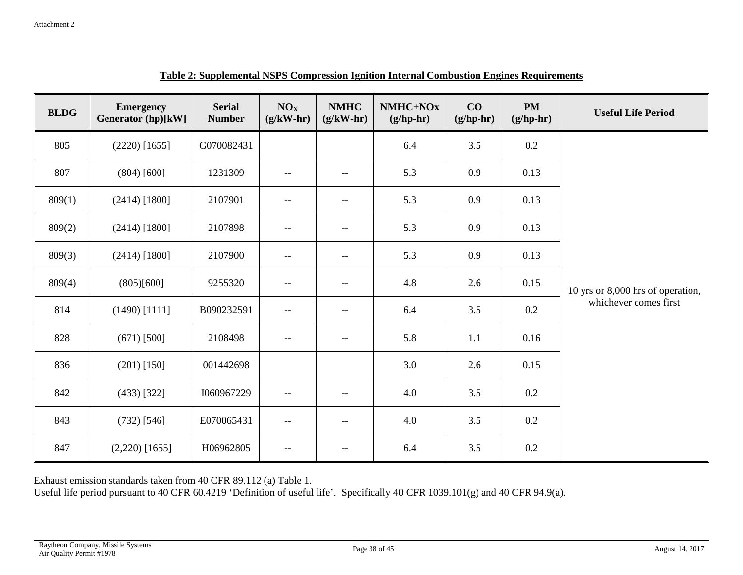Attachment 2

**Table 2: Supplemental NSPS Compression Ignition Internal Combustion Engines Requirements**

| BLDG | Emergency Generator (hp)[kW] | Serial Number | $NO_X$ (g/kW-hr) | NMHC (g/kW-hr) | NMHC+NOx (g/hp-hr) | CO (g/hp-hr) | PM (g/hp-hr) | Useful Life Period |
|---|---|---|---|---|---|---|---|---|
| 805 | (2220) [1655] | G070082431 | | | 6.4 | 3.5 | 0.2 | 10 yrs or 8,000 hrs of operation, whichever comes first |
| 807 | (804) [600] | 1231309 | -- | -- | 5.3 | 0.9 | 0.13 | |
| 809(1) | (2414) [1800] | 2107901 | -- | -- | 5.3 | 0.9 | 0.13 | |
| 809(2) | (2414) [1800] | 2107898 | -- | -- | 5.3 | 0.9 | 0.13 | |
| 809(3) | (2414) [1800] | 2107900 | -- | -- | 5.3 | 0.9 | 0.13 | |
| 809(4) | (805)[600] | 9255320 | -- | -- | 4.8 | 2.6 | 0.15 | |
| 814 | (1490) [1111] | B090232591 | -- | -- | 6.4 | 3.5 | 0.2 | |
| 828 | (671) [500] | 2108498 | -- | -- | 5.8 | 1.1 | 0.16 | |
| 836 | (201) [150] | 001442698 | | | 3.0 | 2.6 | 0.15 | |
| 842 | (433) [322] | I060967229 | -- | -- | 4.0 | 3.5 | 0.2 | |
| 843 | (732) [546] | E070065431 | -- | -- | 4.0 | 3.5 | 0.2 | |
| 847 | (2,220) [1655] | H06962805 | -- | -- | 6.4 | 3.5 | 0.2 | |

Exhaust emission standards taken from 40 CFR 89.112 (a) Table 1.
Useful life period pursuant to 40 CFR 60.4219 'Definition of useful life'. Specifically 40 CFR 1039.101(g) and 40 CFR 94.9(a).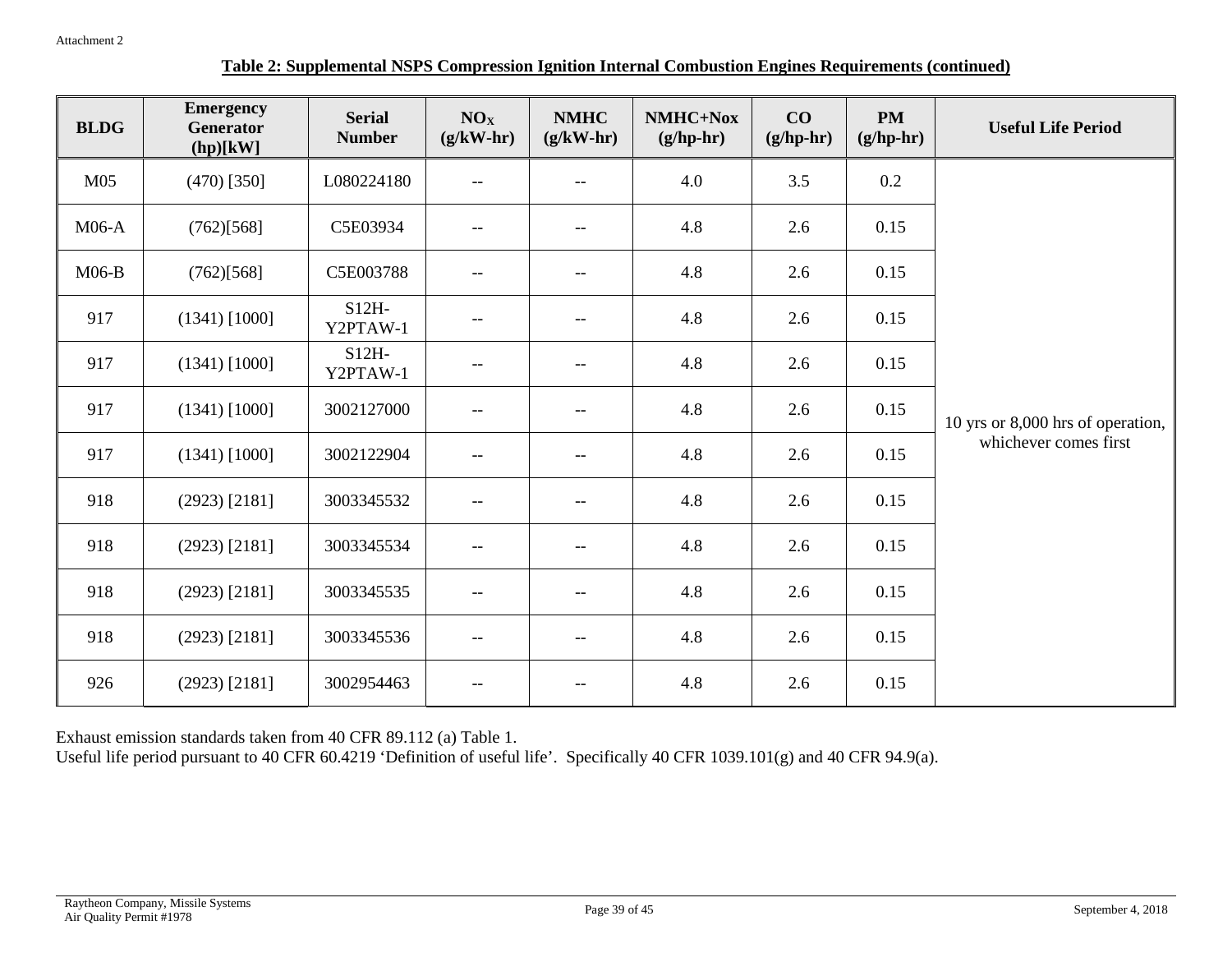Attachment 2

**Table 2: Supplemental NSPS Compression Ignition Internal Combustion Engines Requirements (continued)**

| BLDG | Emergency Generator (hp)[kW] | Serial Number | $NO_X$ (g/kW-hr) | NMHC (g/kW-hr) | NMHC+Nox (g/hp-hr) | CO (g/hp-hr) | PM (g/hp-hr) | Useful Life Period |
|---|---|---|---|---|---|---|---|---|
| M05 | (470) [350] | L080224180 | -- | -- | 4.0 | 3.5 | 0.2 | 10 yrs or 8,000 hrs of operation, whichever comes first |
| M06-A | (762)[568] | C5E03934 | -- | -- | 4.8 | 2.6 | 0.15 | |
| M06-B | (762)[568] | C5E003788 | -- | -- | 4.8 | 2.6 | 0.15 | |
| 917 | (1341) [1000] | S12H-Y2PTAW-1 | -- | -- | 4.8 | 2.6 | 0.15 | |
| 917 | (1341) [1000] | S12H-Y2PTAW-1 | -- | -- | 4.8 | 2.6 | 0.15 | |
| 917 | (1341) [1000] | 3002127000 | -- | -- | 4.8 | 2.6 | 0.15 | |
| 917 | (1341) [1000] | 3002122904 | -- | -- | 4.8 | 2.6 | 0.15 | |
| 918 | (2923) [2181] | 3003345532 | -- | -- | 4.8 | 2.6 | 0.15 | |
| 918 | (2923) [2181] | 3003345534 | -- | -- | 4.8 | 2.6 | 0.15 | |
| 918 | (2923) [2181] | 3003345535 | -- | -- | 4.8 | 2.6 | 0.15 | |
| 918 | (2923) [2181] | 3003345536 | -- | -- | 4.8 | 2.6 | 0.15 | |
| 926 | (2923) [2181] | 3002954463 | -- | -- | 4.8 | 2.6 | 0.15 | |

Exhaust emission standards taken from 40 CFR 89.112 (a) Table 1.
Useful life period pursuant to 40 CFR 60.4219 'Definition of useful life'. Specifically 40 CFR 1039.101(g) and 40 CFR 94.9(a).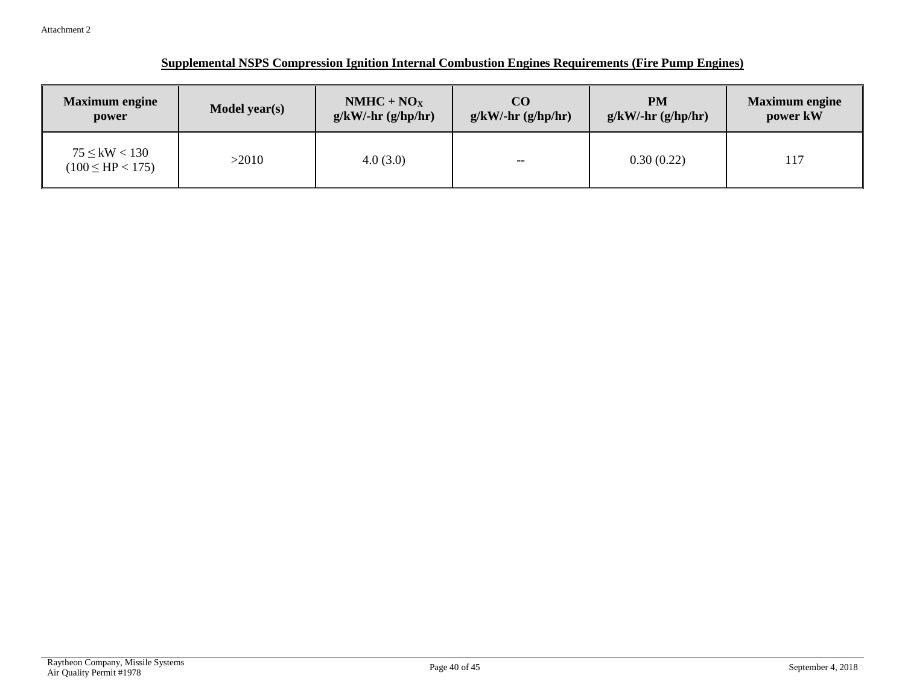Attachment 2

## Supplemental NSPS Compression Ignition Internal Combustion Engines Requirements (Fire Pump Engines)

| Maximum engine power | Model year(s) | $NMHC + NO_X$ g/kW/-hr (g/hp/hr) | CO g/kW/-hr (g/hp/hr) | PM g/kW/-hr (g/hp/hr) | Maximum engine power kW |
|---|---|---|---|---|---|
| $75 \leq kW < 130$ ($100 \leq HP < 175$) | >2010 | 4.0 (3.0) | -- | 0.30 (0.22) | 117 |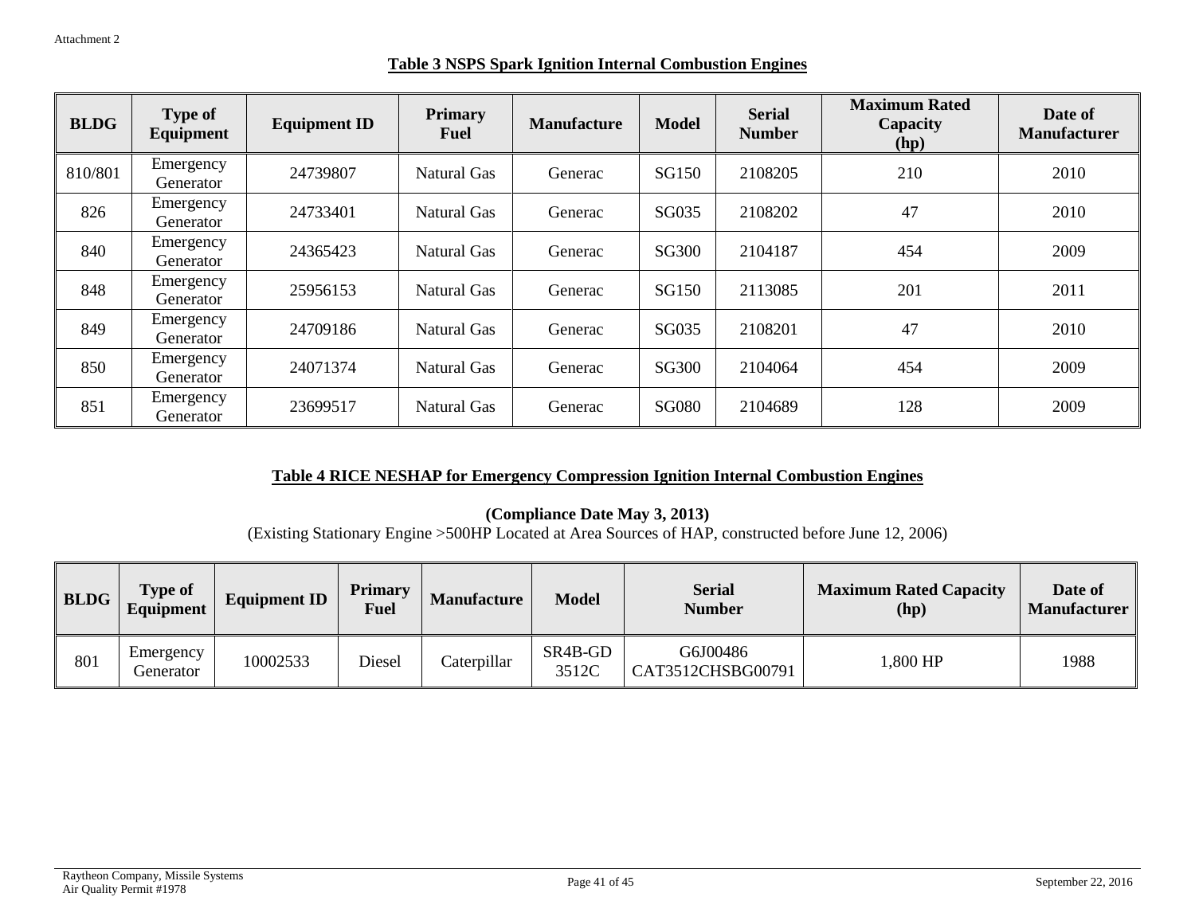Attachment 2

## Table 3 NSPS Spark Ignition Internal Combustion Engines

| BLDG | Type of Equipment | Equipment ID | Primary Fuel | Manufacture | Model | Serial Number | Maximum Rated Capacity (hp) | Date of Manufacturer |
|---|---|---|---|---|---|---|---|---|
| 810/801 | Emergency Generator | 24739807 | Natural Gas | Generac | SG150 | 2108205 | 210 | 2010 |
| 826 | Emergency Generator | 24733401 | Natural Gas | Generac | SG035 | 2108202 | 47 | 2010 |
| 840 | Emergency Generator | 24365423 | Natural Gas | Generac | SG300 | 2104187 | 454 | 2009 |
| 848 | Emergency Generator | 25956153 | Natural Gas | Generac | SG150 | 2113085 | 201 | 2011 |
| 849 | Emergency Generator | 24709186 | Natural Gas | Generac | SG035 | 2108201 | 47 | 2010 |
| 850 | Emergency Generator | 24071374 | Natural Gas | Generac | SG300 | 2104064 | 454 | 2009 |
| 851 | Emergency Generator | 23699517 | Natural Gas | Generac | SG080 | 2104689 | 128 | 2009 |

## Table 4 RICE NESHAP for Emergency Compression Ignition Internal Combustion Engines

**(Compliance Date May 3, 2013)**

(Existing Stationary Engine >500HP Located at Area Sources of HAP, constructed before June 12, 2006)

| BLDG | Type of Equipment | Equipment ID | Primary Fuel | Manufacture | Model | Serial Number | Maximum Rated Capacity (hp) | Date of Manufacturer |
|---|---|---|---|---|---|---|---|---|
| 801 | Emergency Generator | 10002533 | Diesel | Caterpillar | SR4B-GD 3512C | G6J00486 CAT3512CHSBG00791 | 1,800 HP | 1988 |

Raytheon Company, Missile Systems
Air Quality Permit #1978

September 22, 2016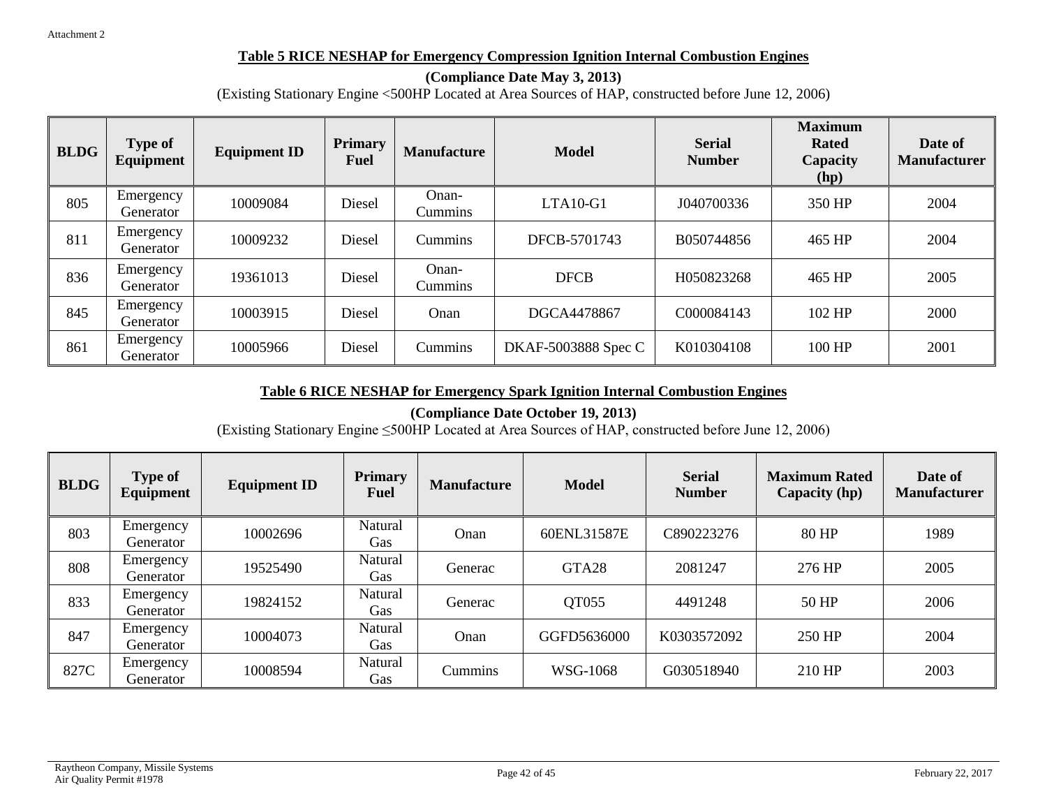Attachment 2

**Table 5 RICE NESHAP for Emergency Compression Ignition Internal Combustion Engines**

**(Compliance Date May 3, 2013)**

(Existing Stationary Engine <500HP Located at Area Sources of HAP, constructed before June 12, 2006)

| BLDG | Type of Equipment | Equipment ID | Primary Fuel | Manufacture | Model | Serial Number | Maximum Rated Capacity (hp) | Date of Manufacturer |
|---|---|---|---|---|---|---|---|---|
| 805 | Emergency Generator | 10009084 | Diesel | Onan-Cummins | LTA10-G1 | J040700336 | 350 HP | 2004 |
| 811 | Emergency Generator | 10009232 | Diesel | Cummins | DFCB-5701743 | B050744856 | 465 HP | 2004 |
| 836 | Emergency Generator | 19361013 | Diesel | Onan-Cummins | DFCB | H050823268 | 465 HP | 2005 |
| 845 | Emergency Generator | 10003915 | Diesel | Onan | DGCA4478867 | C000084143 | 102 HP | 2000 |
| 861 | Emergency Generator | 10005966 | Diesel | Cummins | DKAF-5003888 Spec C | K010304108 | 100 HP | 2001 |

**Table 6 RICE NESHAP for Emergency Spark Ignition Internal Combustion Engines**

**(Compliance Date October 19, 2013)**

(Existing Stationary Engine ≤500HP Located at Area Sources of HAP, constructed before June 12, 2006)

| BLDG | Type of Equipment | Equipment ID | Primary Fuel | Manufacture | Model | Serial Number | Maximum Rated Capacity (hp) | Date of Manufacturer |
|---|---|---|---|---|---|---|---|---|
| 803 | Emergency Generator | 10002696 | Natural Gas | Onan | 60ENL31587E | C890223276 | 80 HP | 1989 |
| 808 | Emergency Generator | 19525490 | Natural Gas | Generac | GTA28 | 2081247 | 276 HP | 2005 |
| 833 | Emergency Generator | 19824152 | Natural Gas | Generac | QT055 | 4491248 | 50 HP | 2006 |
| 847 | Emergency Generator | 10004073 | Natural Gas | Onan | GGFD5636000 | K0303572092 | 250 HP | 2004 |
| 827C | Emergency Generator | 10008594 | Natural Gas | Cummins | WSG-1068 | G030518940 | 210 HP | 2003 |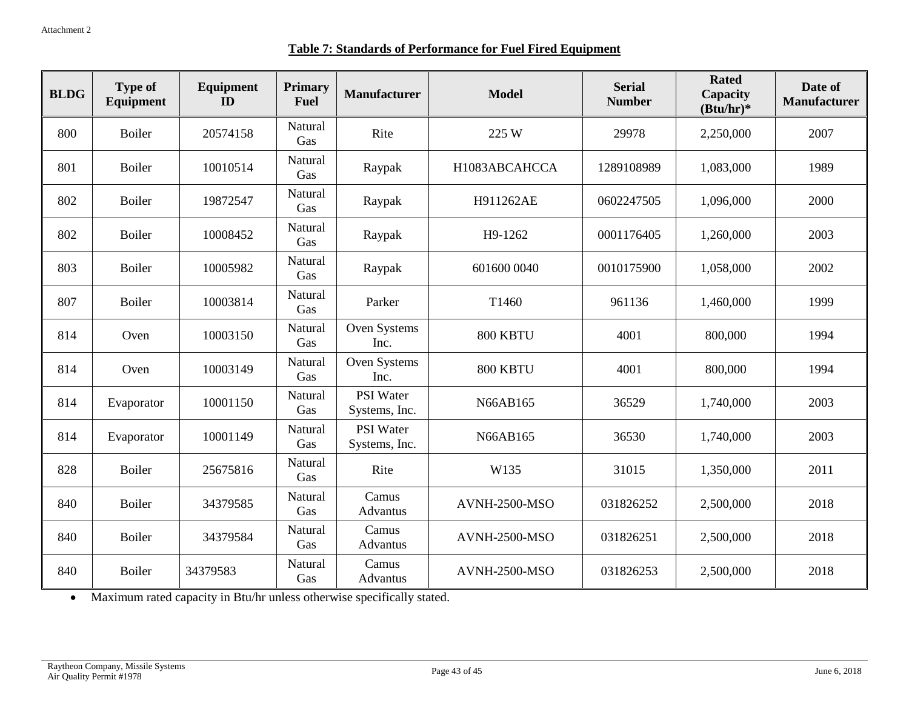Attachment 2

**Table 7: Standards of Performance for Fuel Fired Equipment**

| BLDG | Type of Equipment | Equipment ID | Primary Fuel | Manufacturer | Model | Serial Number | Rated Capacity (Btu/hr)* | Date of Manufacturer |
|---|---|---|---|---|---|---|---|---|
| 800 | Boiler | 20574158 | Natural Gas | Rite | 225 W | 29978 | 2,250,000 | 2007 |
| 801 | Boiler | 10010514 | Natural Gas | Raypak | H1083ABCAHCCA | 1289108989 | 1,083,000 | 1989 |
| 802 | Boiler | 19872547 | Natural Gas | Raypak | H911262AE | 0602247505 | 1,096,000 | 2000 |
| 802 | Boiler | 10008452 | Natural Gas | Raypak | H9-1262 | 0001176405 | 1,260,000 | 2003 |
| 803 | Boiler | 10005982 | Natural Gas | Raypak | 601600 0040 | 0010175900 | 1,058,000 | 2002 |
| 807 | Boiler | 10003814 | Natural Gas | Parker | T1460 | 961136 | 1,460,000 | 1999 |
| 814 | Oven | 10003150 | Natural Gas | Oven Systems Inc. | 800 KBTU | 4001 | 800,000 | 1994 |
| 814 | Oven | 10003149 | Natural Gas | Oven Systems Inc. | 800 KBTU | 4001 | 800,000 | 1994 |
| 814 | Evaporator | 10001150 | Natural Gas | PSI Water Systems, Inc. | N66AB165 | 36529 | 1,740,000 | 2003 |
| 814 | Evaporator | 10001149 | Natural Gas | PSI Water Systems, Inc. | N66AB165 | 36530 | 1,740,000 | 2003 |
| 828 | Boiler | 25675816 | Natural Gas | Rite | W135 | 31015 | 1,350,000 | 2011 |
| 840 | Boiler | 34379585 | Natural Gas | Camus Advantus | AVNH-2500-MSO | 031826252 | 2,500,000 | 2018 |
| 840 | Boiler | 34379584 | Natural Gas | Camus Advantus | AVNH-2500-MSO | 031826251 | 2,500,000 | 2018 |
| 840 | Boiler | 34379583 | Natural Gas | Camus Advantus | AVNH-2500-MSO | 031826253 | 2,500,000 | 2018 |

- Maximum rated capacity in Btu/hr unless otherwise specifically stated.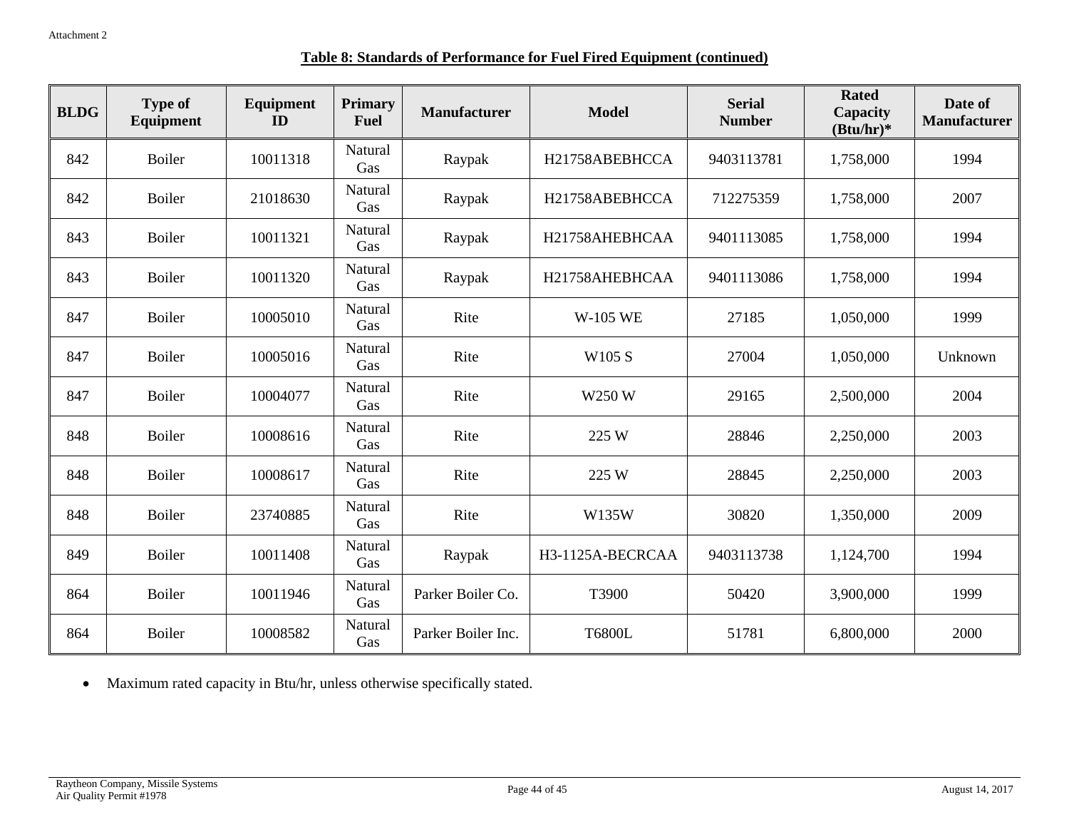Attachment 2

## Table 8: Standards of Performance for Fuel Fired Equipment (continued)

| BLDG | Type of Equipment | Equipment ID | Primary Fuel | Manufacturer | Model | Serial Number | Rated Capacity (Btu/hr)* | Date of Manufacturer |
|---|---|---|---|---|---|---|---|---|
| 842 | Boiler | 10011318 | Natural Gas | Raypak | H21758ABEBHCCA | 9403113781 | 1,758,000 | 1994 |
| 842 | Boiler | 21018630 | Natural Gas | Raypak | H21758ABEBHCCA | 712275359 | 1,758,000 | 2007 |
| 843 | Boiler | 10011321 | Natural Gas | Raypak | H21758AHEBHCAA | 9401113085 | 1,758,000 | 1994 |
| 843 | Boiler | 10011320 | Natural Gas | Raypak | H21758AHEBHCAA | 9401113086 | 1,758,000 | 1994 |
| 847 | Boiler | 10005010 | Natural Gas | Rite | W-105 WE | 27185 | 1,050,000 | 1999 |
| 847 | Boiler | 10005016 | Natural Gas | Rite | W105 S | 27004 | 1,050,000 | Unknown |
| 847 | Boiler | 10004077 | Natural Gas | Rite | W250 W | 29165 | 2,500,000 | 2004 |
| 848 | Boiler | 10008616 | Natural Gas | Rite | 225 W | 28846 | 2,250,000 | 2003 |
| 848 | Boiler | 10008617 | Natural Gas | Rite | 225 W | 28845 | 2,250,000 | 2003 |
| 848 | Boiler | 23740885 | Natural Gas | Rite | W135W | 30820 | 1,350,000 | 2009 |
| 849 | Boiler | 10011408 | Natural Gas | Raypak | H3-1125A-BECRCAA | 9403113738 | 1,124,700 | 1994 |
| 864 | Boiler | 10011946 | Natural Gas | Parker Boiler Co. | T3900 | 50420 | 3,900,000 | 1999 |
| 864 | Boiler | 10008582 | Natural Gas | Parker Boiler Inc. | T6800L | 51781 | 6,800,000 | 2000 |

- Maximum rated capacity in Btu/hr, unless otherwise specifically stated.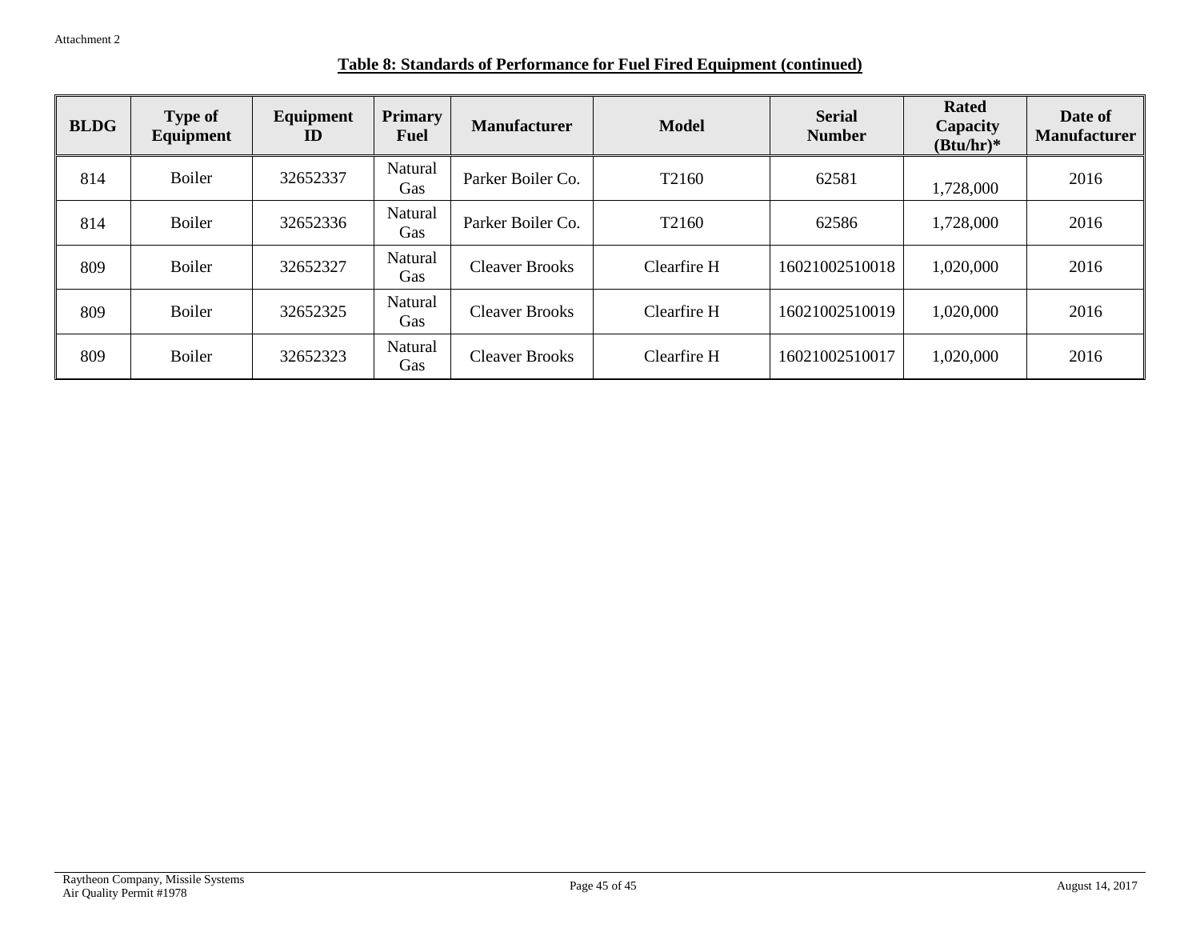Attachment 2

**Table 8: Standards of Performance for Fuel Fired Equipment (continued)**

| BLDG | Type of Equipment | Equipment ID | Primary Fuel | Manufacturer | Model | Serial Number | Rated Capacity (Btu/hr)* | Date of Manufacturer |
|---|---|---|---|---|---|---|---|---|
| 814 | Boiler | 32652337 | Natural Gas | Parker Boiler Co. | T2160 | 62581 | 1,728,000 | 2016 |
| 814 | Boiler | 32652336 | Natural Gas | Parker Boiler Co. | T2160 | 62586 | 1,728,000 | 2016 |
| 809 | Boiler | 32652327 | Natural Gas | Cleaver Brooks | Clearfire H | 16021002510018 | 1,020,000 | 2016 |
| 809 | Boiler | 32652325 | Natural Gas | Cleaver Brooks | Clearfire H | 16021002510019 | 1,020,000 | 2016 |
| 809 | Boiler | 32652323 | Natural Gas | Cleaver Brooks | Clearfire H | 16021002510017 | 1,020,000 | 2016 |